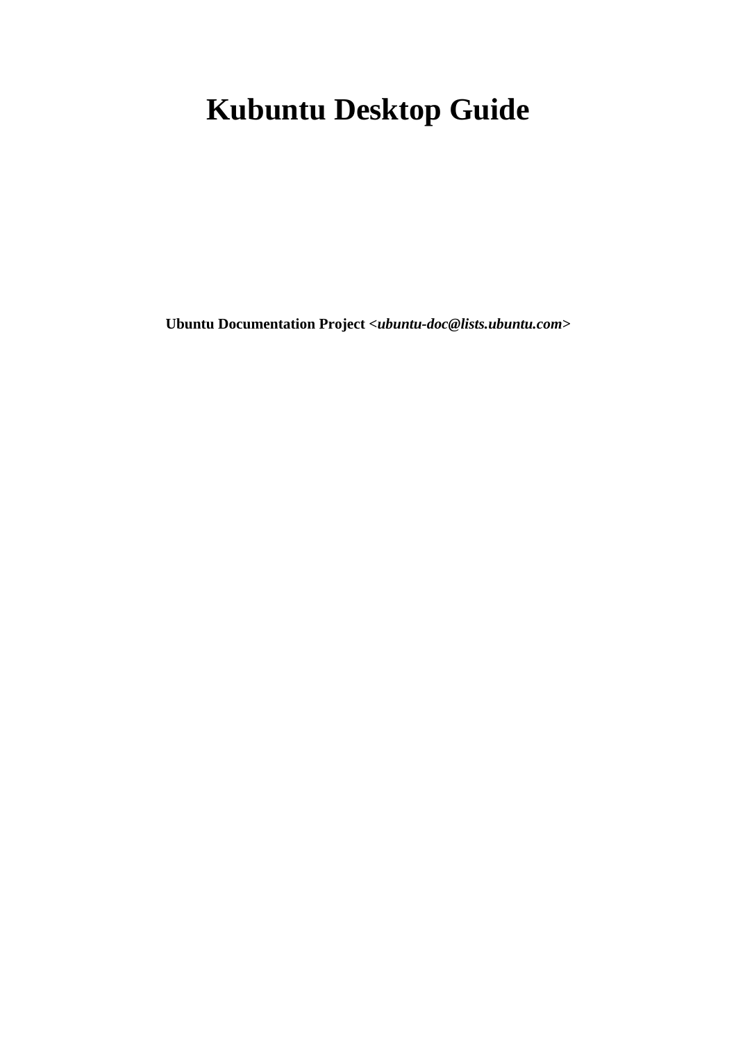# Kubuntu Desktop Guide

**Ubuntu Documentation Project <*ubuntu-doc@lists.ubuntu.com*>**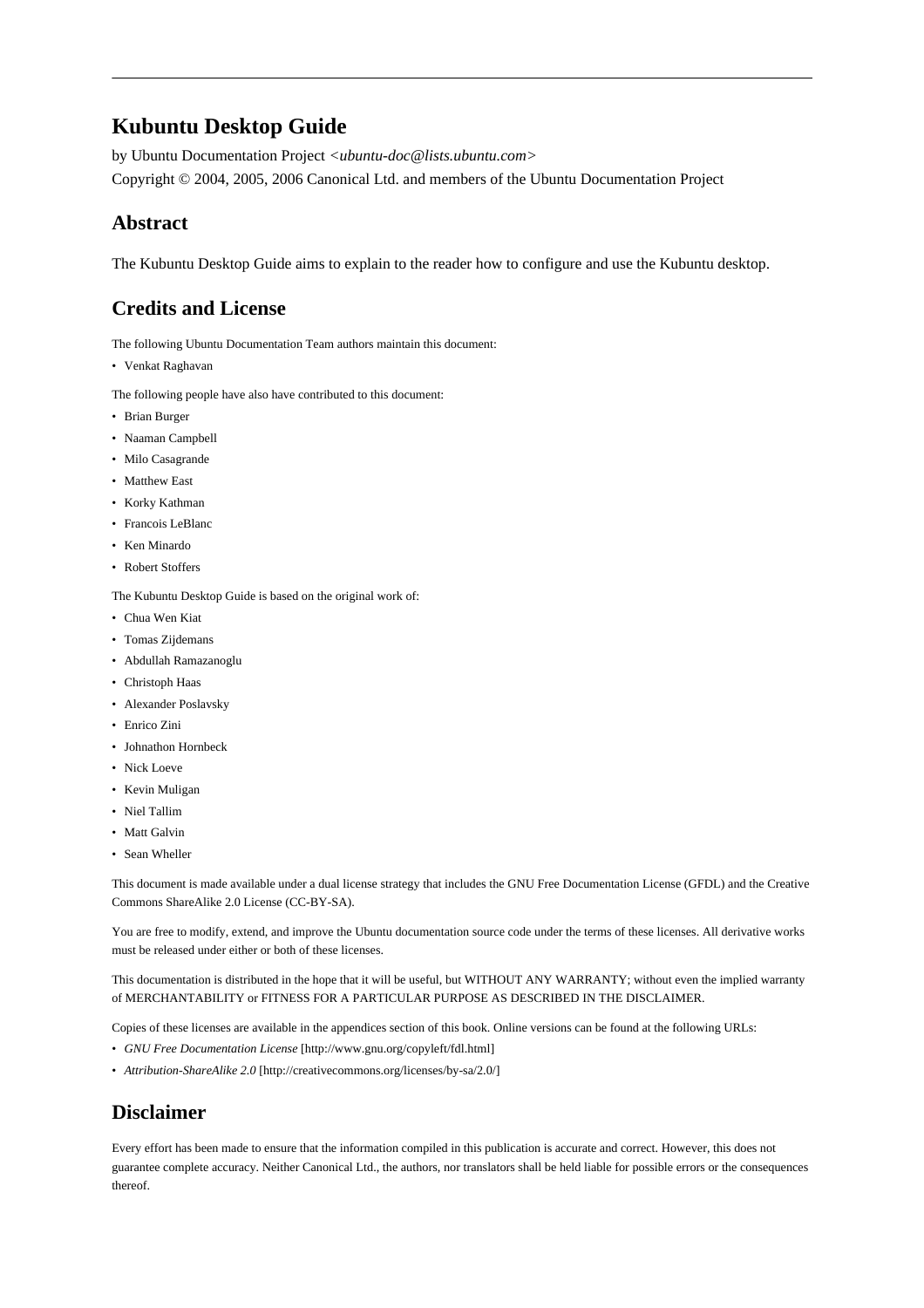# Kubuntu Desktop Guide

by Ubuntu Documentation Project <*ubuntu-doc@lists.ubuntu.com*>

Copyright © 2004, 2005, 2006 Canonical Ltd. and members of the Ubuntu Documentation Project

## Abstract

The Kubuntu Desktop Guide aims to explain to the reader how to configure and use the Kubuntu desktop.

## Credits and License

The following Ubuntu Documentation Team authors maintain this document:

- Venkat Raghavan

The following people have also have contributed to this document:

- Brian Burger
- Naaman Campbell
- Milo Casagrande
- Matthew East
- Korky Kathman
- Francois LeBlanc
- Ken Minardo
- Robert Stoffers

The Kubuntu Desktop Guide is based on the original work of:

- Chua Wen Kiat
- Tomas Zijdemans
- Abdullah Ramazanoglu
- Christoph Haas
- Alexander Poslavsky
- Enrico Zini
- Johnathon Hornbeck
- Nick Loeve
- Kevin Muligan
- Niel Tallim
- Matt Galvin
- Sean Wheller

This document is made available under a dual license strategy that includes the GNU Free Documentation License (GFDL) and the Creative Commons ShareAlike 2.0 License (CC-BY-SA).

You are free to modify, extend, and improve the Ubuntu documentation source code under the terms of these licenses. All derivative works must be released under either or both of these licenses.

This documentation is distributed in the hope that it will be useful, but WITHOUT ANY WARRANTY; without even the implied warranty of MERCHANTABILITY or FITNESS FOR A PARTICULAR PURPOSE AS DESCRIBED IN THE DISCLAIMER.

Copies of these licenses are available in the appendices section of this book. Online versions can be found at the following URLs:

- *GNU Free Documentation License* [http://www.gnu.org/copyleft/fdl.html]
- *Attribution-ShareAlike 2.0* [http://creativecommons.org/licenses/by-sa/2.0/]

## Disclaimer

Every effort has been made to ensure that the information compiled in this publication is accurate and correct. However, this does not guarantee complete accuracy. Neither Canonical Ltd., the authors, nor translators shall be held liable for possible errors or the consequences thereof.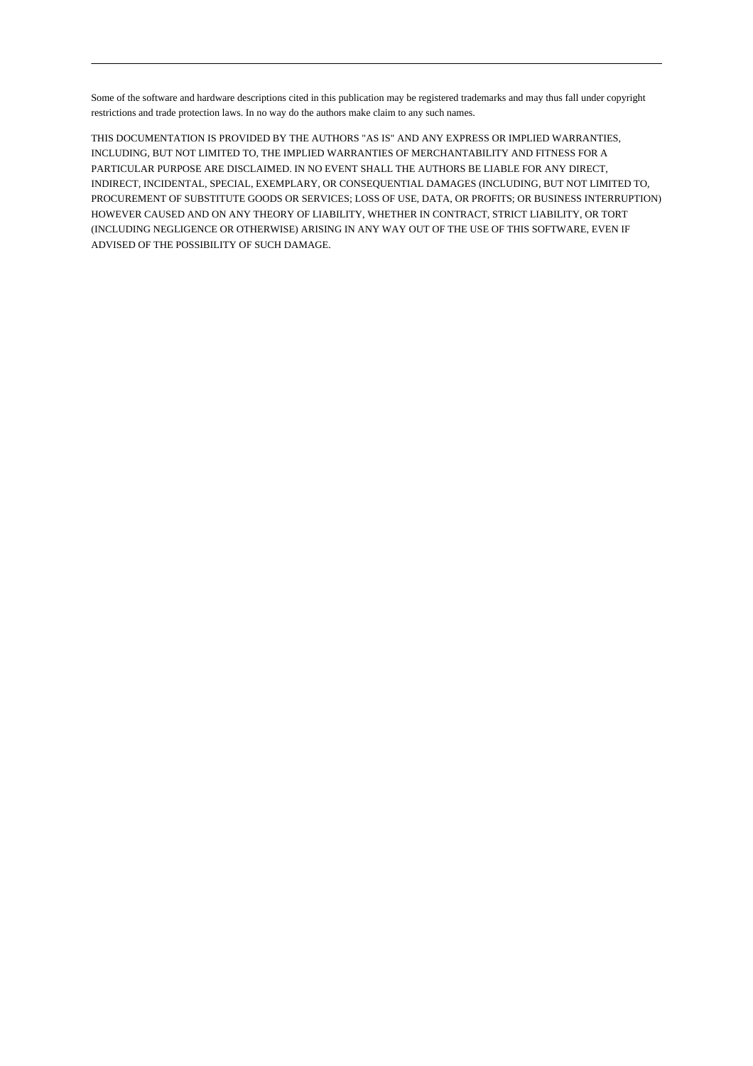---

Some of the software and hardware descriptions cited in this publication may be registered trademarks and may thus fall under copyright restrictions and trade protection laws. In no way do the authors make claim to any such names.

THIS DOCUMENTATION IS PROVIDED BY THE AUTHORS "AS IS" AND ANY EXPRESS OR IMPLIED WARRANTIES, INCLUDING, BUT NOT LIMITED TO, THE IMPLIED WARRANTIES OF MERCHANTABILITY AND FITNESS FOR A PARTICULAR PURPOSE ARE DISCLAIMED. IN NO EVENT SHALL THE AUTHORS BE LIABLE FOR ANY DIRECT, INDIRECT, INCIDENTAL, SPECIAL, EXEMPLARY, OR CONSEQUENTIAL DAMAGES (INCLUDING, BUT NOT LIMITED TO, PROCUREMENT OF SUBSTITUTE GOODS OR SERVICES; LOSS OF USE, DATA, OR PROFITS; OR BUSINESS INTERRUPTION) HOWEVER CAUSED AND ON ANY THEORY OF LIABILITY, WHETHER IN CONTRACT, STRICT LIABILITY, OR TORT (INCLUDING NEGLIGENCE OR OTHERWISE) ARISING IN ANY WAY OUT OF THE USE OF THIS SOFTWARE, EVEN IF ADVISED OF THE POSSIBILITY OF SUCH DAMAGE.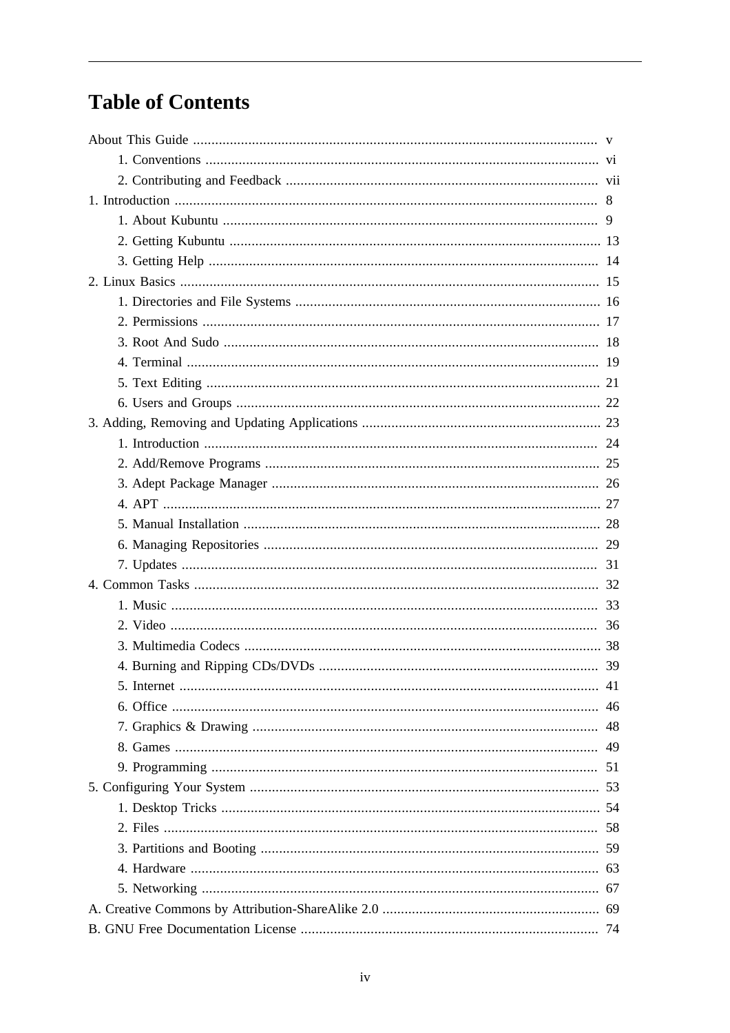# Table of Contents

- About This Guide ..... v
  - 1. Conventions ..... vi
  - 2. Contributing and Feedback ..... vii
- 1. Introduction ..... 8
  - 1. About Kubuntu ..... 9
  - 2. Getting Kubuntu ..... 13
  - 3. Getting Help ..... 14
- 2. Linux Basics ..... 15
  - 1. Directories and File Systems ..... 16
  - 2. Permissions ..... 17
  - 3. Root And Sudo ..... 18
  - 4. Terminal ..... 19
  - 5. Text Editing ..... 21
  - 6. Users and Groups ..... 22
- 3. Adding, Removing and Updating Applications ..... 23
  - 1. Introduction ..... 24
  - 2. Add/Remove Programs ..... 25
  - 3. Adept Package Manager ..... 26
  - 4. APT ..... 27
  - 5. Manual Installation ..... 28
  - 6. Managing Repositories ..... 29
  - 7. Updates ..... 31
- 4. Common Tasks ..... 32
  - 1. Music ..... 33
  - 2. Video ..... 36
  - 3. Multimedia Codecs ..... 38
  - 4. Burning and Ripping CDs/DVDs ..... 39
  - 5. Internet ..... 41
  - 6. Office ..... 46
  - 7. Graphics & Drawing ..... 48
  - 8. Games ..... 49
  - 9. Programming ..... 51
- 5. Configuring Your System ..... 53
  - 1. Desktop Tricks ..... 54
  - 2. Files ..... 58
  - 3. Partitions and Booting ..... 59
  - 4. Hardware ..... 63
  - 5. Networking ..... 67
- A. Creative Commons by Attribution-ShareAlike 2.0 ..... 69
- B. GNU Free Documentation License ..... 74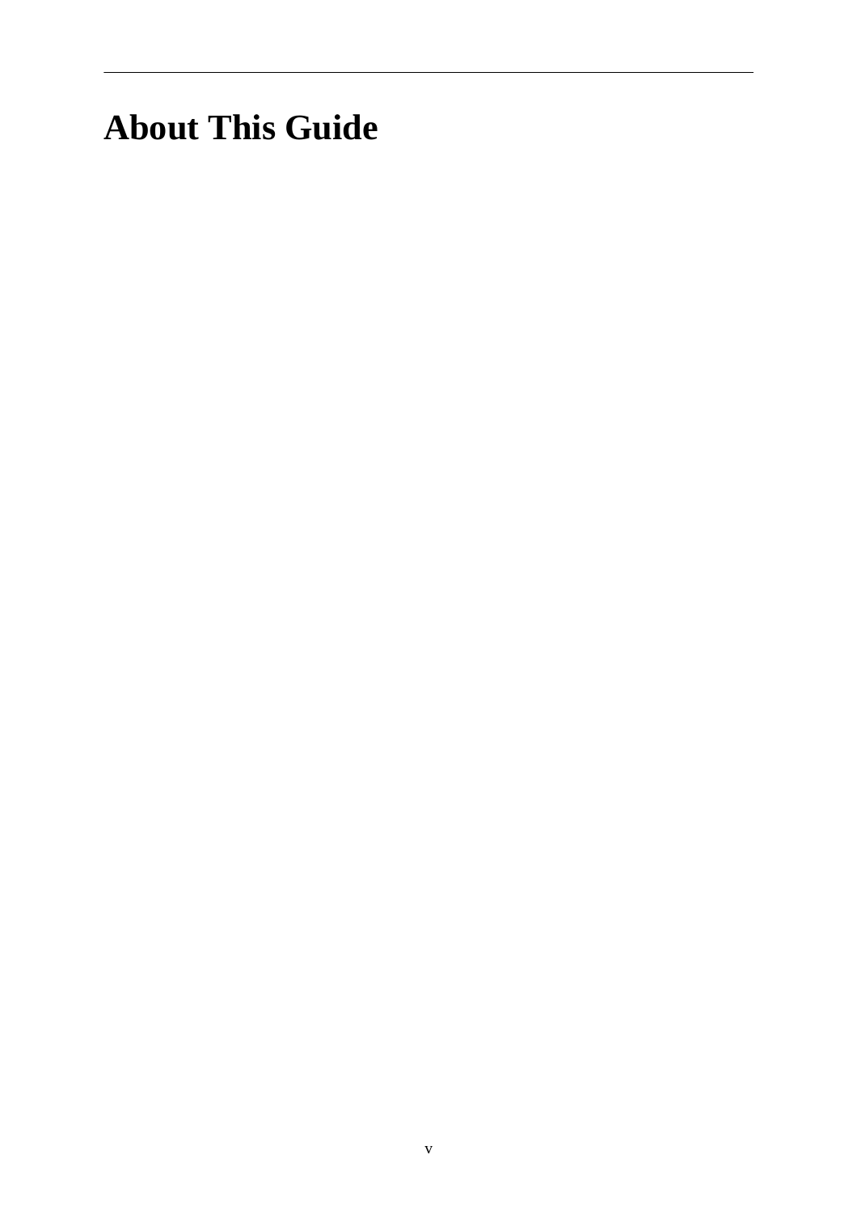# About This Guide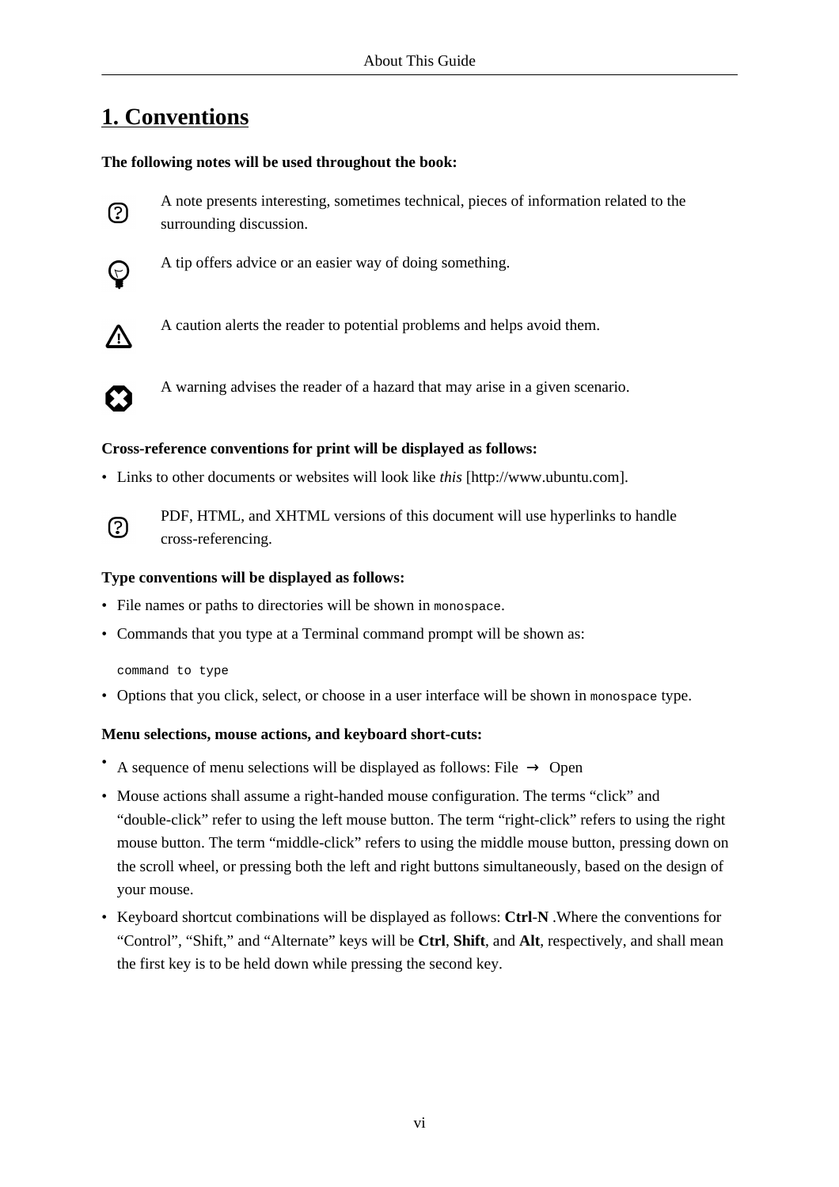## 1. Conventions

**The following notes will be used throughout the book:**

A note presents interesting, sometimes technical, pieces of information related to the surrounding discussion.

A tip offers advice or an easier way of doing something.

A caution alerts the reader to potential problems and helps avoid them.

A warning advises the reader of a hazard that may arise in a given scenario.

**Cross-reference conventions for print will be displayed as follows:**

- Links to other documents or websites will look like *this* [http://www.ubuntu.com].

PDF, HTML, and XHTML versions of this document will use hyperlinks to handle cross-referencing.

**Type conventions will be displayed as follows:**

- File names or paths to directories will be shown in `monospace`.
- Commands that you type at a Terminal command prompt will be shown as:

```
command to type
```

- Options that you click, select, or choose in a user interface will be shown in `monospace` type.

**Menu selections, mouse actions, and keyboard short-cuts:**

- A sequence of menu selections will be displayed as follows: File → Open
- Mouse actions shall assume a right-handed mouse configuration. The terms "click" and "double-click" refer to using the left mouse button. The term "right-click" refers to using the right mouse button. The term "middle-click" refers to using the middle mouse button, pressing down on the scroll wheel, or pressing both the left and right buttons simultaneously, based on the design of your mouse.
- Keyboard shortcut combinations will be displayed as follows: **Ctrl**-**N** .Where the conventions for "Control", "Shift," and "Alternate" keys will be **Ctrl**, **Shift**, and **Alt**, respectively, and shall mean the first key is to be held down while pressing the second key.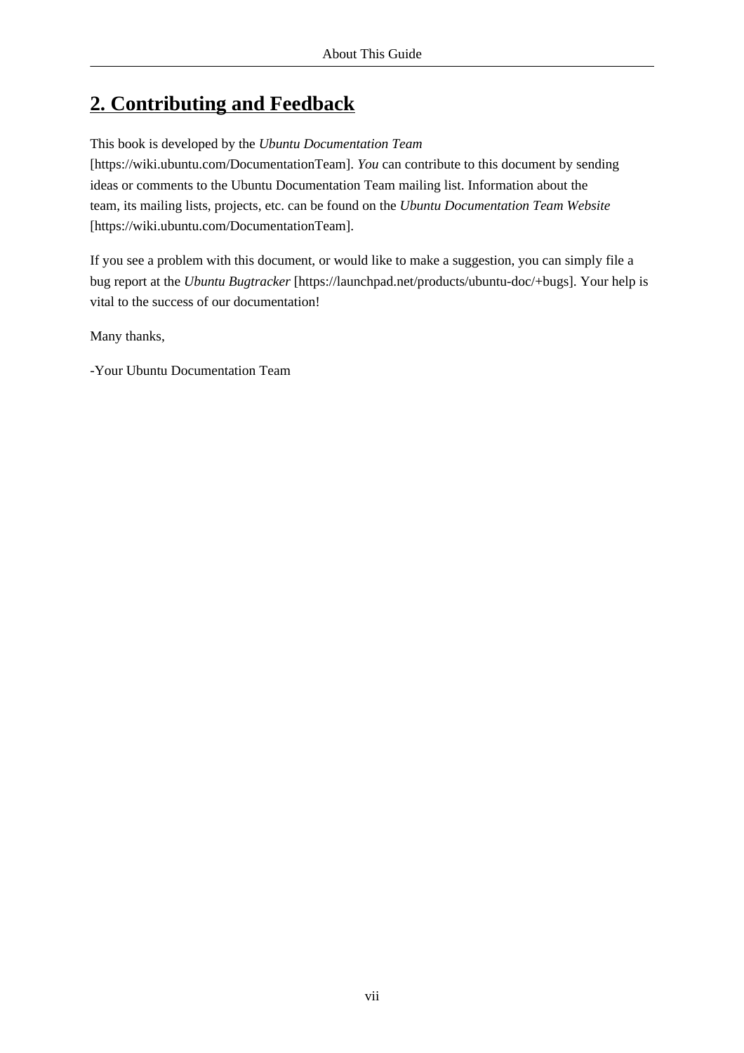## 2. Contributing and Feedback

This book is developed by the *Ubuntu Documentation Team* [https://wiki.ubuntu.com/DocumentationTeam]. *You* can contribute to this document by sending ideas or comments to the Ubuntu Documentation Team mailing list. Information about the team, its mailing lists, projects, etc. can be found on the *Ubuntu Documentation Team Website* [https://wiki.ubuntu.com/DocumentationTeam].

If you see a problem with this document, or would like to make a suggestion, you can simply file a bug report at the *Ubuntu Bugtracker* [https://launchpad.net/products/ubuntu-doc/+bugs]. Your help is vital to the success of our documentation!

Many thanks,

-Your Ubuntu Documentation Team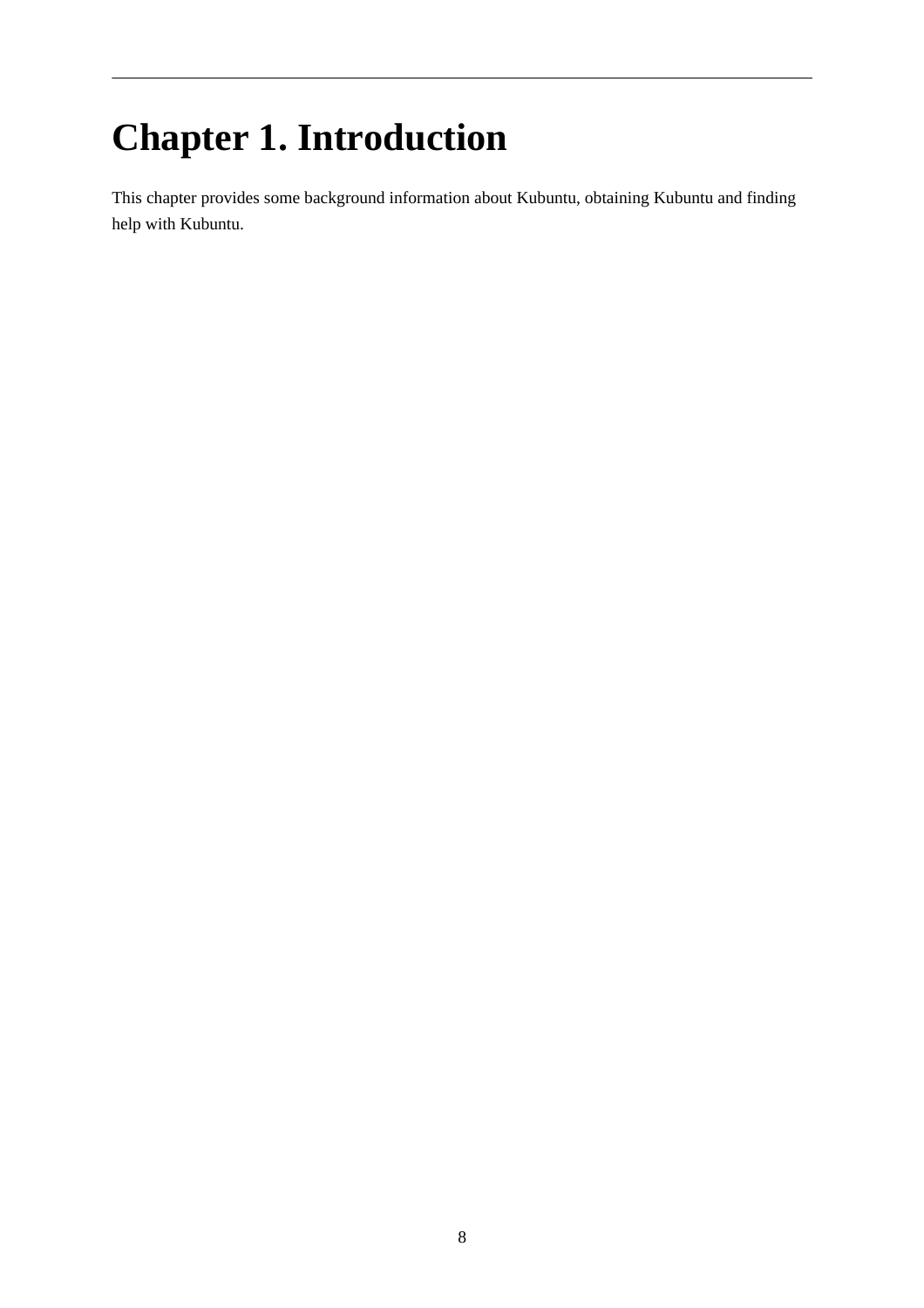# Chapter 1. Introduction

This chapter provides some background information about Kubuntu, obtaining Kubuntu and finding help with Kubuntu.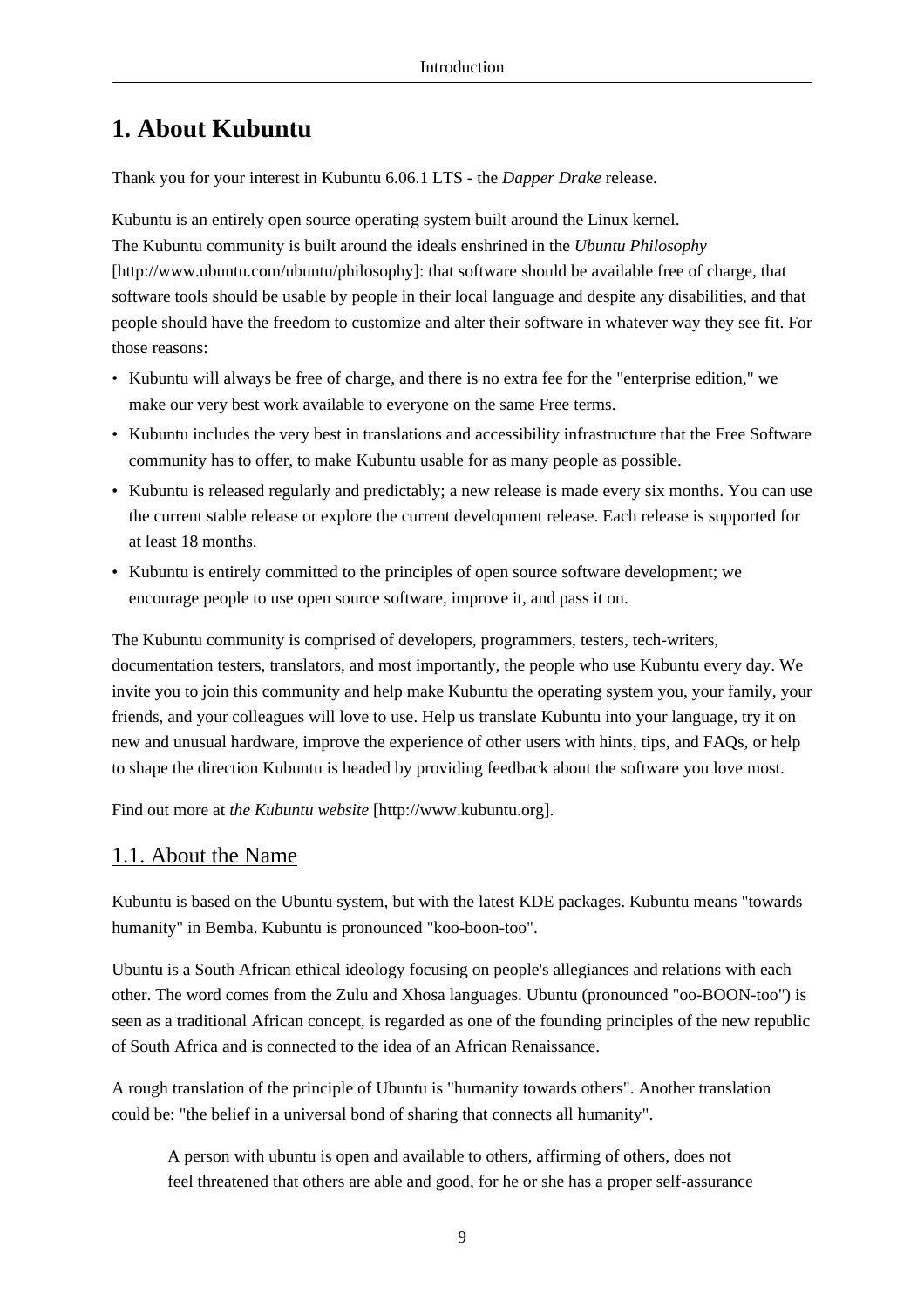# 1. About Kubuntu

Thank you for your interest in Kubuntu 6.06.1 LTS - the *Dapper Drake* release.

Kubuntu is an entirely open source operating system built around the Linux kernel.
The Kubuntu community is built around the ideals enshrined in the *Ubuntu Philosophy* [http://www.ubuntu.com/ubuntu/philosophy]: that software should be available free of charge, that software tools should be usable by people in their local language and despite any disabilities, and that people should have the freedom to customize and alter their software in whatever way they see fit. For those reasons:

- Kubuntu will always be free of charge, and there is no extra fee for the "enterprise edition," we make our very best work available to everyone on the same Free terms.
- Kubuntu includes the very best in translations and accessibility infrastructure that the Free Software community has to offer, to make Kubuntu usable for as many people as possible.
- Kubuntu is released regularly and predictably; a new release is made every six months. You can use the current stable release or explore the current development release. Each release is supported for at least 18 months.
- Kubuntu is entirely committed to the principles of open source software development; we encourage people to use open source software, improve it, and pass it on.

The Kubuntu community is comprised of developers, programmers, testers, tech-writers, documentation testers, translators, and most importantly, the people who use Kubuntu every day. We invite you to join this community and help make Kubuntu the operating system you, your family, your friends, and your colleagues will love to use. Help us translate Kubuntu into your language, try it on new and unusual hardware, improve the experience of other users with hints, tips, and FAQs, or help to shape the direction Kubuntu is headed by providing feedback about the software you love most.

Find out more at *the Kubuntu website* [http://www.kubuntu.org].

## 1.1. About the Name

Kubuntu is based on the Ubuntu system, but with the latest KDE packages. Kubuntu means "towards humanity" in Bemba. Kubuntu is pronounced "koo-boon-too".

Ubuntu is a South African ethical ideology focusing on people's allegiances and relations with each other. The word comes from the Zulu and Xhosa languages. Ubuntu (pronounced "oo-BOON-too") is seen as a traditional African concept, is regarded as one of the founding principles of the new republic of South Africa and is connected to the idea of an African Renaissance.

A rough translation of the principle of Ubuntu is "humanity towards others". Another translation could be: "the belief in a universal bond of sharing that connects all humanity".

> A person with ubuntu is open and available to others, affirming of others, does not feel threatened that others are able and good, for he or she has a proper self-assurance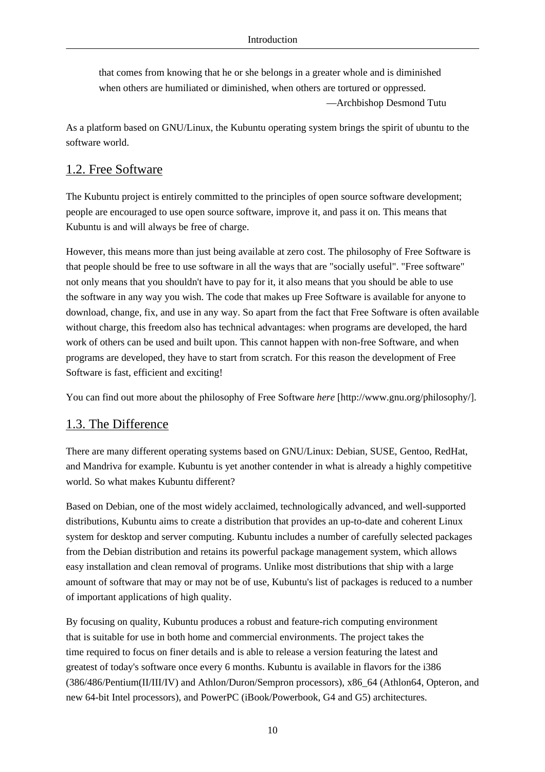> that comes from knowing that he or she belongs in a greater whole and is diminished when others are humiliated or diminished, when others are tortured or oppressed.
>
> —Archbishop Desmond Tutu

As a platform based on GNU/Linux, the Kubuntu operating system brings the spirit of ubuntu to the software world.

## 1.2. Free Software

The Kubuntu project is entirely committed to the principles of open source software development; people are encouraged to use open source software, improve it, and pass it on. This means that Kubuntu is and will always be free of charge.

However, this means more than just being available at zero cost. The philosophy of Free Software is that people should be free to use software in all the ways that are "socially useful". "Free software" not only means that you shouldn't have to pay for it, it also means that you should be able to use the software in any way you wish. The code that makes up Free Software is available for anyone to download, change, fix, and use in any way. So apart from the fact that Free Software is often available without charge, this freedom also has technical advantages: when programs are developed, the hard work of others can be used and built upon. This cannot happen with non-free Software, and when programs are developed, they have to start from scratch. For this reason the development of Free Software is fast, efficient and exciting!

You can find out more about the philosophy of Free Software *here* [http://www.gnu.org/philosophy/].

## 1.3. The Difference

There are many different operating systems based on GNU/Linux: Debian, SUSE, Gentoo, RedHat, and Mandriva for example. Kubuntu is yet another contender in what is already a highly competitive world. So what makes Kubuntu different?

Based on Debian, one of the most widely acclaimed, technologically advanced, and well-supported distributions, Kubuntu aims to create a distribution that provides an up-to-date and coherent Linux system for desktop and server computing. Kubuntu includes a number of carefully selected packages from the Debian distribution and retains its powerful package management system, which allows easy installation and clean removal of programs. Unlike most distributions that ship with a large amount of software that may or may not be of use, Kubuntu's list of packages is reduced to a number of important applications of high quality.

By focusing on quality, Kubuntu produces a robust and feature-rich computing environment that is suitable for use in both home and commercial environments. The project takes the time required to focus on finer details and is able to release a version featuring the latest and greatest of today's software once every 6 months. Kubuntu is available in flavors for the i386 (386/486/Pentium(II/III/IV) and Athlon/Duron/Sempron processors), x86_64 (Athlon64, Opteron, and new 64-bit Intel processors), and PowerPC (iBook/Powerbook, G4 and G5) architectures.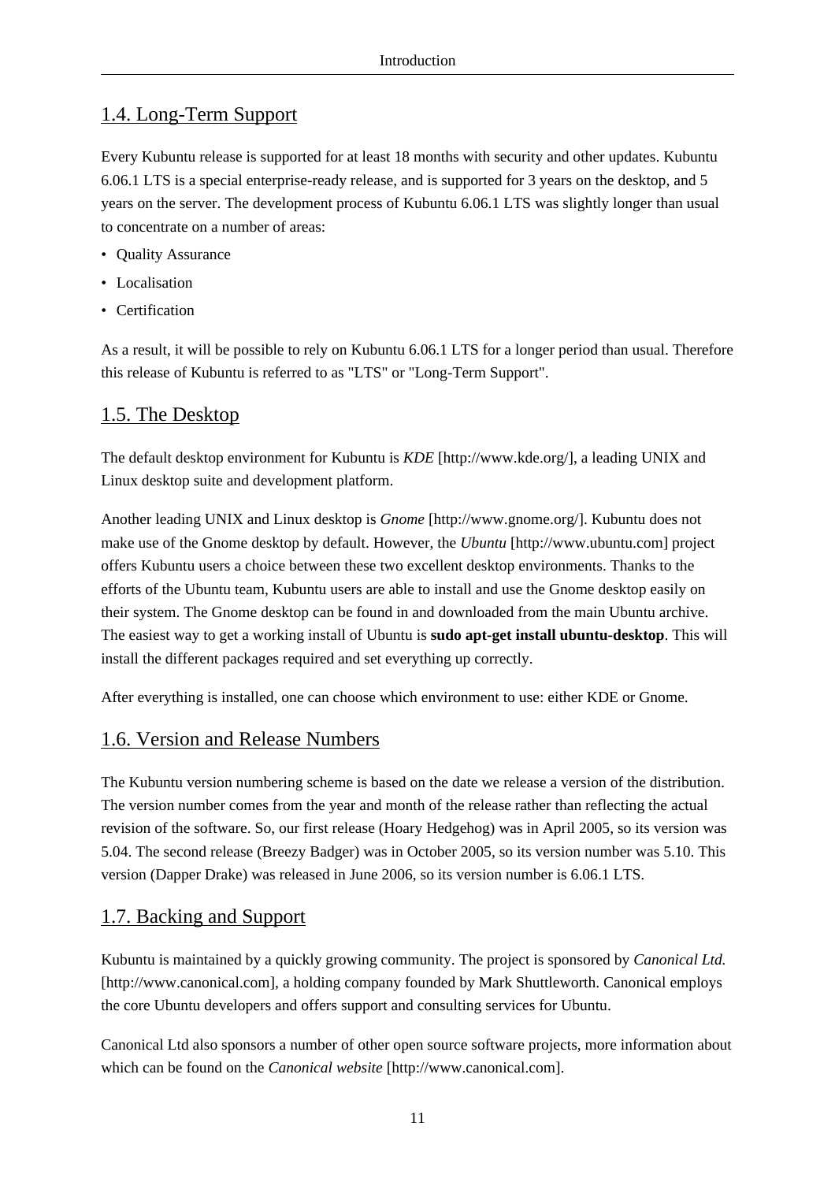## 1.4. Long-Term Support

Every Kubuntu release is supported for at least 18 months with security and other updates. Kubuntu 6.06.1 LTS is a special enterprise-ready release, and is supported for 3 years on the desktop, and 5 years on the server. The development process of Kubuntu 6.06.1 LTS was slightly longer than usual to concentrate on a number of areas:

- Quality Assurance
- Localisation
- Certification

As a result, it will be possible to rely on Kubuntu 6.06.1 LTS for a longer period than usual. Therefore this release of Kubuntu is referred to as "LTS" or "Long-Term Support".

## 1.5. The Desktop

The default desktop environment for Kubuntu is *KDE* [http://www.kde.org/], a leading UNIX and Linux desktop suite and development platform.

Another leading UNIX and Linux desktop is *Gnome* [http://www.gnome.org/]. Kubuntu does not make use of the Gnome desktop by default. However, the *Ubuntu* [http://www.ubuntu.com] project offers Kubuntu users a choice between these two excellent desktop environments. Thanks to the efforts of the Ubuntu team, Kubuntu users are able to install and use the Gnome desktop easily on their system. The Gnome desktop can be found in and downloaded from the main Ubuntu archive. The easiest way to get a working install of Ubuntu is **sudo apt-get install ubuntu-desktop**. This will install the different packages required and set everything up correctly.

After everything is installed, one can choose which environment to use: either KDE or Gnome.

## 1.6. Version and Release Numbers

The Kubuntu version numbering scheme is based on the date we release a version of the distribution. The version number comes from the year and month of the release rather than reflecting the actual revision of the software. So, our first release (Hoary Hedgehog) was in April 2005, so its version was 5.04. The second release (Breezy Badger) was in October 2005, so its version number was 5.10. This version (Dapper Drake) was released in June 2006, so its version number is 6.06.1 LTS.

## 1.7. Backing and Support

Kubuntu is maintained by a quickly growing community. The project is sponsored by *Canonical Ltd.* [http://www.canonical.com], a holding company founded by Mark Shuttleworth. Canonical employs the core Ubuntu developers and offers support and consulting services for Ubuntu.

Canonical Ltd also sponsors a number of other open source software projects, more information about which can be found on the *Canonical website* [http://www.canonical.com].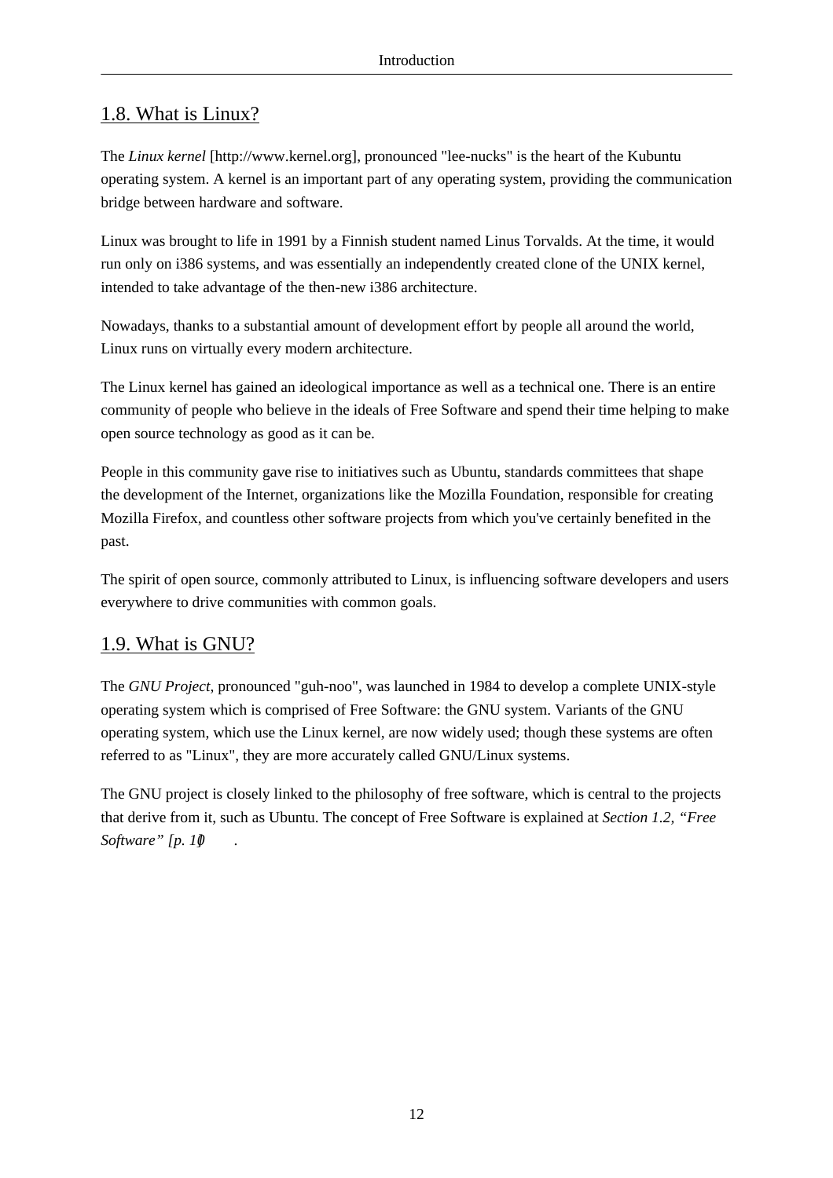## 1.8. What is Linux?

The *Linux kernel* [http://www.kernel.org], pronounced "lee-nucks" is the heart of the Kubuntu operating system. A kernel is an important part of any operating system, providing the communication bridge between hardware and software.

Linux was brought to life in 1991 by a Finnish student named Linus Torvalds. At the time, it would run only on i386 systems, and was essentially an independently created clone of the UNIX kernel, intended to take advantage of the then-new i386 architecture.

Nowadays, thanks to a substantial amount of development effort by people all around the world, Linux runs on virtually every modern architecture.

The Linux kernel has gained an ideological importance as well as a technical one. There is an entire community of people who believe in the ideals of Free Software and spend their time helping to make open source technology as good as it can be.

People in this community gave rise to initiatives such as Ubuntu, standards committees that shape the development of the Internet, organizations like the Mozilla Foundation, responsible for creating Mozilla Firefox, and countless other software projects from which you've certainly benefited in the past.

The spirit of open source, commonly attributed to Linux, is influencing software developers and users everywhere to drive communities with common goals.

## 1.9. What is GNU?

The *GNU Project*, pronounced "guh-noo", was launched in 1984 to develop a complete UNIX-style operating system which is comprised of Free Software: the GNU system. Variants of the GNU operating system, which use the Linux kernel, are now widely used; though these systems are often referred to as "Linux", they are more accurately called GNU/Linux systems.

The GNU project is closely linked to the philosophy of free software, which is central to the projects that derive from it, such as Ubuntu. The concept of Free Software is explained at *Section 1.2, "Free Software" [p. 10]*.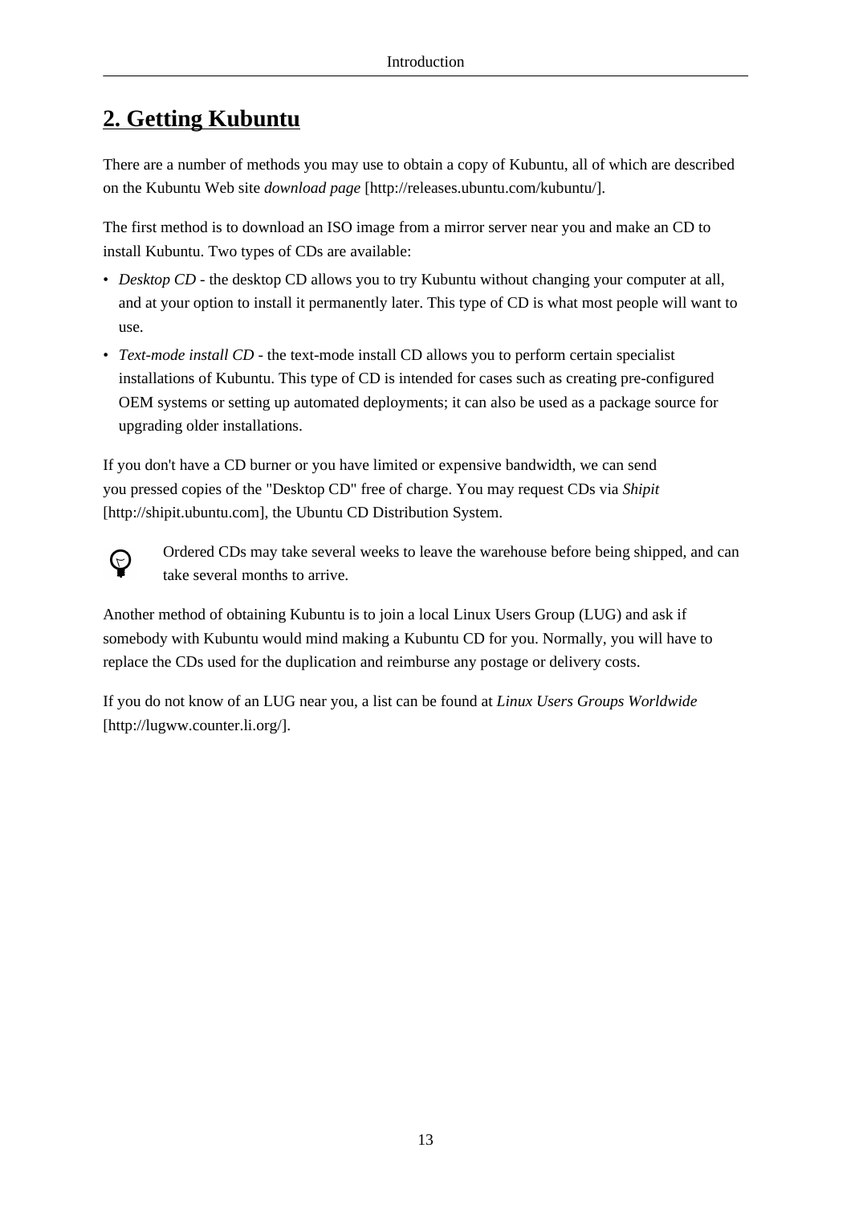## 2. Getting Kubuntu

There are a number of methods you may use to obtain a copy of Kubuntu, all of which are described on the Kubuntu Web site *download page* [http://releases.ubuntu.com/kubuntu/].

The first method is to download an ISO image from a mirror server near you and make an CD to install Kubuntu. Two types of CDs are available:

- *Desktop CD* - the desktop CD allows you to try Kubuntu without changing your computer at all, and at your option to install it permanently later. This type of CD is what most people will want to use.
- *Text-mode install CD* - the text-mode install CD allows you to perform certain specialist installations of Kubuntu. This type of CD is intended for cases such as creating pre-configured OEM systems or setting up automated deployments; it can also be used as a package source for upgrading older installations.

If you don't have a CD burner or you have limited or expensive bandwidth, we can send you pressed copies of the "Desktop CD" free of charge. You may request CDs via *Shipit* [http://shipit.ubuntu.com], the Ubuntu CD Distribution System.

Ordered CDs may take several weeks to leave the warehouse before being shipped, and can take several months to arrive.

Another method of obtaining Kubuntu is to join a local Linux Users Group (LUG) and ask if somebody with Kubuntu would mind making a Kubuntu CD for you. Normally, you will have to replace the CDs used for the duplication and reimburse any postage or delivery costs.

If you do not know of an LUG near you, a list can be found at *Linux Users Groups Worldwide* [http://lugww.counter.li.org/].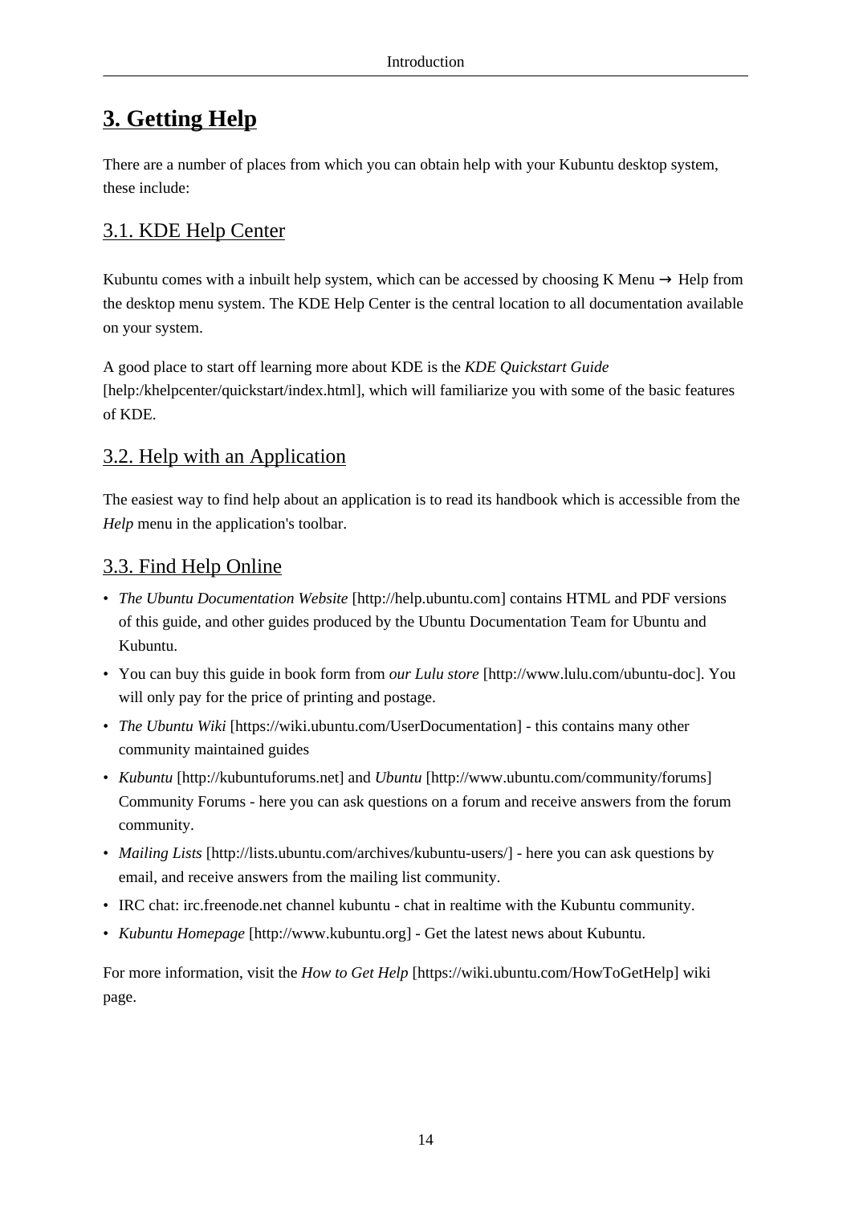## 3. Getting Help

There are a number of places from which you can obtain help with your Kubuntu desktop system, these include:

### 3.1. KDE Help Center

Kubuntu comes with a inbuilt help system, which can be accessed by choosing K Menu → Help from the desktop menu system. The KDE Help Center is the central location to all documentation available on your system.

A good place to start off learning more about KDE is the *KDE Quickstart Guide* [help:/khelpcenter/quickstart/index.html], which will familiarize you with some of the basic features of KDE.

### 3.2. Help with an Application

The easiest way to find help about an application is to read its handbook which is accessible from the *Help* menu in the application's toolbar.

### 3.3. Find Help Online

- *The Ubuntu Documentation Website* [http://help.ubuntu.com] contains HTML and PDF versions of this guide, and other guides produced by the Ubuntu Documentation Team for Ubuntu and Kubuntu.
- You can buy this guide in book form from *our Lulu store* [http://www.lulu.com/ubuntu-doc]. You will only pay for the price of printing and postage.
- *The Ubuntu Wiki* [https://wiki.ubuntu.com/UserDocumentation] - this contains many other community maintained guides
- *Kubuntu* [http://kubuntuforums.net] and *Ubuntu* [http://www.ubuntu.com/community/forums] Community Forums - here you can ask questions on a forum and receive answers from the forum community.
- *Mailing Lists* [http://lists.ubuntu.com/archives/kubuntu-users/] - here you can ask questions by email, and receive answers from the mailing list community.
- IRC chat: irc.freenode.net channel kubuntu - chat in realtime with the Kubuntu community.
- *Kubuntu Homepage* [http://www.kubuntu.org] - Get the latest news about Kubuntu.

For more information, visit the *How to Get Help* [https://wiki.ubuntu.com/HowToGetHelp] wiki page.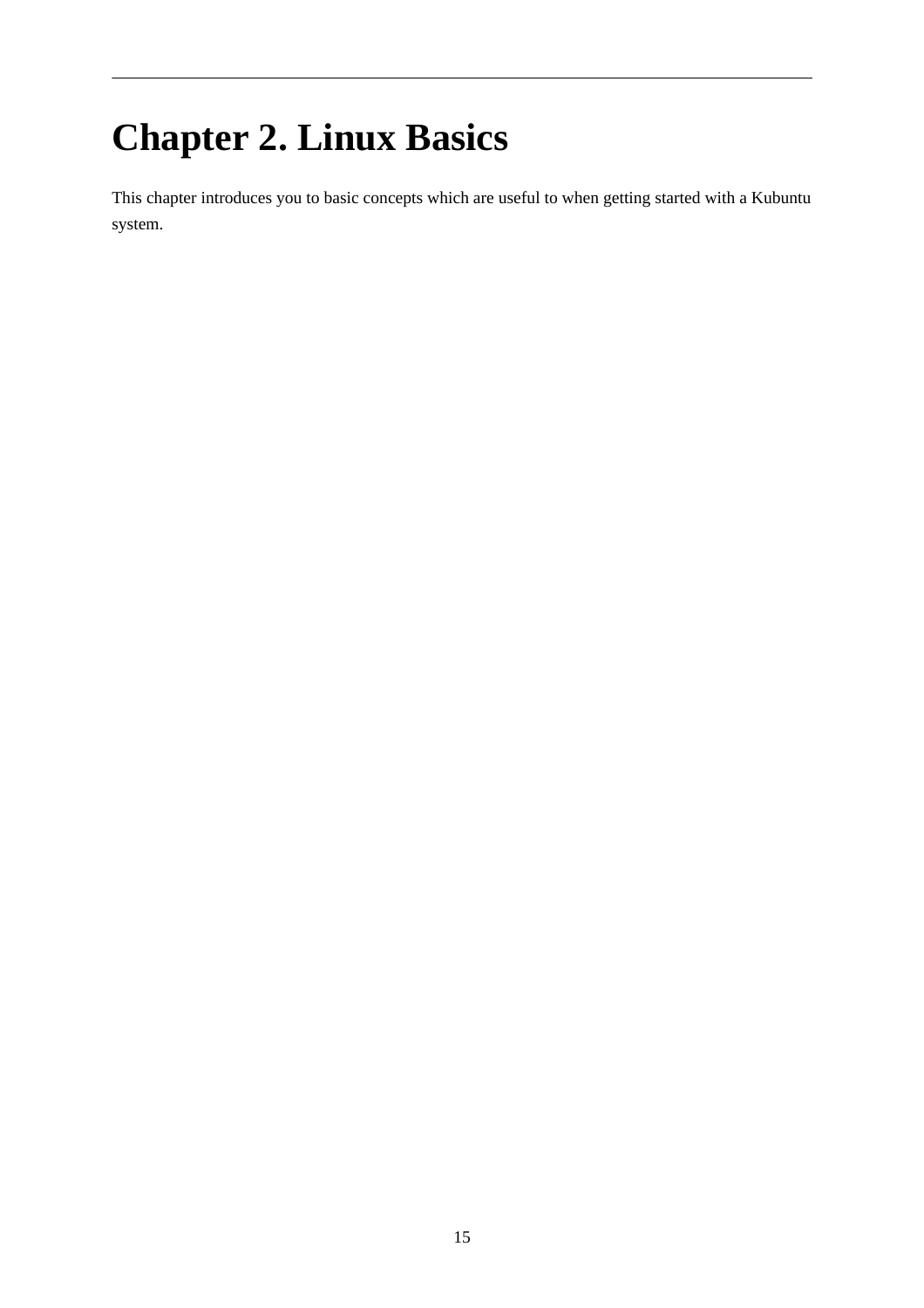# Chapter 2. Linux Basics

This chapter introduces you to basic concepts which are useful to when getting started with a Kubuntu system.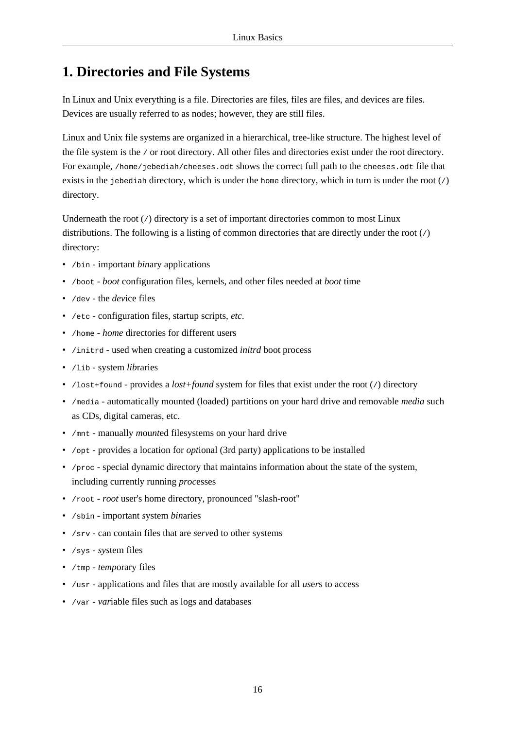# 1. Directories and File Systems

In Linux and Unix everything is a file. Directories are files, files are files, and devices are files. Devices are usually referred to as nodes; however, they are still files.

Linux and Unix file systems are organized in a hierarchical, tree-like structure. The highest level of the file system is the `/` or root directory. All other files and directories exist under the root directory. For example, `/home/jebediah/cheeses.odt` shows the correct full path to the `cheeses.odt` file that exists in the `jebediah` directory, which is under the `home` directory, which in turn is under the root (`/`) directory.

Underneath the root (`/`) directory is a set of important directories common to most Linux distributions. The following is a listing of common directories that are directly under the root (`/`) directory:

- `/bin` - important *bin*ary applications
- `/boot` - *boot* configuration files, kernels, and other files needed at *boot* time
- `/dev` - the *dev*ice files
- `/etc` - configuration files, startup scripts, *etc*.
- `/home` - *home* directories for different users
- `/initrd` - used when creating a customized *initrd* boot process
- `/lib` - system *lib*raries
- `/lost+found` - provides a *lost+found* system for files that exist under the root (`/`) directory
- `/media` - automatically mounted (loaded) partitions on your hard drive and removable *media* such as CDs, digital cameras, etc.
- `/mnt` - manually *m*ou*nt*ed filesystems on your hard drive
- `/opt` - provides a location for *opt*ional (3rd party) applications to be installed
- `/proc` - special dynamic directory that maintains information about the state of the system, including currently running *proc*esses
- `/root` - *root* user's home directory, pronounced "slash-root"
- `/sbin` - important *s*ystem *bin*aries
- `/srv` - can contain files that are *s*e*rv*ed to other systems
- `/sys` - *sys*tem files
- `/tmp` - *temp*orary files
- `/usr` - applications and files that are mostly available for all *user*s to access
- `/var` - *var*iable files such as logs and databases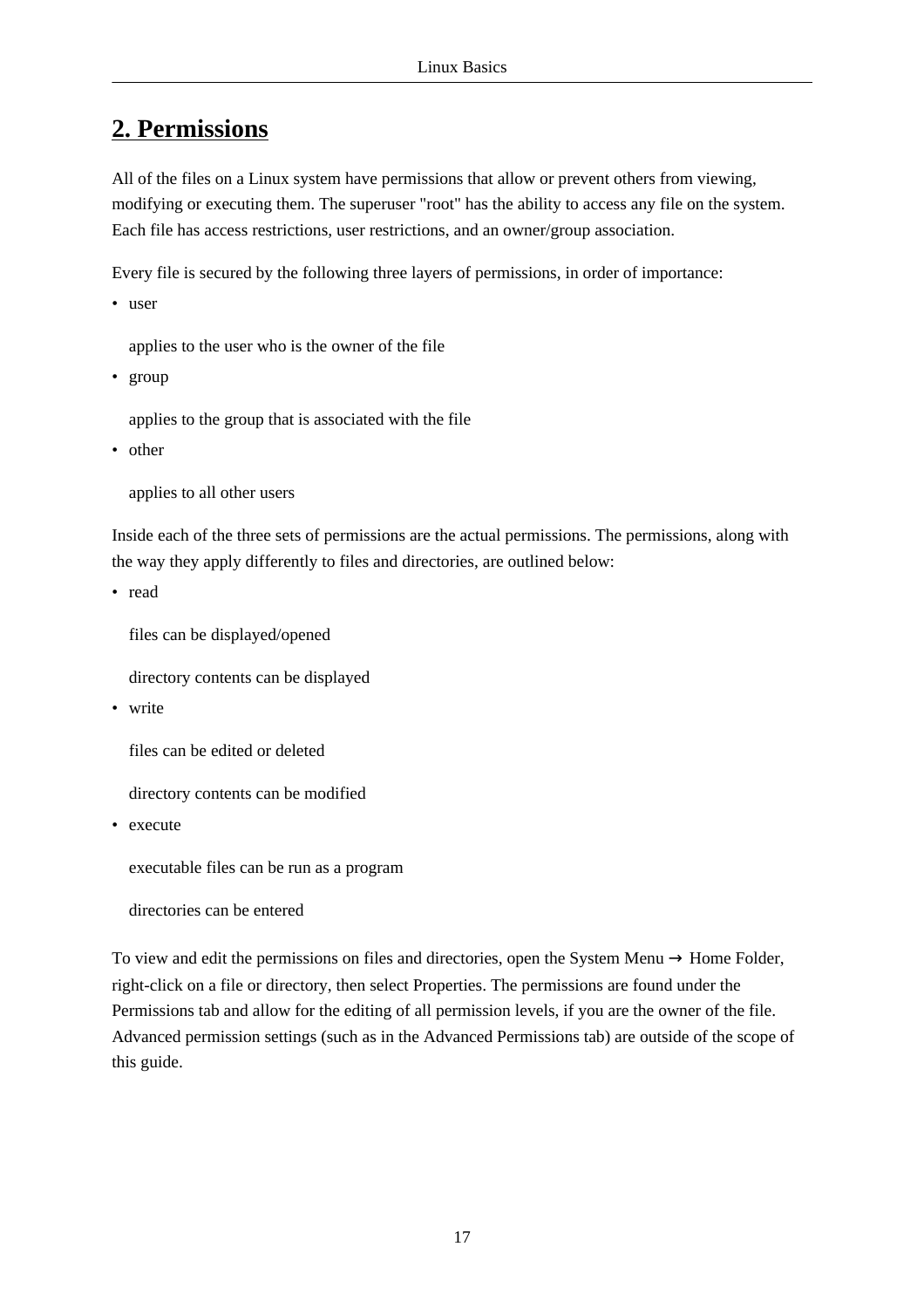## 2. Permissions

All of the files on a Linux system have permissions that allow or prevent others from viewing, modifying or executing them. The superuser "root" has the ability to access any file on the system. Each file has access restrictions, user restrictions, and an owner/group association.

Every file is secured by the following three layers of permissions, in order of importance:

- user

  applies to the user who is the owner of the file

- group

  applies to the group that is associated with the file

- other

  applies to all other users

Inside each of the three sets of permissions are the actual permissions. The permissions, along with the way they apply differently to files and directories, are outlined below:

- read

  files can be displayed/opened

  directory contents can be displayed

- write

  files can be edited or deleted

  directory contents can be modified

- execute

  executable files can be run as a program

  directories can be entered

To view and edit the permissions on files and directories, open the System Menu → Home Folder, right-click on a file or directory, then select Properties. The permissions are found under the Permissions tab and allow for the editing of all permission levels, if you are the owner of the file. Advanced permission settings (such as in the Advanced Permissions tab) are outside of the scope of this guide.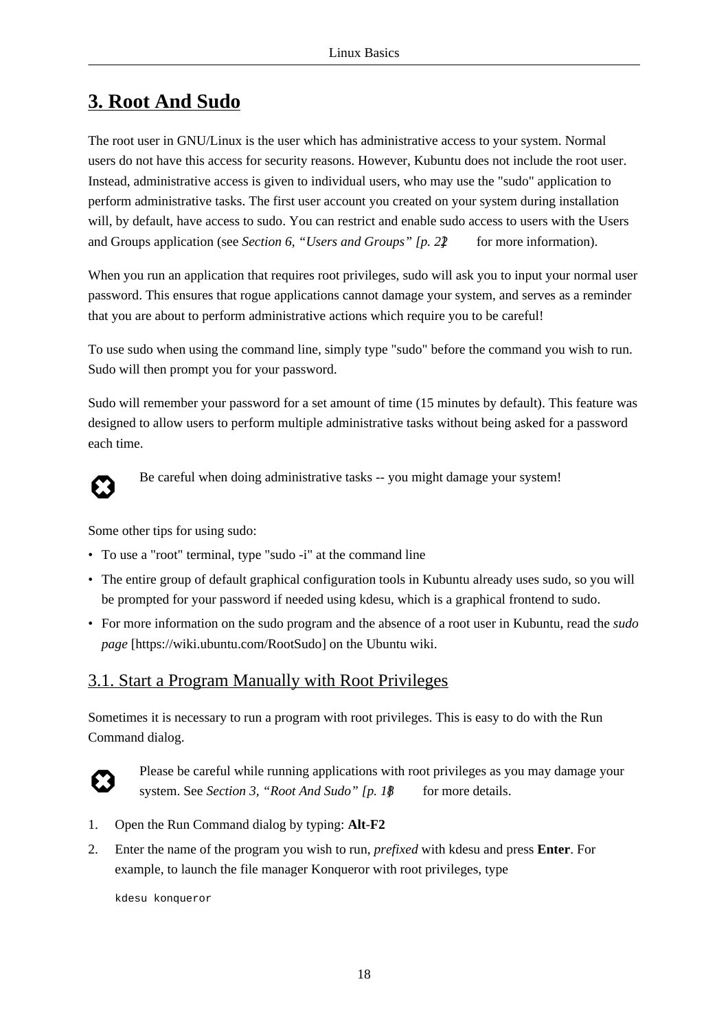# 3. Root And Sudo

The root user in GNU/Linux is the user which has administrative access to your system. Normal users do not have this access for security reasons. However, Kubuntu does not include the root user. Instead, administrative access is given to individual users, who may use the "sudo" application to perform administrative tasks. The first user account you created on your system during installation will, by default, have access to sudo. You can restrict and enable sudo access to users with the Users and Groups application (see *Section 6, "Users and Groups" [p. 22]* for more information).

When you run an application that requires root privileges, sudo will ask you to input your normal user password. This ensures that rogue applications cannot damage your system, and serves as a reminder that you are about to perform administrative actions which require you to be careful!

To use sudo when using the command line, simply type "sudo" before the command you wish to run. Sudo will then prompt you for your password.

Sudo will remember your password for a set amount of time (15 minutes by default). This feature was designed to allow users to perform multiple administrative tasks without being asked for a password each time.

> Be careful when doing administrative tasks -- you might damage your system!

Some other tips for using sudo:

- To use a "root" terminal, type "sudo -i" at the command line
- The entire group of default graphical configuration tools in Kubuntu already uses sudo, so you will be prompted for your password if needed using kdesu, which is a graphical frontend to sudo.
- For more information on the sudo program and the absence of a root user in Kubuntu, read the *sudo page* [https://wiki.ubuntu.com/RootSudo] on the Ubuntu wiki.

## 3.1. Start a Program Manually with Root Privileges

Sometimes it is necessary to run a program with root privileges. This is easy to do with the Run Command dialog.

> Please be careful while running applications with root privileges as you may damage your system. See *Section 3, "Root And Sudo" [p. 18]* for more details.

1. Open the Run Command dialog by typing: **Alt-F2**
2. Enter the name of the program you wish to run, *prefixed* with kdesu and press **Enter**. For example, to launch the file manager Konqueror with root privileges, type

   ```
   kdesu konqueror
   ```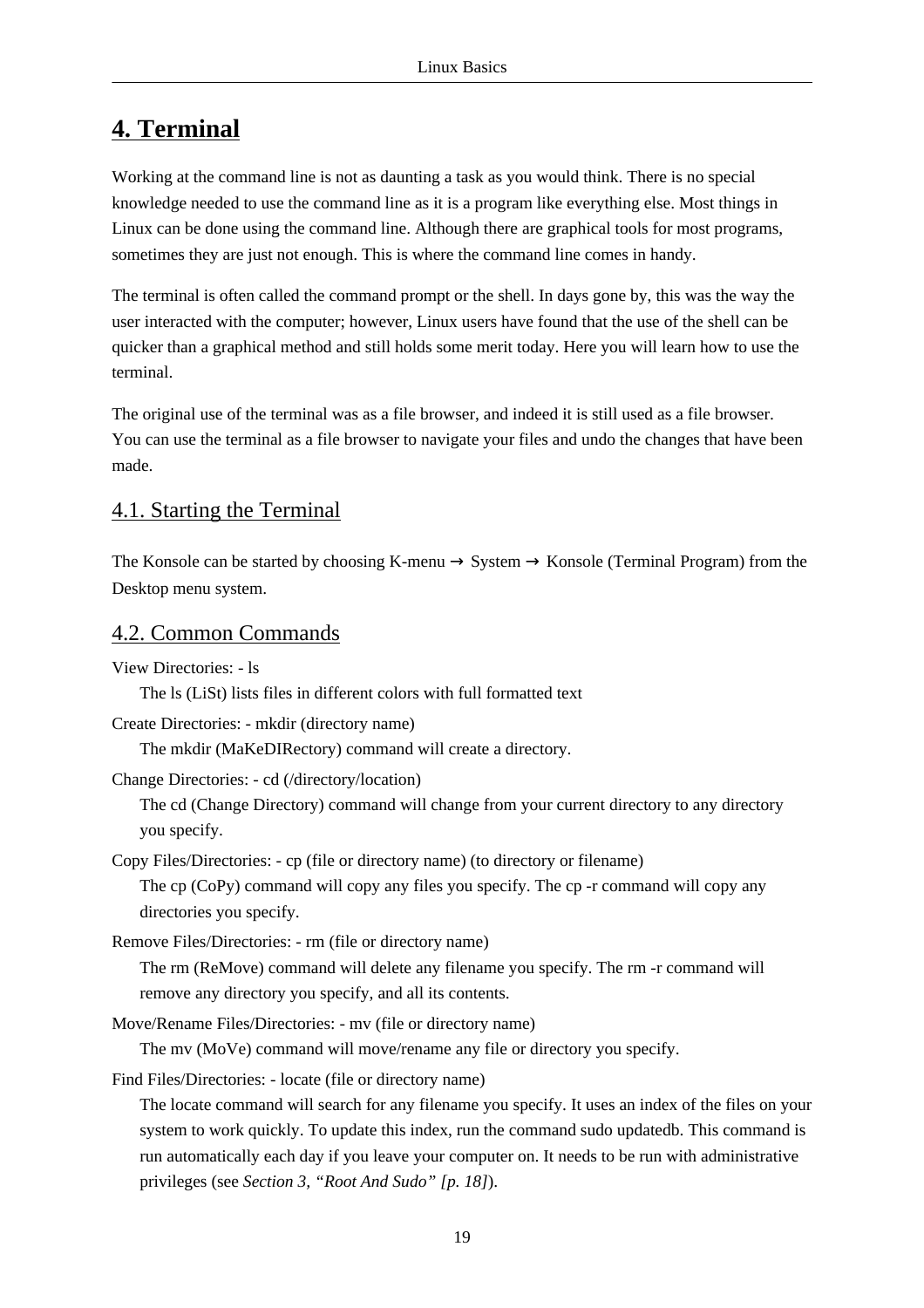# 4. Terminal

Working at the command line is not as daunting a task as you would think. There is no special knowledge needed to use the command line as it is a program like everything else. Most things in Linux can be done using the command line. Although there are graphical tools for most programs, sometimes they are just not enough. This is where the command line comes in handy.

The terminal is often called the command prompt or the shell. In days gone by, this was the way the user interacted with the computer; however, Linux users have found that the use of the shell can be quicker than a graphical method and still holds some merit today. Here you will learn how to use the terminal.

The original use of the terminal was as a file browser, and indeed it is still used as a file browser. You can use the terminal as a file browser to navigate your files and undo the changes that have been made.

## 4.1. Starting the Terminal

The Konsole can be started by choosing K-menu → System → Konsole (Terminal Program) from the Desktop menu system.

## 4.2. Common Commands

View Directories: - ls

The ls (LiSt) lists files in different colors with full formatted text

Create Directories: - mkdir (directory name)

The mkdir (MaKeDIRectory) command will create a directory.

Change Directories: - cd (/directory/location)

The cd (Change Directory) command will change from your current directory to any directory you specify.

Copy Files/Directories: - cp (file or directory name) (to directory or filename)

The cp (CoPy) command will copy any files you specify. The cp -r command will copy any directories you specify.

Remove Files/Directories: - rm (file or directory name)

The rm (ReMove) command will delete any filename you specify. The rm -r command will remove any directory you specify, and all its contents.

Move/Rename Files/Directories: - mv (file or directory name)

The mv (MoVe) command will move/rename any file or directory you specify.

Find Files/Directories: - locate (file or directory name)

The locate command will search for any filename you specify. It uses an index of the files on your system to work quickly. To update this index, run the command sudo updatedb. This command is run automatically each day if you leave your computer on. It needs to be run with administrative privileges (see *Section 3, "Root And Sudo" [p. 18]*).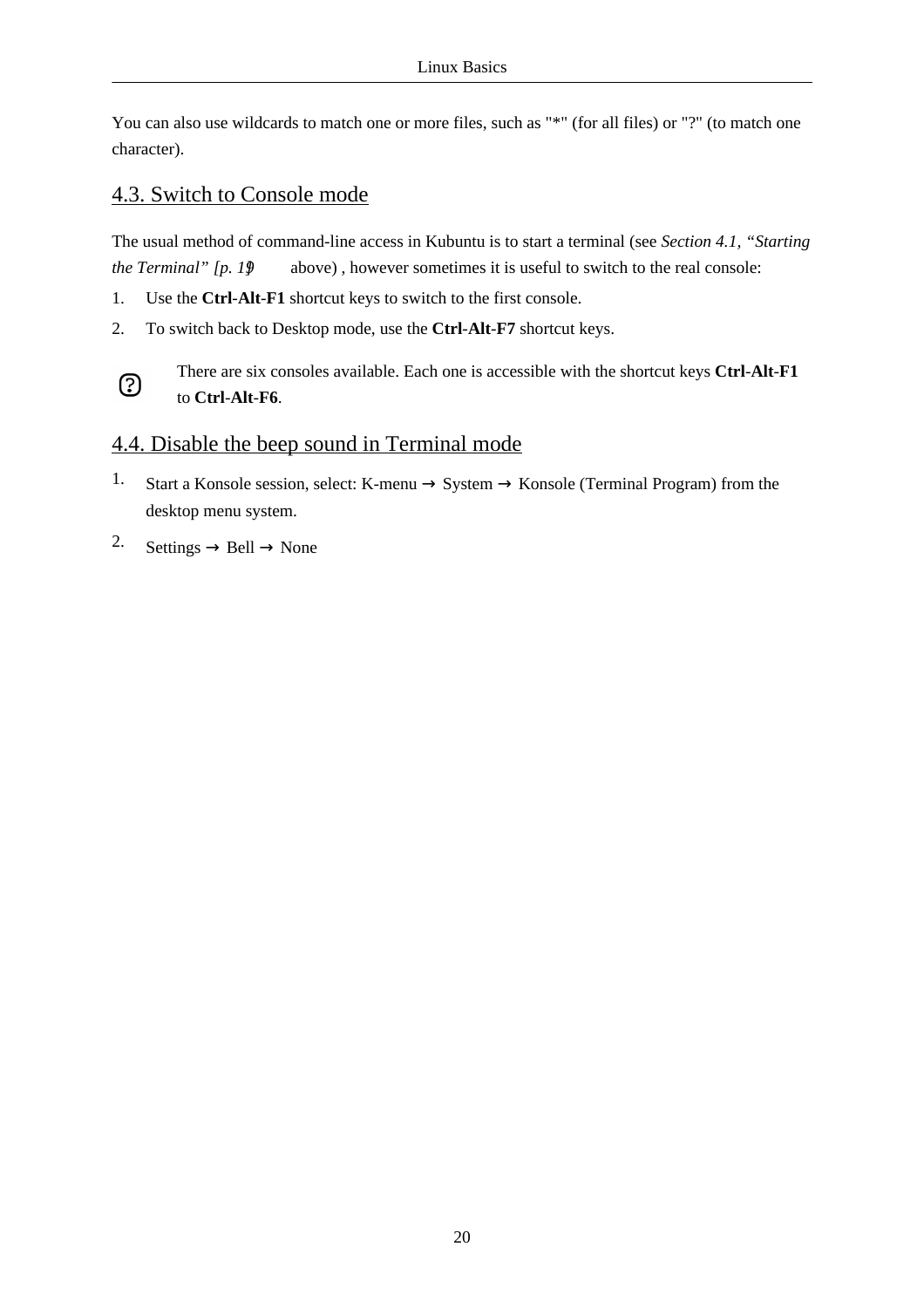You can also use wildcards to match one or more files, such as "*" (for all files) or "?" (to match one character).

## 4.3. Switch to Console mode

The usual method of command-line access in Kubuntu is to start a terminal (see *Section 4.1, “Starting the Terminal” [p. 19]* above) , however sometimes it is useful to switch to the real console:

1. Use the **Ctrl**-**Alt**-**F1** shortcut keys to switch to the first console.
2. To switch back to Desktop mode, use the **Ctrl**-**Alt**-**F7** shortcut keys.

There are six consoles available. Each one is accessible with the shortcut keys **Ctrl**-**Alt**-**F1** to **Ctrl**-**Alt**-**F6**.

## 4.4. Disable the beep sound in Terminal mode

1. Start a Konsole session, select: K-menu → System → Konsole (Terminal Program) from the desktop menu system.
2. Settings → Bell → None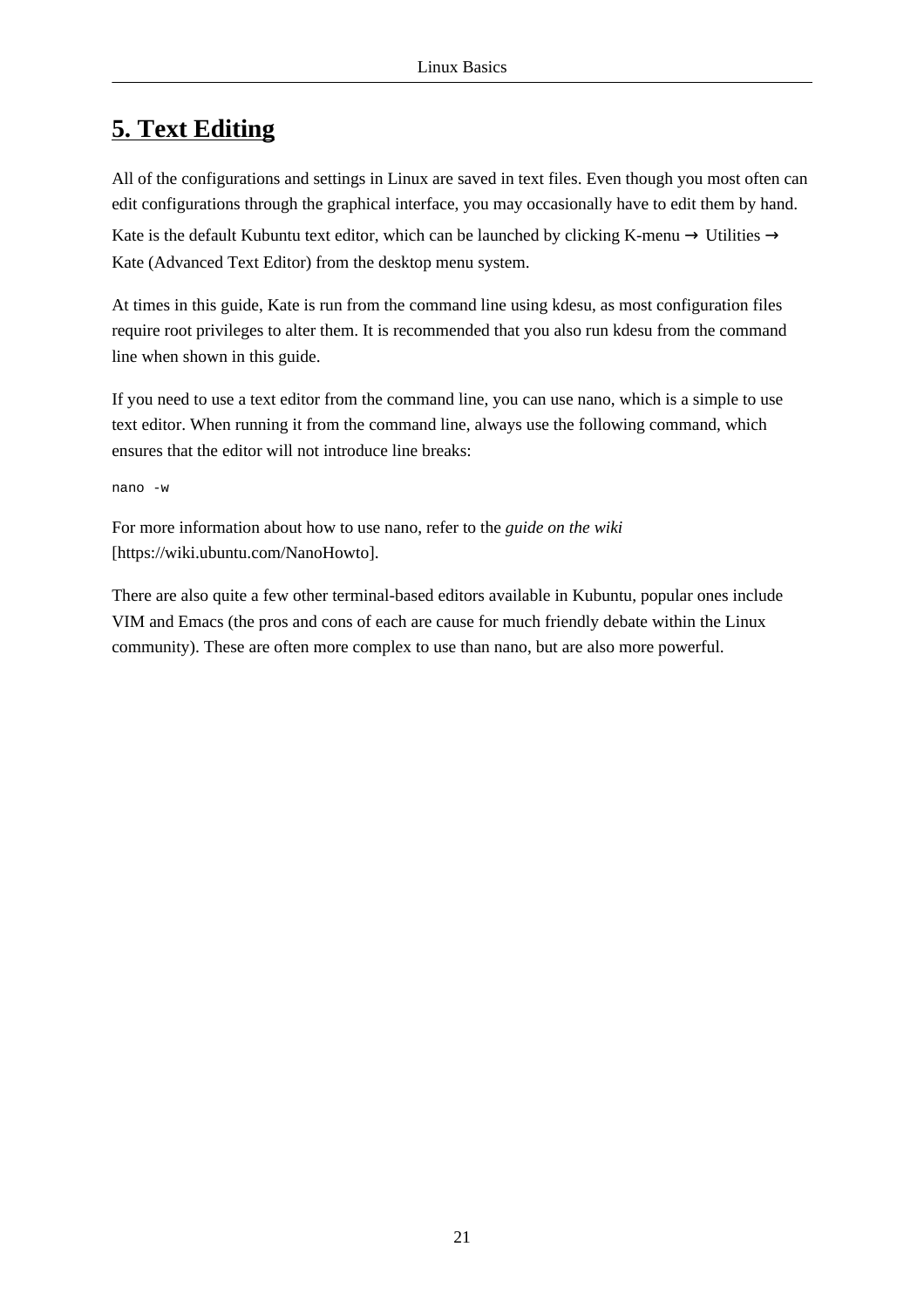# 5. Text Editing

All of the configurations and settings in Linux are saved in text files. Even though you most often can edit configurations through the graphical interface, you may occasionally have to edit them by hand. Kate is the default Kubuntu text editor, which can be launched by clicking K-menu → Utilities → Kate (Advanced Text Editor) from the desktop menu system.

At times in this guide, Kate is run from the command line using kdesu, as most configuration files require root privileges to alter them. It is recommended that you also run kdesu from the command line when shown in this guide.

If you need to use a text editor from the command line, you can use nano, which is a simple to use text editor. When running it from the command line, always use the following command, which ensures that the editor will not introduce line breaks:

```
nano -w
```

For more information about how to use nano, refer to the *guide on the wiki* [https://wiki.ubuntu.com/NanoHowto].

There are also quite a few other terminal-based editors available in Kubuntu, popular ones include VIM and Emacs (the pros and cons of each are cause for much friendly debate within the Linux community). These are often more complex to use than nano, but are also more powerful.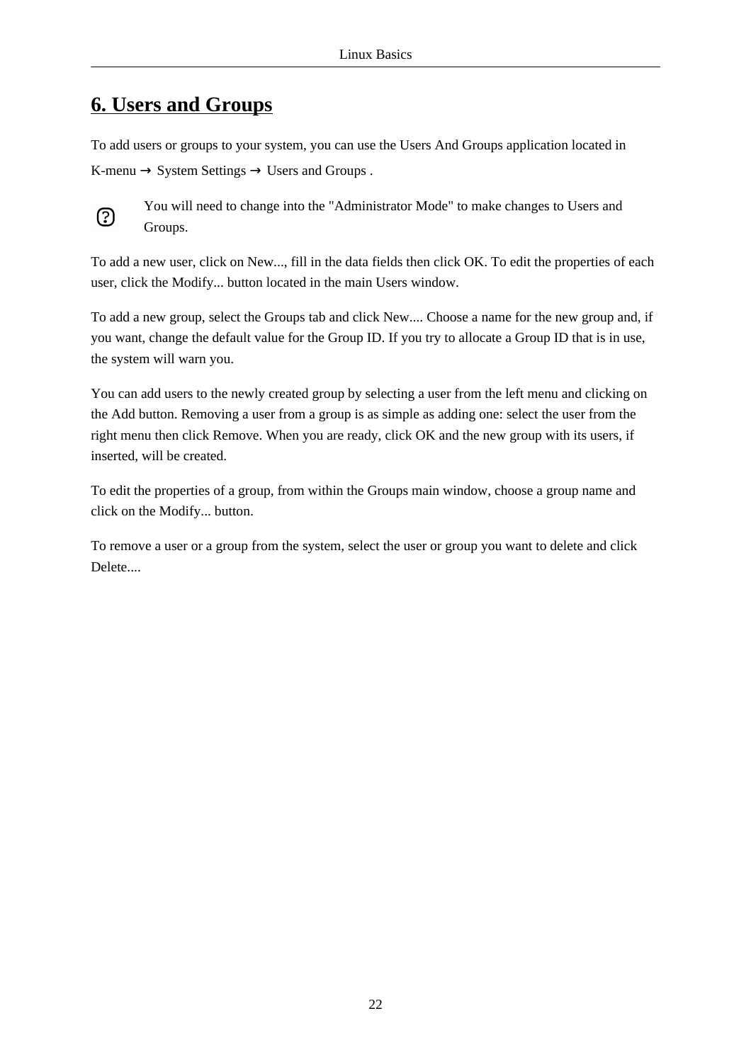# 6. Users and Groups

To add users or groups to your system, you can use the Users And Groups application located in K-menu → System Settings → Users and Groups .

You will need to change into the "Administrator Mode" to make changes to Users and Groups.

To add a new user, click on New..., fill in the data fields then click OK. To edit the properties of each user, click the Modify... button located in the main Users window.

To add a new group, select the Groups tab and click New.... Choose a name for the new group and, if you want, change the default value for the Group ID. If you try to allocate a Group ID that is in use, the system will warn you.

You can add users to the newly created group by selecting a user from the left menu and clicking on the Add button. Removing a user from a group is as simple as adding one: select the user from the right menu then click Remove. When you are ready, click OK and the new group with its users, if inserted, will be created.

To edit the properties of a group, from within the Groups main window, choose a group name and click on the Modify... button.

To remove a user or a group from the system, select the user or group you want to delete and click Delete....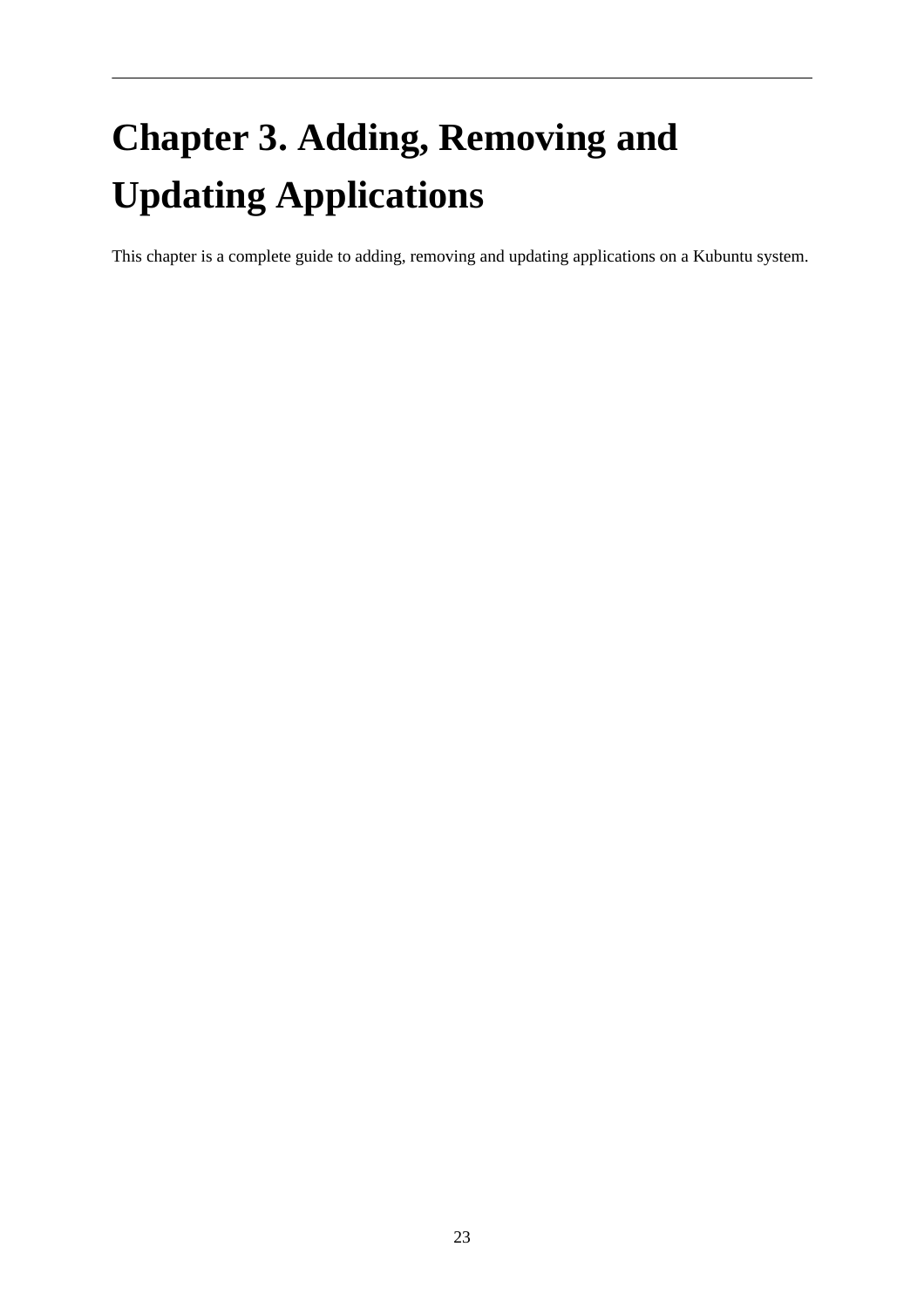# Chapter 3. Adding, Removing and Updating Applications

This chapter is a complete guide to adding, removing and updating applications on a Kubuntu system.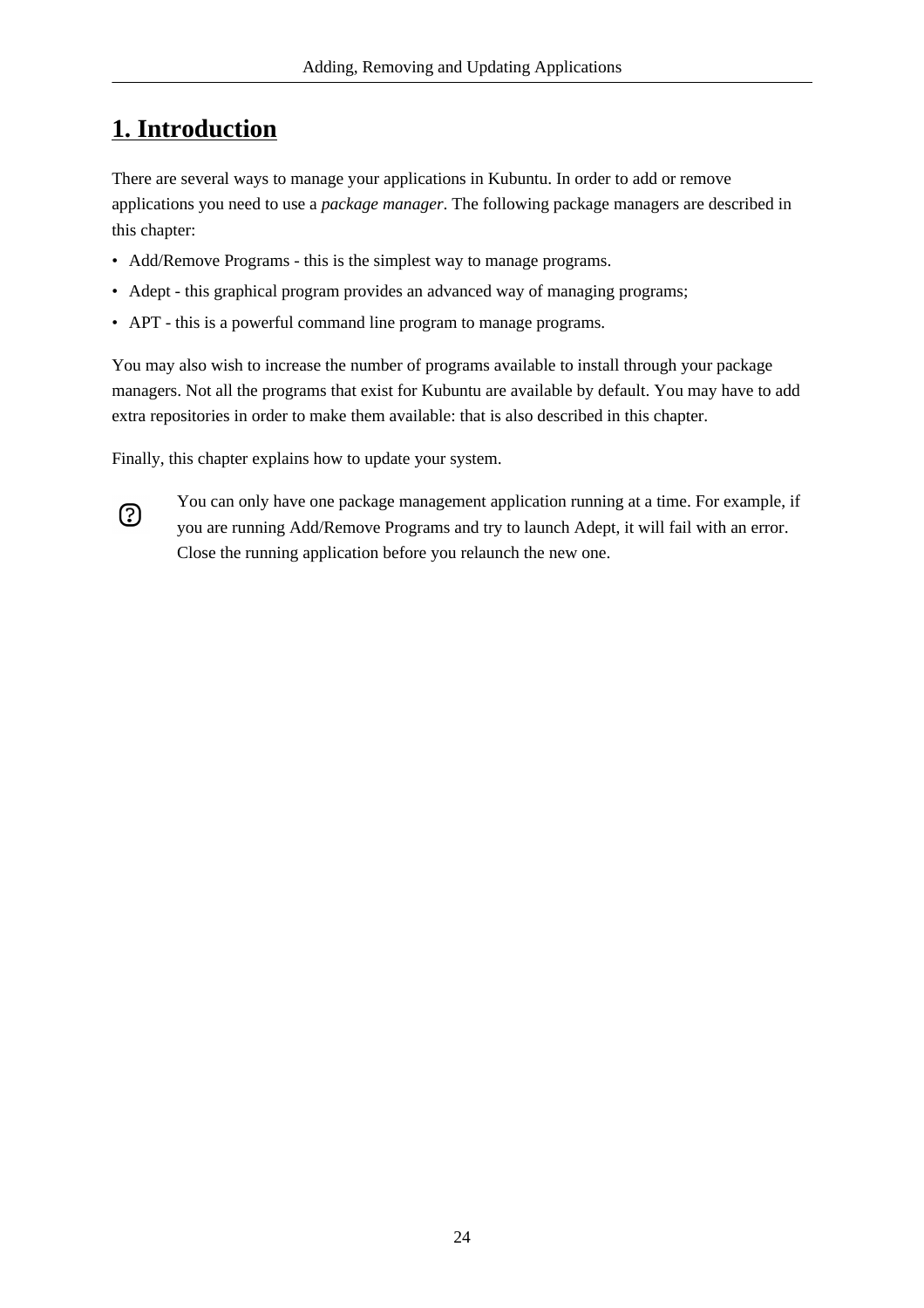# 1. Introduction

There are several ways to manage your applications in Kubuntu. In order to add or remove applications you need to use a *package manager*. The following package managers are described in this chapter:

- Add/Remove Programs - this is the simplest way to manage programs.
- Adept - this graphical program provides an advanced way of managing programs;
- APT - this is a powerful command line program to manage programs.

You may also wish to increase the number of programs available to install through your package managers. Not all the programs that exist for Kubuntu are available by default. You may have to add extra repositories in order to make them available: that is also described in this chapter.

Finally, this chapter explains how to update your system.

You can only have one package management application running at a time. For example, if you are running Add/Remove Programs and try to launch Adept, it will fail with an error. Close the running application before you relaunch the new one.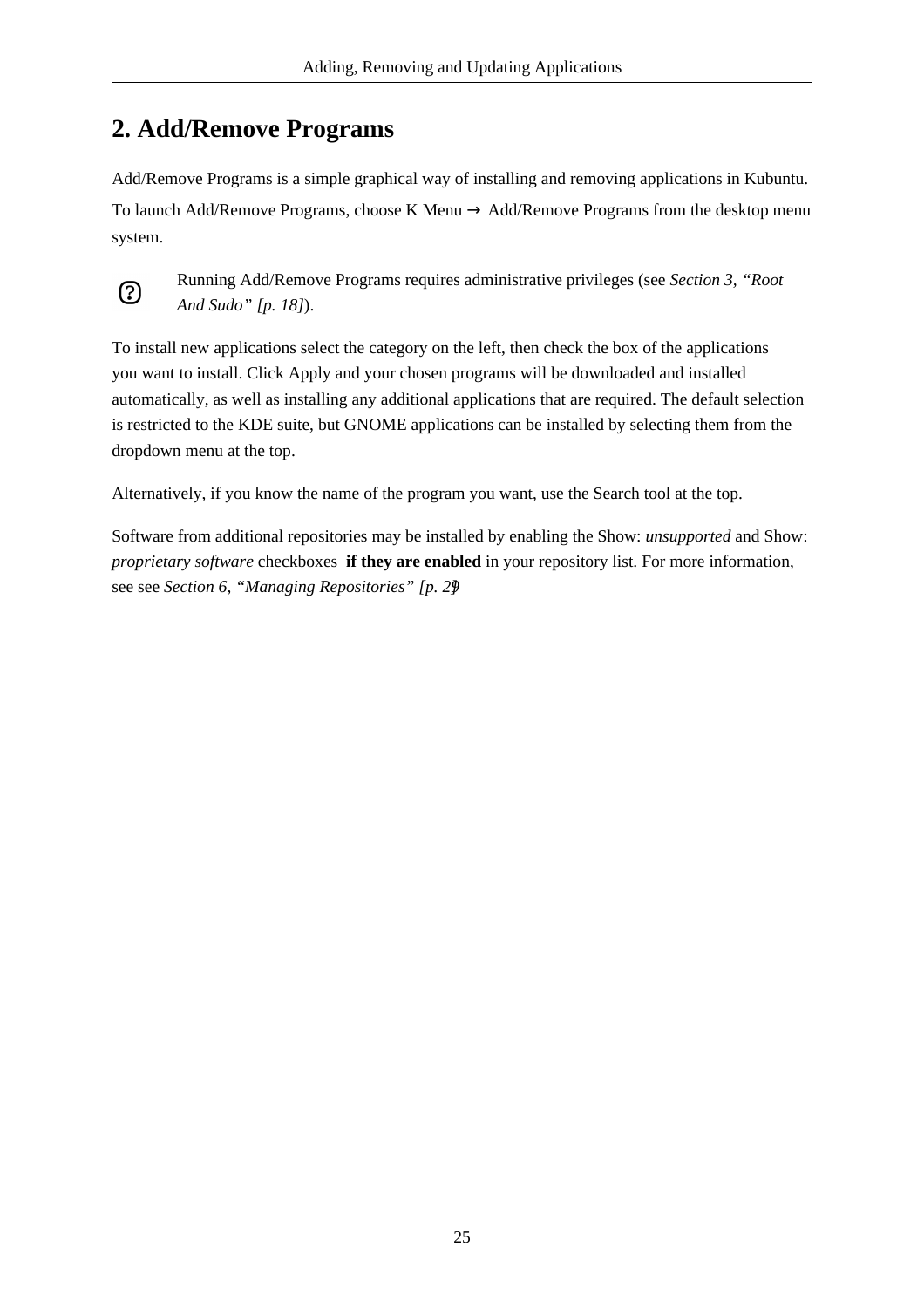## 2. Add/Remove Programs

Add/Remove Programs is a simple graphical way of installing and removing applications in Kubuntu. To launch Add/Remove Programs, choose K Menu → Add/Remove Programs from the desktop menu system.

> Running Add/Remove Programs requires administrative privileges (see *Section 3, "Root And Sudo" [p. 18]*).

To install new applications select the category on the left, then check the box of the applications you want to install. Click Apply and your chosen programs will be downloaded and installed automatically, as well as installing any additional applications that are required. The default selection is restricted to the KDE suite, but GNOME applications can be installed by selecting them from the dropdown menu at the top.

Alternatively, if you know the name of the program you want, use the Search tool at the top.

Software from additional repositories may be installed by enabling the Show: *unsupported* and Show: *proprietary software* checkboxes **if they are enabled** in your repository list. For more information, see see *Section 6, "Managing Repositories" [p. 29]*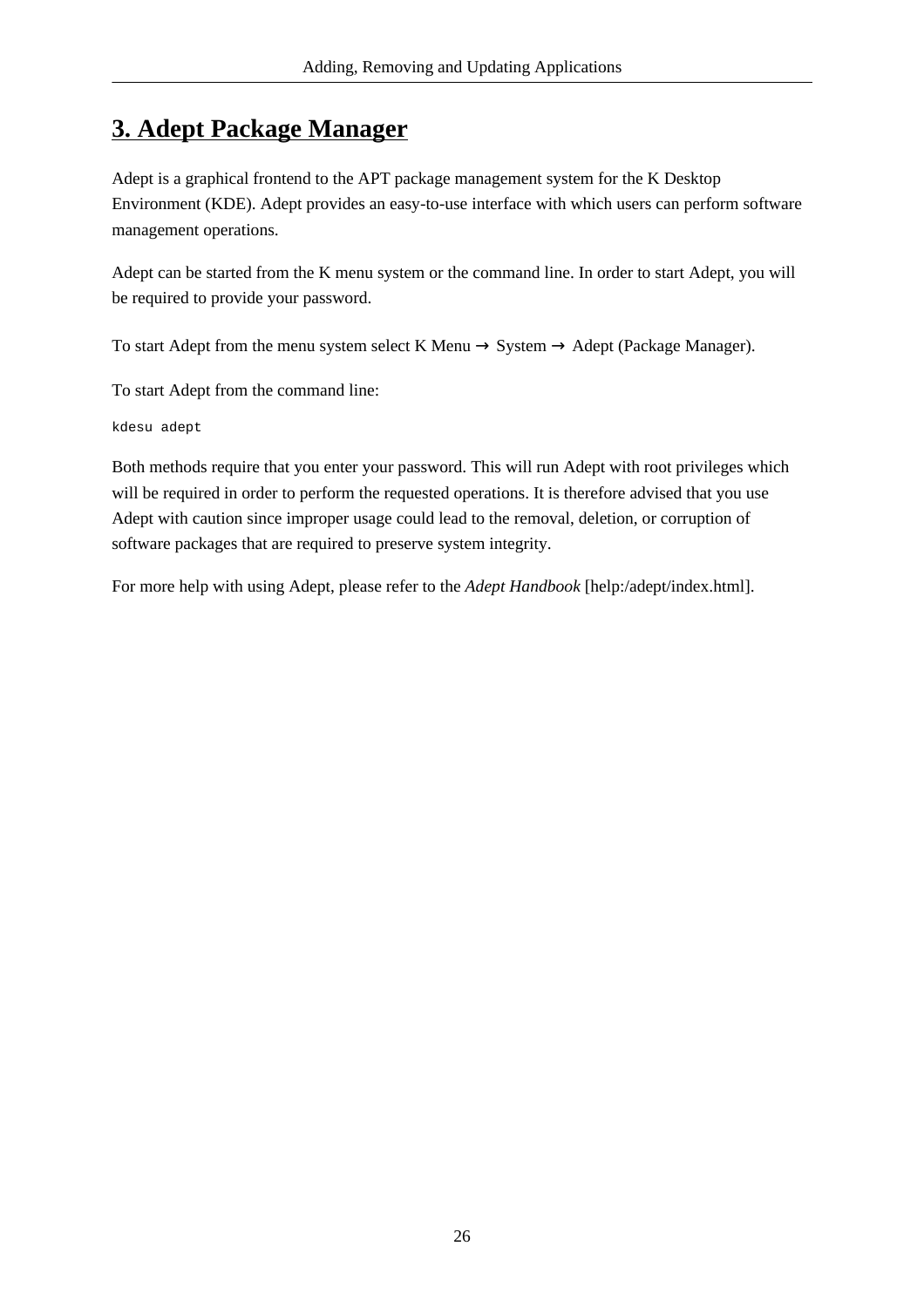# 3. Adept Package Manager

Adept is a graphical frontend to the APT package management system for the K Desktop Environment (KDE). Adept provides an easy-to-use interface with which users can perform software management operations.

Adept can be started from the K menu system or the command line. In order to start Adept, you will be required to provide your password.

To start Adept from the menu system select K Menu → System → Adept (Package Manager).

To start Adept from the command line:

```
kdesu adept
```

Both methods require that you enter your password. This will run Adept with root privileges which will be required in order to perform the requested operations. It is therefore advised that you use Adept with caution since improper usage could lead to the removal, deletion, or corruption of software packages that are required to preserve system integrity.

For more help with using Adept, please refer to the *Adept Handbook* [help:/adept/index.html].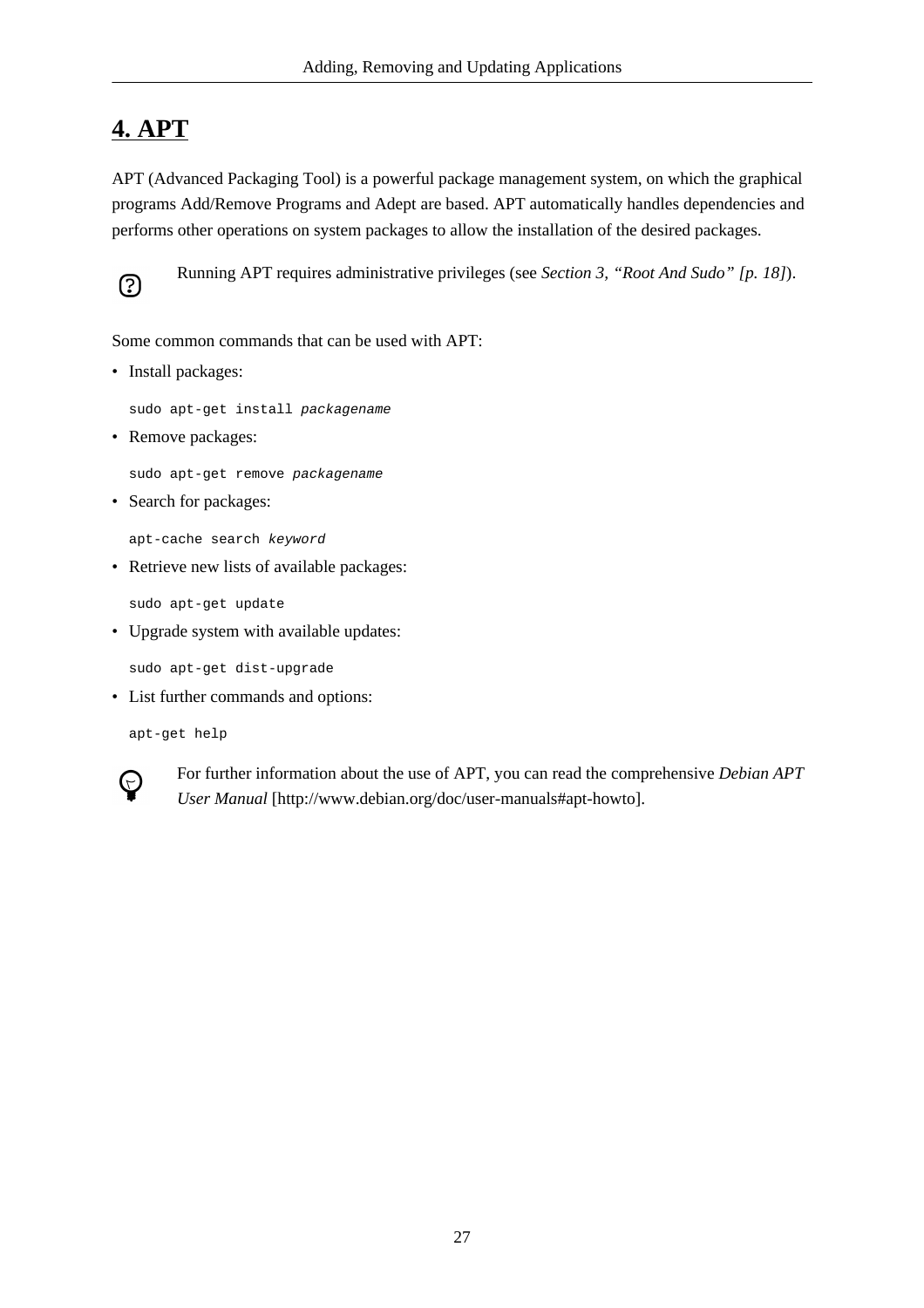## 4. APT

APT (Advanced Packaging Tool) is a powerful package management system, on which the graphical programs Add/Remove Programs and Adept are based. APT automatically handles dependencies and performs other operations on system packages to allow the installation of the desired packages.

Running APT requires administrative privileges (see *Section 3, "Root And Sudo" [p. 18]*).

Some common commands that can be used with APT:

- Install packages:

```
sudo apt-get install packagename
```

- Remove packages:

```
sudo apt-get remove packagename
```

- Search for packages:

```
apt-cache search keyword
```

- Retrieve new lists of available packages:

```
sudo apt-get update
```

- Upgrade system with available updates:

```
sudo apt-get dist-upgrade
```

- List further commands and options:

```
apt-get help
```

For further information about the use of APT, you can read the comprehensive *Debian APT User Manual* [http://www.debian.org/doc/user-manuals#apt-howto].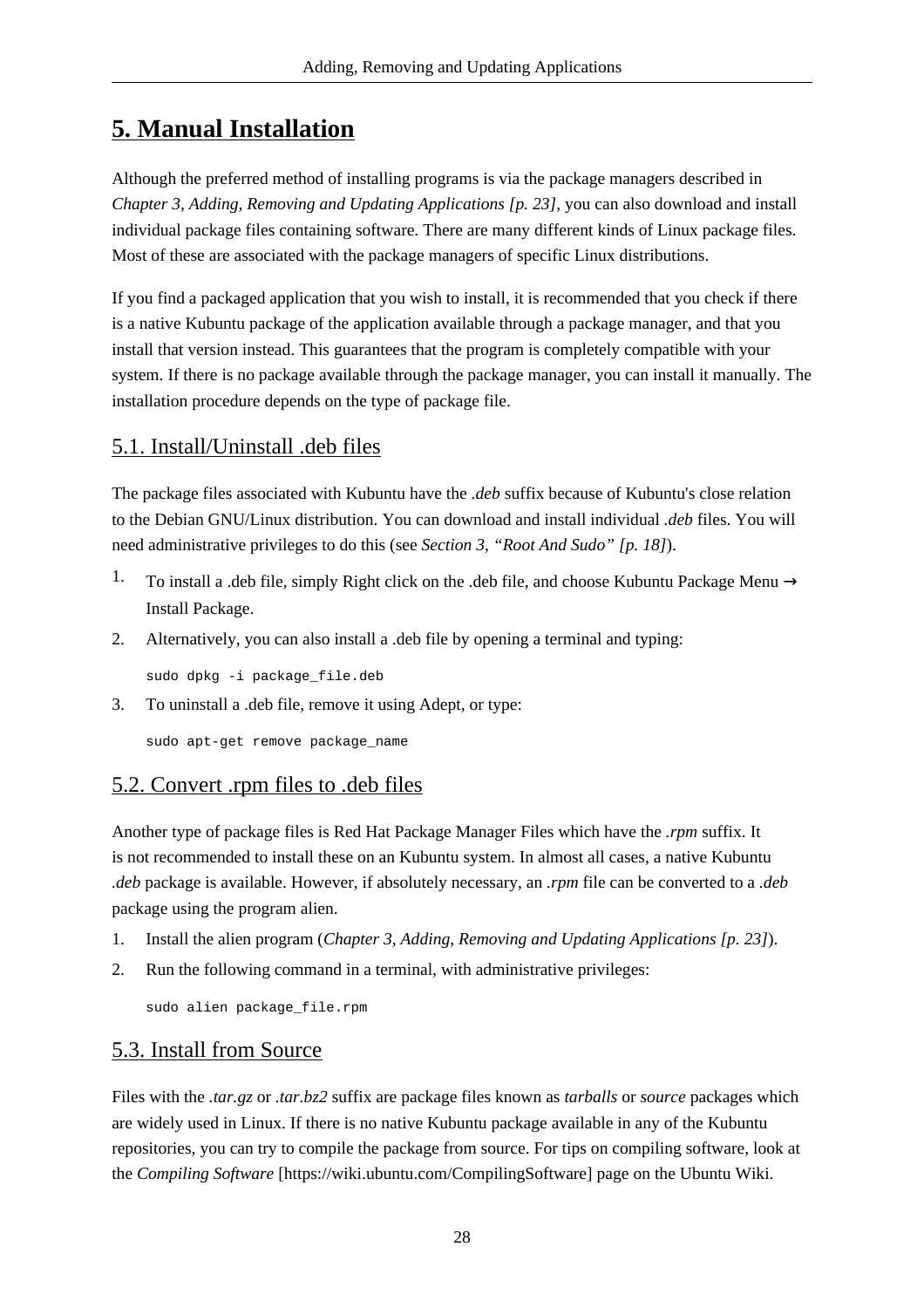# 5. Manual Installation

Although the preferred method of installing programs is via the package managers described in *Chapter 3, Adding, Removing and Updating Applications [p. 23]*, you can also download and install individual package files containing software. There are many different kinds of Linux package files. Most of these are associated with the package managers of specific Linux distributions.

If you find a packaged application that you wish to install, it is recommended that you check if there is a native Kubuntu package of the application available through a package manager, and that you install that version instead. This guarantees that the program is completely compatible with your system. If there is no package available through the package manager, you can install it manually. The installation procedure depends on the type of package file.

## 5.1. Install/Uninstall .deb files

The package files associated with Kubuntu have the *.deb* suffix because of Kubuntu's close relation to the Debian GNU/Linux distribution. You can download and install individual *.deb* files. You will need administrative privileges to do this (see *Section 3, "Root And Sudo" [p. 18]*).

1. To install a .deb file, simply Right click on the .deb file, and choose Kubuntu Package Menu → Install Package.
2. Alternatively, you can also install a .deb file by opening a terminal and typing:

   ```
   sudo dpkg -i package_file.deb
   ```

3. To uninstall a .deb file, remove it using Adept, or type:

   ```
   sudo apt-get remove package_name
   ```

## 5.2. Convert .rpm files to .deb files

Another type of package files is Red Hat Package Manager Files which have the *.rpm* suffix. It is not recommended to install these on an Kubuntu system. In almost all cases, a native Kubuntu *.deb* package is available. However, if absolutely necessary, an *.rpm* file can be converted to a *.deb* package using the program alien.

1. Install the alien program (*Chapter 3, Adding, Removing and Updating Applications [p. 23]*).
2. Run the following command in a terminal, with administrative privileges:

   ```
   sudo alien package_file.rpm
   ```

## 5.3. Install from Source

Files with the *.tar.gz* or *.tar.bz2* suffix are package files known as *tarballs* or *source* packages which are widely used in Linux. If there is no native Kubuntu package available in any of the Kubuntu repositories, you can try to compile the package from source. For tips on compiling software, look at the *Compiling Software* [https://wiki.ubuntu.com/CompilingSoftware] page on the Ubuntu Wiki.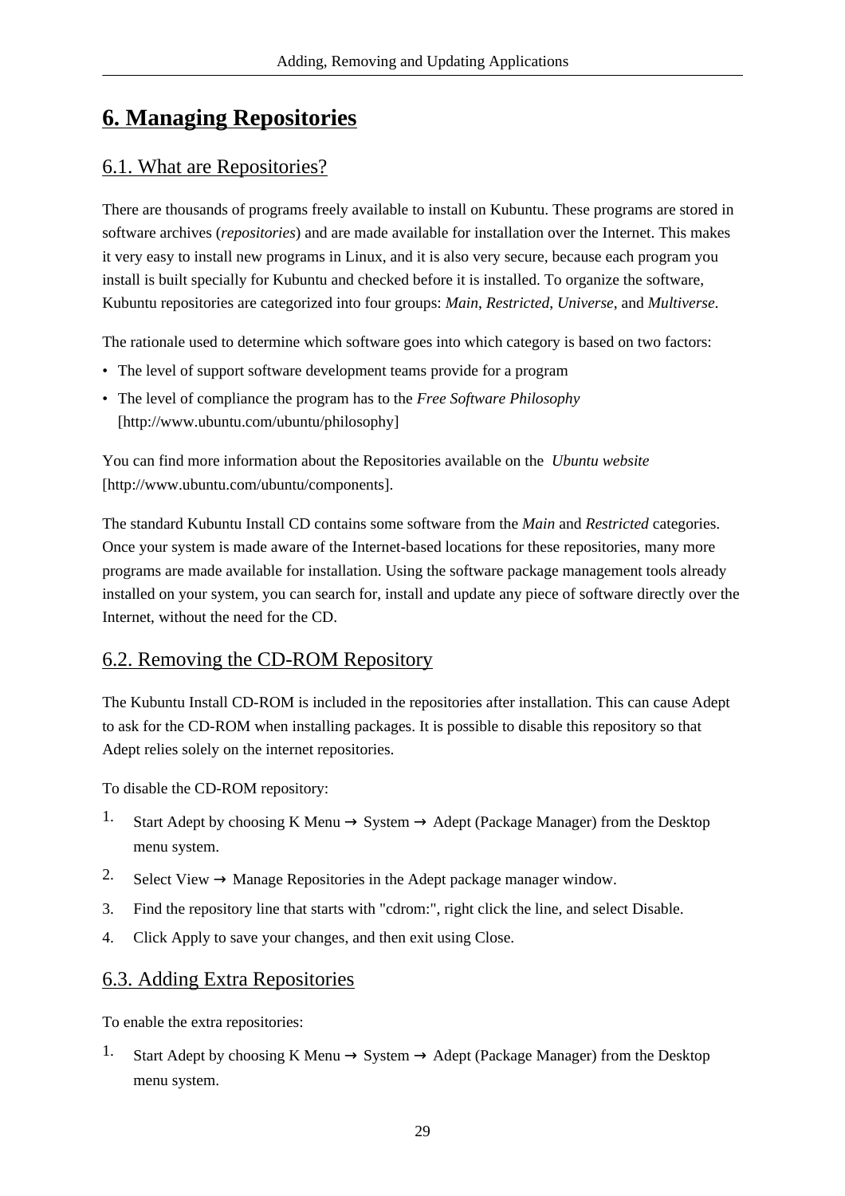# 6. Managing Repositories

## 6.1. What are Repositories?

There are thousands of programs freely available to install on Kubuntu. These programs are stored in software archives (*repositories*) and are made available for installation over the Internet. This makes it very easy to install new programs in Linux, and it is also very secure, because each program you install is built specially for Kubuntu and checked before it is installed. To organize the software, Kubuntu repositories are categorized into four groups: *Main*, *Restricted*, *Universe*, and *Multiverse*.

The rationale used to determine which software goes into which category is based on two factors:

- The level of support software development teams provide for a program
- The level of compliance the program has to the *Free Software Philosophy* [http://www.ubuntu.com/ubuntu/philosophy]

You can find more information about the Repositories available on the *Ubuntu website* [http://www.ubuntu.com/ubuntu/components].

The standard Kubuntu Install CD contains some software from the *Main* and *Restricted* categories. Once your system is made aware of the Internet-based locations for these repositories, many more programs are made available for installation. Using the software package management tools already installed on your system, you can search for, install and update any piece of software directly over the Internet, without the need for the CD.

## 6.2. Removing the CD-ROM Repository

The Kubuntu Install CD-ROM is included in the repositories after installation. This can cause Adept to ask for the CD-ROM when installing packages. It is possible to disable this repository so that Adept relies solely on the internet repositories.

To disable the CD-ROM repository:

1. Start Adept by choosing K Menu → System → Adept (Package Manager) from the Desktop menu system.
2. Select View → Manage Repositories in the Adept package manager window.
3. Find the repository line that starts with "cdrom:", right click the line, and select Disable.
4. Click Apply to save your changes, and then exit using Close.

## 6.3. Adding Extra Repositories

To enable the extra repositories:

1. Start Adept by choosing K Menu → System → Adept (Package Manager) from the Desktop menu system.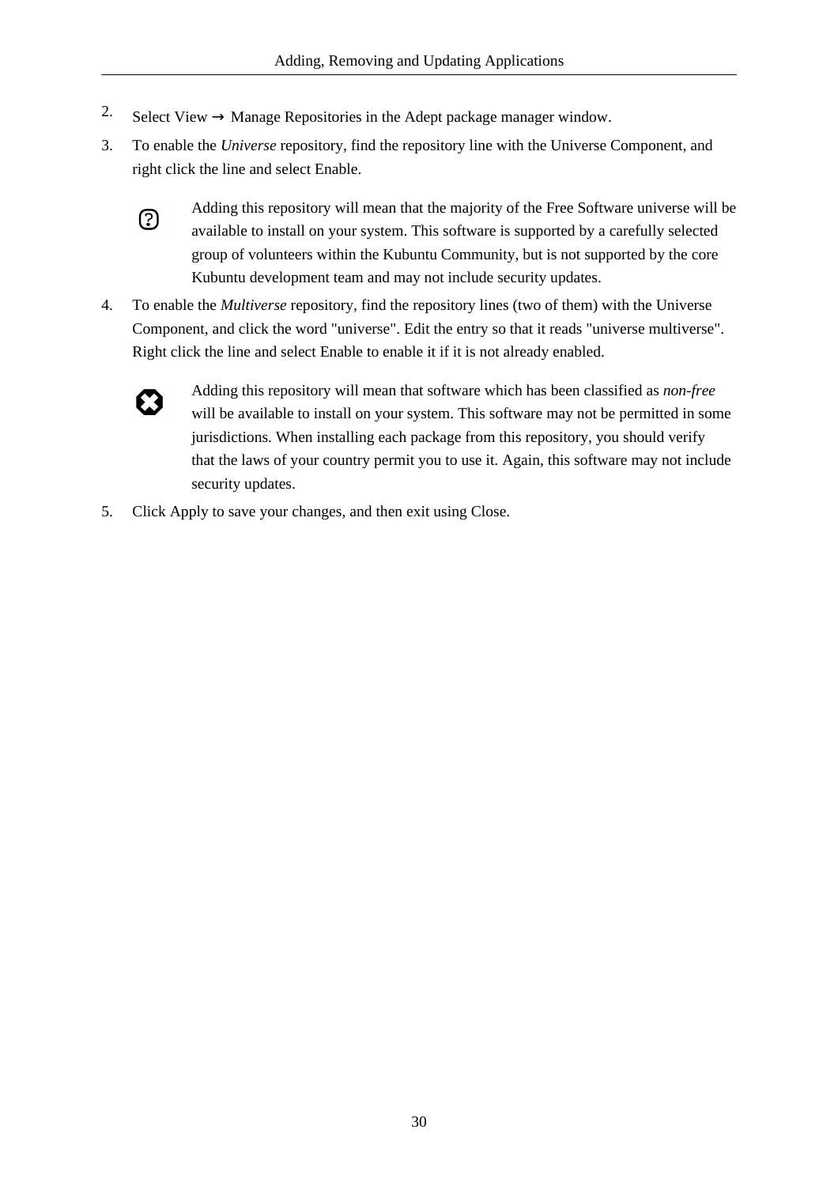2. Select View → Manage Repositories in the Adept package manager window.
3. To enable the *Universe* repository, find the repository line with the Universe Component, and right click the line and select Enable.

   > Adding this repository will mean that the majority of the Free Software universe will be available to install on your system. This software is supported by a carefully selected group of volunteers within the Kubuntu Community, but is not supported by the core Kubuntu development team and may not include security updates.

4. To enable the *Multiverse* repository, find the repository lines (two of them) with the Universe Component, and click the word "universe". Edit the entry so that it reads "universe multiverse". Right click the line and select Enable to enable it if it is not already enabled.

   > Adding this repository will mean that software which has been classified as *non-free* will be available to install on your system. This software may not be permitted in some jurisdictions. When installing each package from this repository, you should verify that the laws of your country permit you to use it. Again, this software may not include security updates.

5. Click Apply to save your changes, and then exit using Close.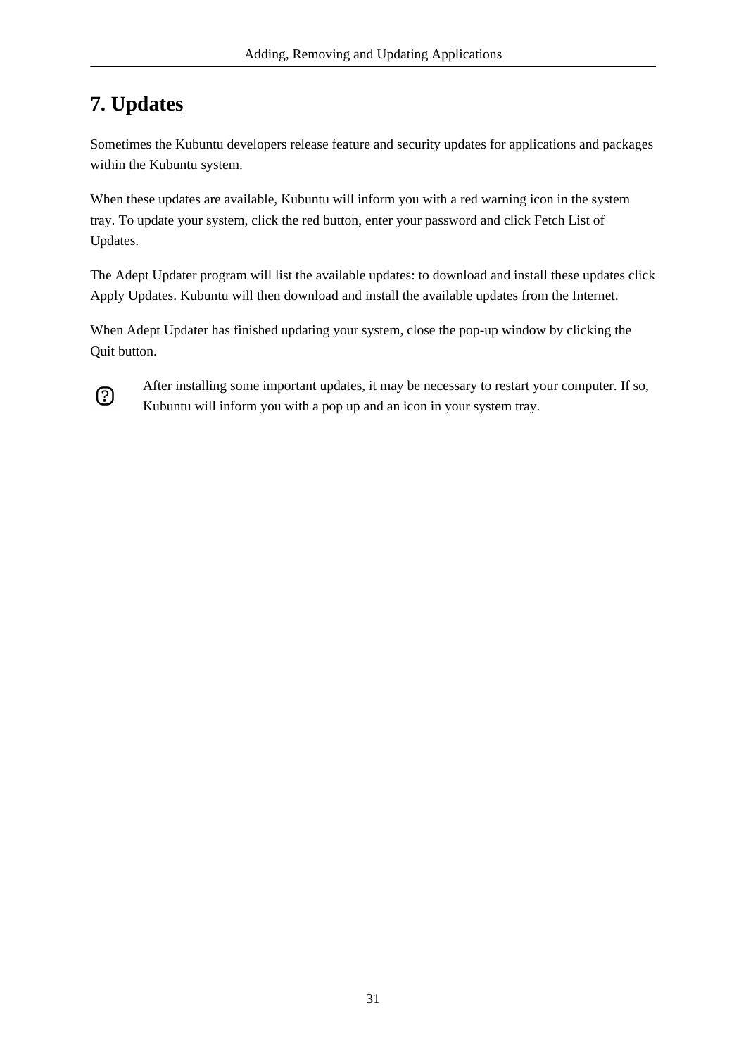# 7. Updates

Sometimes the Kubuntu developers release feature and security updates for applications and packages within the Kubuntu system.

When these updates are available, Kubuntu will inform you with a red warning icon in the system tray. To update your system, click the red button, enter your password and click Fetch List of Updates.

The Adept Updater program will list the available updates: to download and install these updates click Apply Updates. Kubuntu will then download and install the available updates from the Internet.

When Adept Updater has finished updating your system, close the pop-up window by clicking the Quit button.

After installing some important updates, it may be necessary to restart your computer. If so, Kubuntu will inform you with a pop up and an icon in your system tray.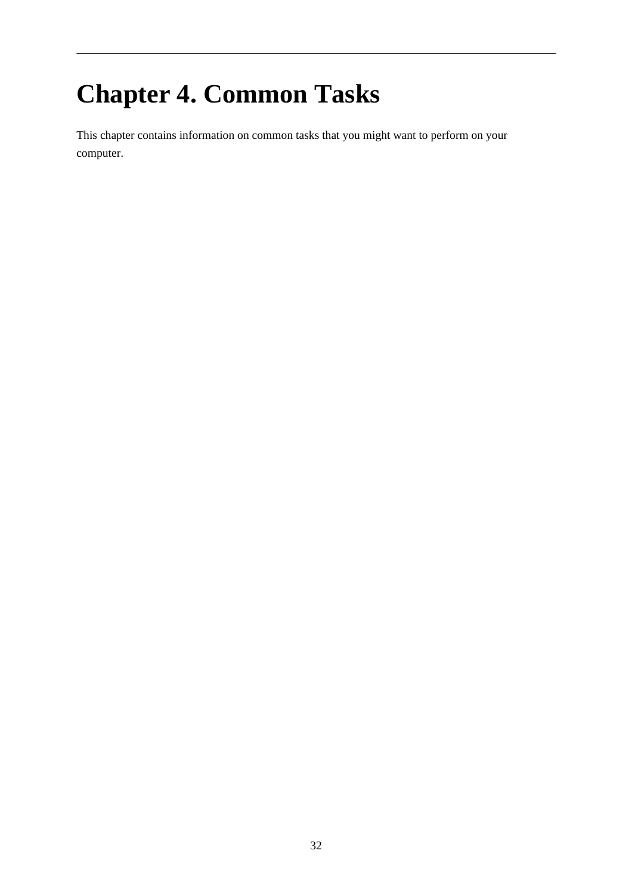# Chapter 4. Common Tasks

This chapter contains information on common tasks that you might want to perform on your computer.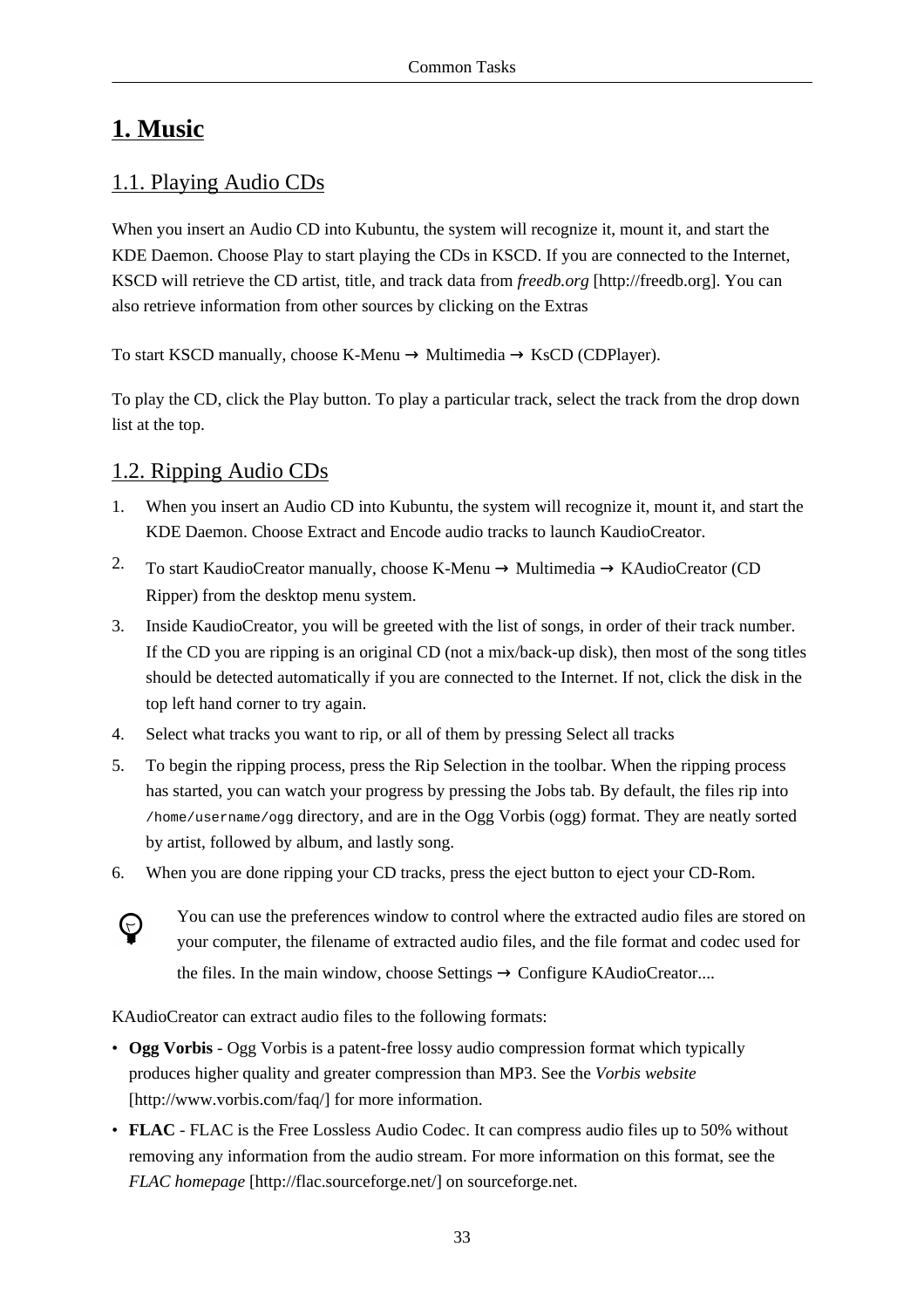# 1. Music

## 1.1. Playing Audio CDs

When you insert an Audio CD into Kubuntu, the system will recognize it, mount it, and start the KDE Daemon. Choose Play to start playing the CDs in KSCD. If you are connected to the Internet, KSCD will retrieve the CD artist, title, and track data from *freedb.org* [http://freedb.org]. You can also retrieve information from other sources by clicking on the Extras

To start KSCD manually, choose K-Menu → Multimedia → KsCD (CDPlayer).

To play the CD, click the Play button. To play a particular track, select the track from the drop down list at the top.

## 1.2. Ripping Audio CDs

1. When you insert an Audio CD into Kubuntu, the system will recognize it, mount it, and start the KDE Daemon. Choose Extract and Encode audio tracks to launch KaudioCreator.
2. To start KaudioCreator manually, choose K-Menu → Multimedia → KAudioCreator (CD Ripper) from the desktop menu system.
3. Inside KaudioCreator, you will be greeted with the list of songs, in order of their track number. If the CD you are ripping is an original CD (not a mix/back-up disk), then most of the song titles should be detected automatically if you are connected to the Internet. If not, click the disk in the top left hand corner to try again.
4. Select what tracks you want to rip, or all of them by pressing Select all tracks
5. To begin the ripping process, press the Rip Selection in the toolbar. When the ripping process has started, you can watch your progress by pressing the Jobs tab. By default, the files rip into `/home/username/ogg` directory, and are in the Ogg Vorbis (ogg) format. They are neatly sorted by artist, followed by album, and lastly song.
6. When you are done ripping your CD tracks, press the eject button to eject your CD-Rom.

> You can use the preferences window to control where the extracted audio files are stored on your computer, the filename of extracted audio files, and the file format and codec used for the files. In the main window, choose Settings → Configure KAudioCreator....

KAudioCreator can extract audio files to the following formats:

- **Ogg Vorbis** - Ogg Vorbis is a patent-free lossy audio compression format which typically produces higher quality and greater compression than MP3. See the *Vorbis website* [http://www.vorbis.com/faq/] for more information.
- **FLAC** - FLAC is the Free Lossless Audio Codec. It can compress audio files up to 50% without removing any information from the audio stream. For more information on this format, see the *FLAC homepage* [http://flac.sourceforge.net/] on sourceforge.net.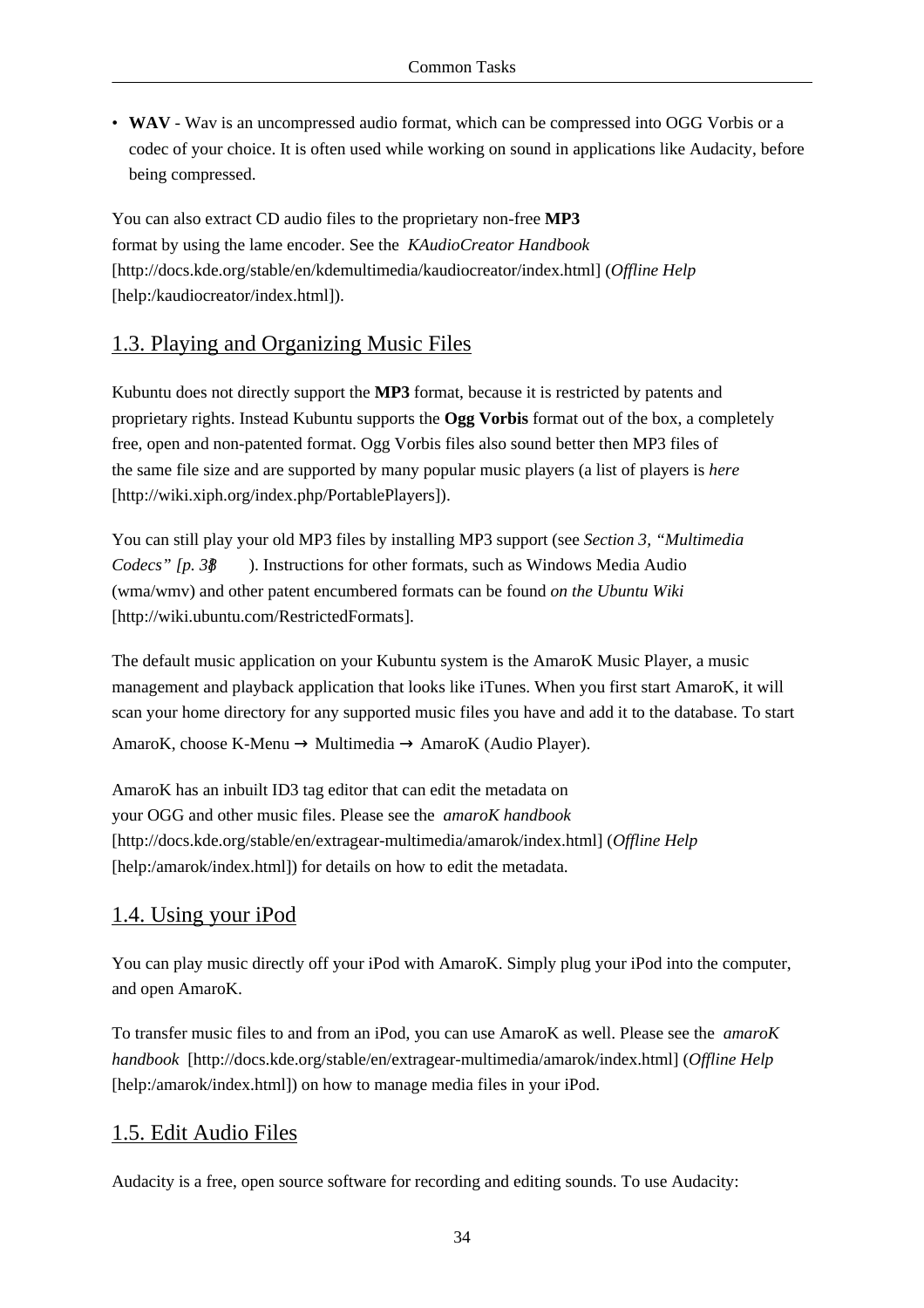- **WAV** - Wav is an uncompressed audio format, which can be compressed into OGG Vorbis or a codec of your choice. It is often used while working on sound in applications like Audacity, before being compressed.

You can also extract CD audio files to the proprietary non-free **MP3** format by using the lame encoder. See the *KAudioCreator Handbook* [http://docs.kde.org/stable/en/kdemultimedia/kaudiocreator/index.html] (*Offline Help* [help:/kaudiocreator/index.html]).

## 1.3. Playing and Organizing Music Files

Kubuntu does not directly support the **MP3** format, because it is restricted by patents and proprietary rights. Instead Kubuntu supports the **Ogg Vorbis** format out of the box, a completely free, open and non-patented format. Ogg Vorbis files also sound better then MP3 files of the same file size and are supported by many popular music players (a list of players is *here* [http://wiki.xiph.org/index.php/PortablePlayers]).

You can still play your old MP3 files by installing MP3 support (see *Section 3, "Multimedia Codecs" [p. 38]*). Instructions for other formats, such as Windows Media Audio (wma/wmv) and other patent encumbered formats can be found *on the Ubuntu Wiki* [http://wiki.ubuntu.com/RestrictedFormats].

The default music application on your Kubuntu system is the AmaroK Music Player, a music management and playback application that looks like iTunes. When you first start AmaroK, it will scan your home directory for any supported music files you have and add it to the database. To start AmaroK, choose K-Menu → Multimedia → AmaroK (Audio Player).

AmaroK has an inbuilt ID3 tag editor that can edit the metadata on your OGG and other music files. Please see the *amaroK handbook* [http://docs.kde.org/stable/en/extragear-multimedia/amarok/index.html] (*Offline Help* [help:/amarok/index.html]) for details on how to edit the metadata.

## 1.4. Using your iPod

You can play music directly off your iPod with AmaroK. Simply plug your iPod into the computer, and open AmaroK.

To transfer music files to and from an iPod, you can use AmaroK as well. Please see the *amaroK handbook* [http://docs.kde.org/stable/en/extragear-multimedia/amarok/index.html] (*Offline Help* [help:/amarok/index.html]) on how to manage media files in your iPod.

## 1.5. Edit Audio Files

Audacity is a free, open source software for recording and editing sounds. To use Audacity: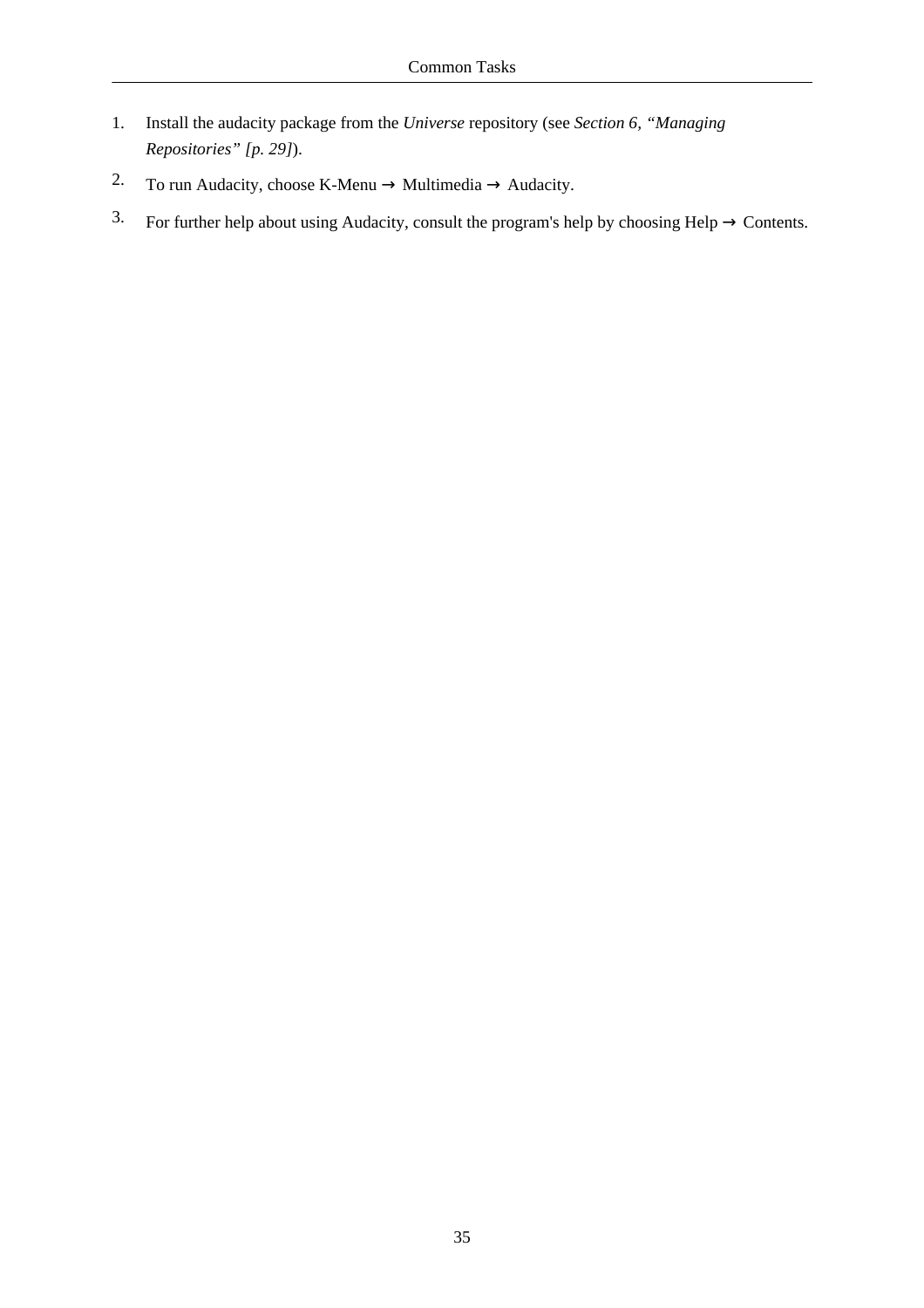1. Install the audacity package from the *Universe* repository (see *Section 6, “Managing Repositories” [p. 29]*).
2. To run Audacity, choose K-Menu → Multimedia → Audacity.
3. For further help about using Audacity, consult the program's help by choosing Help → Contents.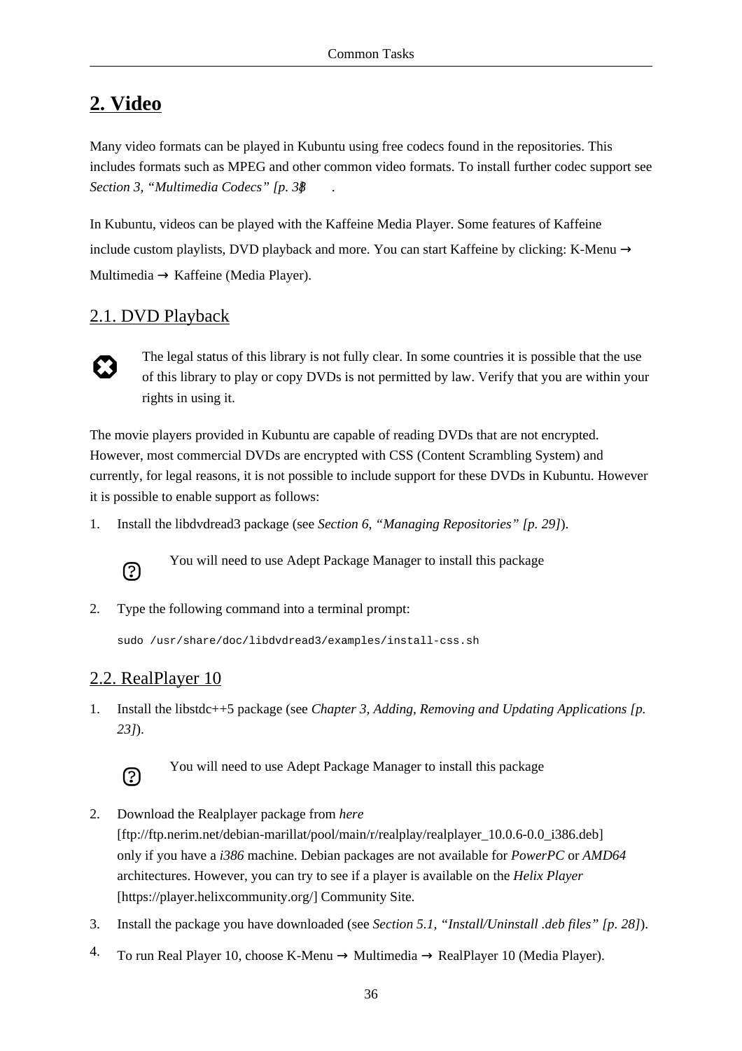## 2. Video

Many video formats can be played in Kubuntu using free codecs found in the repositories. This includes formats such as MPEG and other common video formats. To install further codec support see *Section 3, "Multimedia Codecs" [p. 38]* .

In Kubuntu, videos can be played with the Kaffeine Media Player. Some features of Kaffeine include custom playlists, DVD playback and more. You can start Kaffeine by clicking: K-Menu → Multimedia → Kaffeine (Media Player).

### 2.1. DVD Playback

The legal status of this library is not fully clear. In some countries it is possible that the use of this library to play or copy DVDs is not permitted by law. Verify that you are within your rights in using it.

The movie players provided in Kubuntu are capable of reading DVDs that are not encrypted. However, most commercial DVDs are encrypted with CSS (Content Scrambling System) and currently, for legal reasons, it is not possible to include support for these DVDs in Kubuntu. However it is possible to enable support as follows:

1. Install the libdvdread3 package (see *Section 6, "Managing Repositories" [p. 29]*).

   You will need to use Adept Package Manager to install this package

2. Type the following command into a terminal prompt:

   ```
   sudo /usr/share/doc/libdvdread3/examples/install-css.sh
   ```

### 2.2. RealPlayer 10

1. Install the libstdc++5 package (see *Chapter 3, Adding, Removing and Updating Applications [p. 23]*).

   You will need to use Adept Package Manager to install this package

2. Download the Realplayer package from *here* [ftp://ftp.nerim.net/debian-marillat/pool/main/r/realplay/realplayer_10.0.6-0.0_i386.deb] only if you have a *i386* machine. Debian packages are not available for *PowerPC* or *AMD64* architectures. However, you can try to see if a player is available on the *Helix Player* [https://player.helixcommunity.org/] Community Site.

3. Install the package you have downloaded (see *Section 5.1, "Install/Uninstall .deb files" [p. 28]*).

4. To run Real Player 10, choose K-Menu → Multimedia → RealPlayer 10 (Media Player).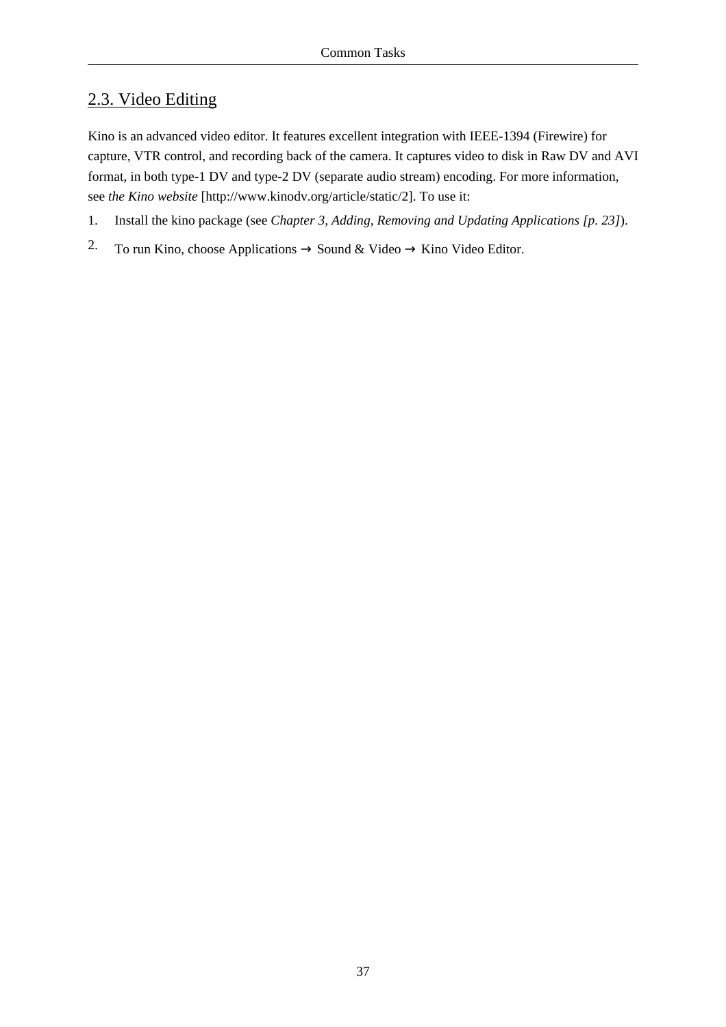## 2.3. Video Editing

Kino is an advanced video editor. It features excellent integration with IEEE-1394 (Firewire) for capture, VTR control, and recording back of the camera. It captures video to disk in Raw DV and AVI format, in both type-1 DV and type-2 DV (separate audio stream) encoding. For more information, see *the Kino website* [http://www.kinodv.org/article/static/2]. To use it:

1. Install the kino package (see *Chapter 3, Adding, Removing and Updating Applications [p. 23]*).
2. To run Kino, choose Applications → Sound & Video → Kino Video Editor.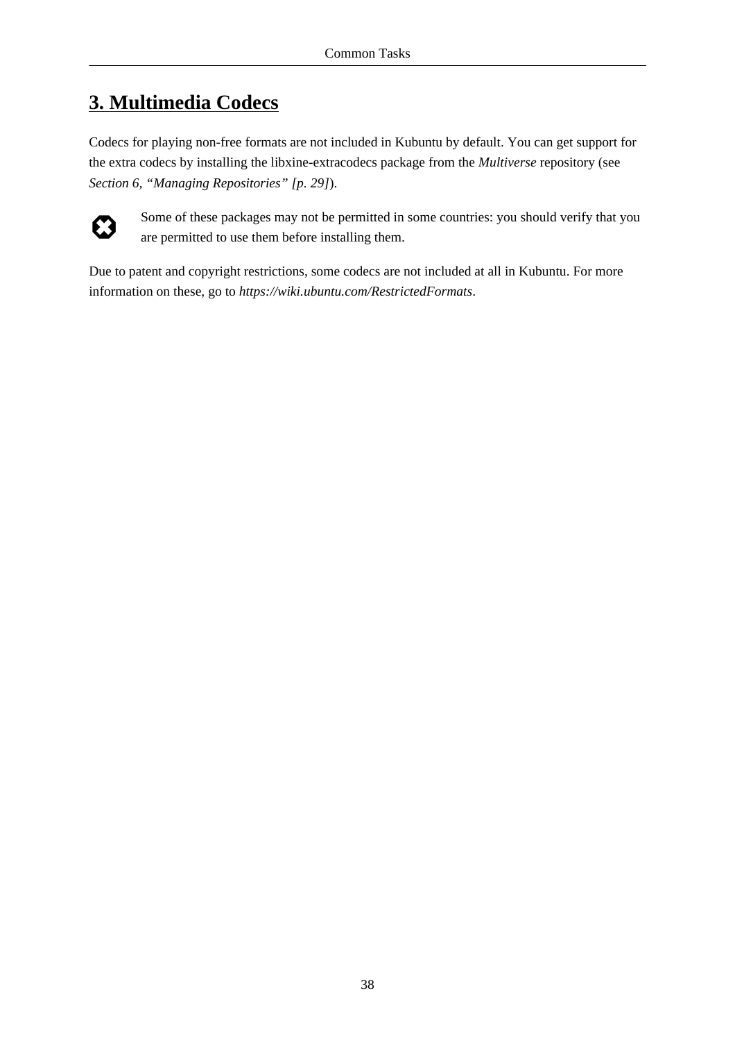## 3. Multimedia Codecs

Codecs for playing non-free formats are not included in Kubuntu by default. You can get support for the extra codecs by installing the libxine-extracodecs package from the *Multiverse* repository (see *Section 6, "Managing Repositories" [p. 29]*).

Some of these packages may not be permitted in some countries: you should verify that you are permitted to use them before installing them.

Due to patent and copyright restrictions, some codecs are not included at all in Kubuntu. For more information on these, go to *https://wiki.ubuntu.com/RestrictedFormats*.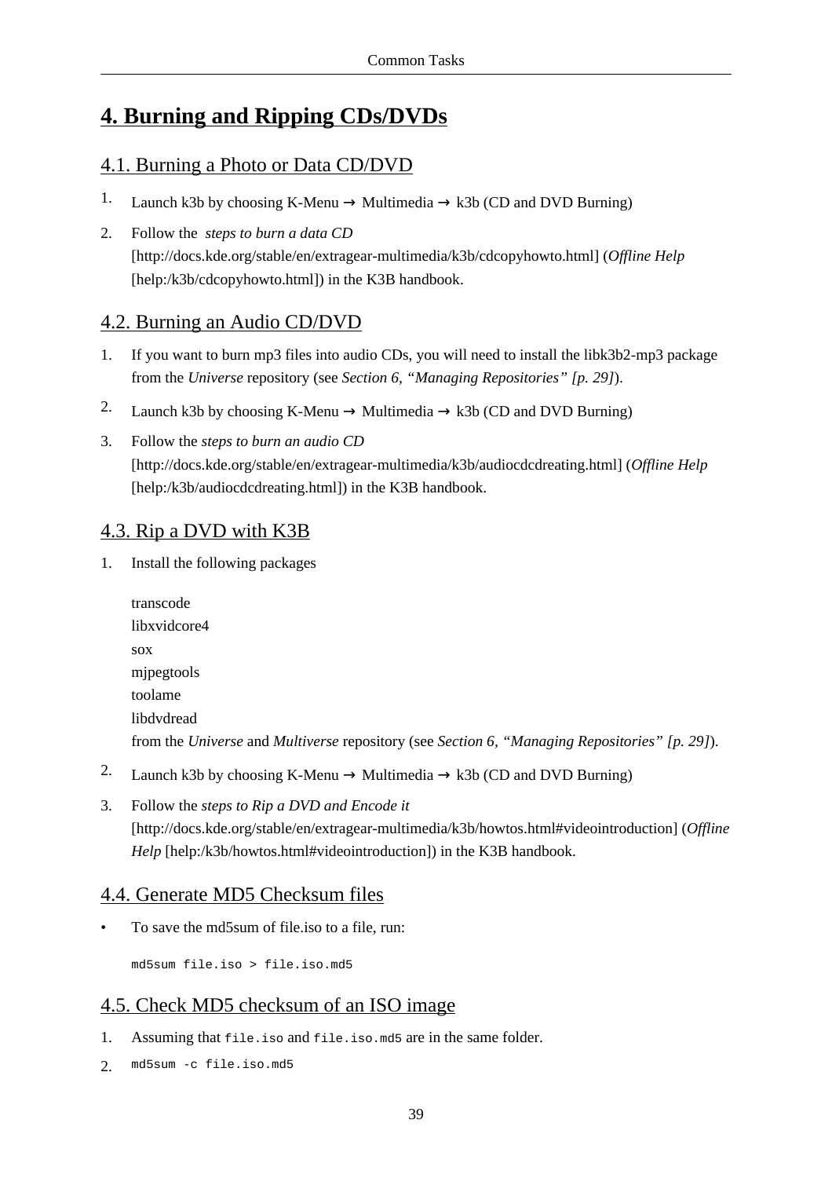# 4. Burning and Ripping CDs/DVDs

## 4.1. Burning a Photo or Data CD/DVD

1. Launch k3b by choosing K-Menu → Multimedia → k3b (CD and DVD Burning)
2. Follow the *steps to burn a data CD* [http://docs.kde.org/stable/en/extragear-multimedia/k3b/cdcopyhowto.html] (*Offline Help* [help:/k3b/cdcopyhowto.html]) in the K3B handbook.

## 4.2. Burning an Audio CD/DVD

1. If you want to burn mp3 files into audio CDs, you will need to install the libk3b2-mp3 package from the *Universe* repository (see *Section 6, "Managing Repositories" [p. 29]*).
2. Launch k3b by choosing K-Menu → Multimedia → k3b (CD and DVD Burning)
3. Follow the *steps to burn an audio CD* [http://docs.kde.org/stable/en/extragear-multimedia/k3b/audiocdcdreating.html] (*Offline Help* [help:/k3b/audiocdcdreating.html]) in the K3B handbook.

## 4.3. Rip a DVD with K3B

1. Install the following packages

   transcode
   libxvidcore4
   sox
   mjpegtools
   toolame
   libdvdread
   from the *Universe* and *Multiverse* repository (see *Section 6, "Managing Repositories" [p. 29]*).
2. Launch k3b by choosing K-Menu → Multimedia → k3b (CD and DVD Burning)
3. Follow the *steps to Rip a DVD and Encode it* [http://docs.kde.org/stable/en/extragear-multimedia/k3b/howtos.html#videointroduction] (*Offline Help* [help:/k3b/howtos.html#videointroduction]) in the K3B handbook.

## 4.4. Generate MD5 Checksum files

- To save the md5sum of file.iso to a file, run:

```
md5sum file.iso > file.iso.md5
```

## 4.5. Check MD5 checksum of an ISO image

1. Assuming that `file.iso` and `file.iso.md5` are in the same folder.
2. `md5sum -c file.iso.md5`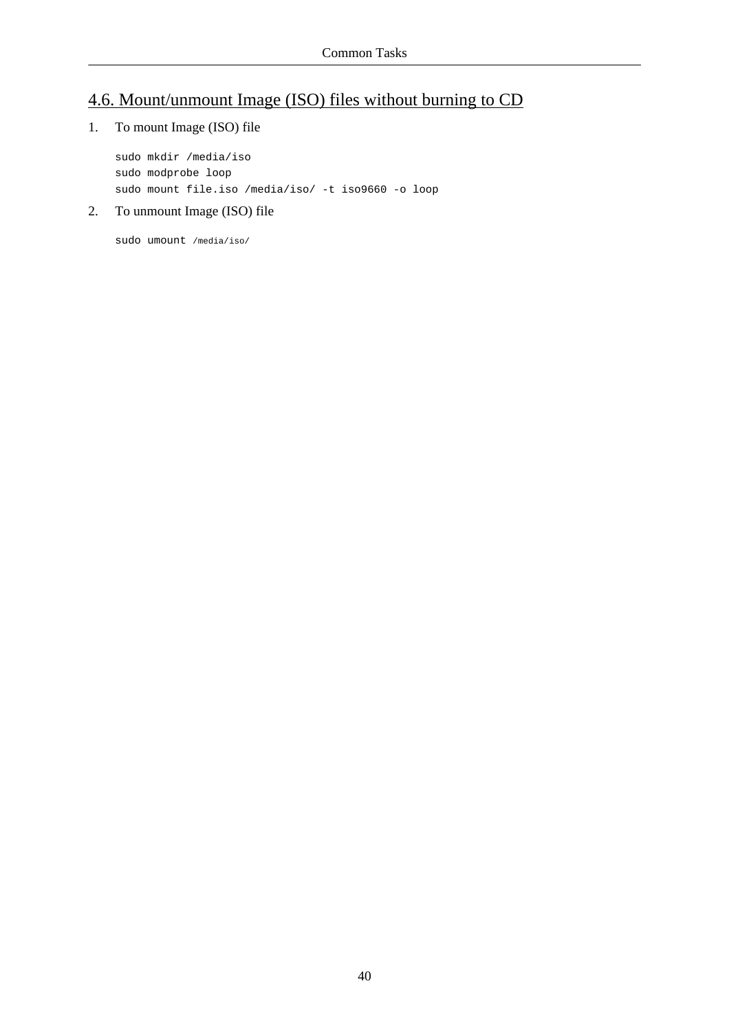## 4.6. Mount/unmount Image (ISO) files without burning to CD

1. To mount Image (ISO) file

```
sudo mkdir /media/iso
sudo modprobe loop
sudo mount file.iso /media/iso/ -t iso9660 -o loop
```

2. To unmount Image (ISO) file

```
sudo umount /media/iso/
```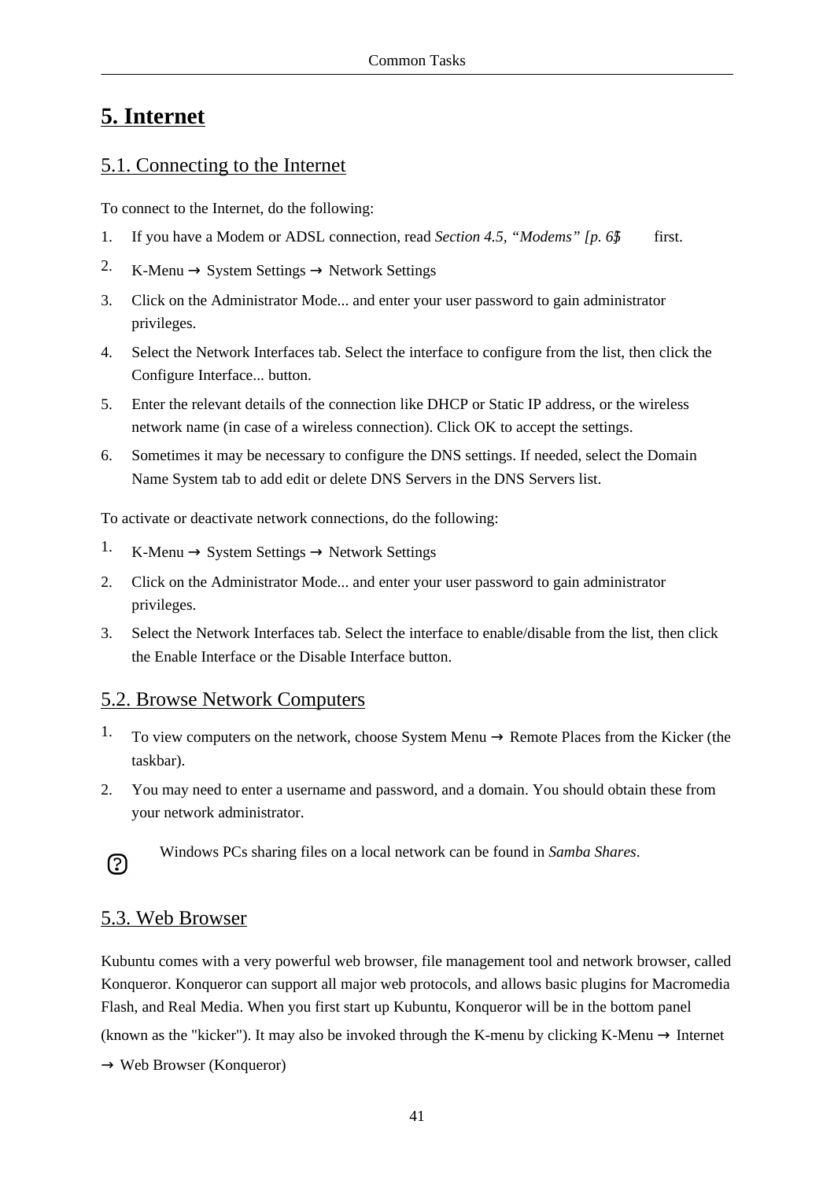# 5. Internet

## 5.1. Connecting to the Internet

To connect to the Internet, do the following:

1. If you have a Modem or ADSL connection, read *Section 4.5, “Modems” [p. 63]* first.
2. K-Menu → System Settings → Network Settings
3. Click on the Administrator Mode... and enter your user password to gain administrator privileges.
4. Select the Network Interfaces tab. Select the interface to configure from the list, then click the Configure Interface... button.
5. Enter the relevant details of the connection like DHCP or Static IP address, or the wireless network name (in case of a wireless connection). Click OK to accept the settings.
6. Sometimes it may be necessary to configure the DNS settings. If needed, select the Domain Name System tab to add edit or delete DNS Servers in the DNS Servers list.

To activate or deactivate network connections, do the following:

1. K-Menu → System Settings → Network Settings
2. Click on the Administrator Mode... and enter your user password to gain administrator privileges.
3. Select the Network Interfaces tab. Select the interface to enable/disable from the list, then click the Enable Interface or the Disable Interface button.

## 5.2. Browse Network Computers

1. To view computers on the network, choose System Menu → Remote Places from the Kicker (the taskbar).
2. You may need to enter a username and password, and a domain. You should obtain these from your network administrator.

Windows PCs sharing files on a local network can be found in *Samba Shares*.

## 5.3. Web Browser

Kubuntu comes with a very powerful web browser, file management tool and network browser, called Konqueror. Konqueror can support all major web protocols, and allows basic plugins for Macromedia Flash, and Real Media. When you first start up Kubuntu, Konqueror will be in the bottom panel (known as the "kicker"). It may also be invoked through the K-menu by clicking K-Menu → Internet → Web Browser (Konqueror)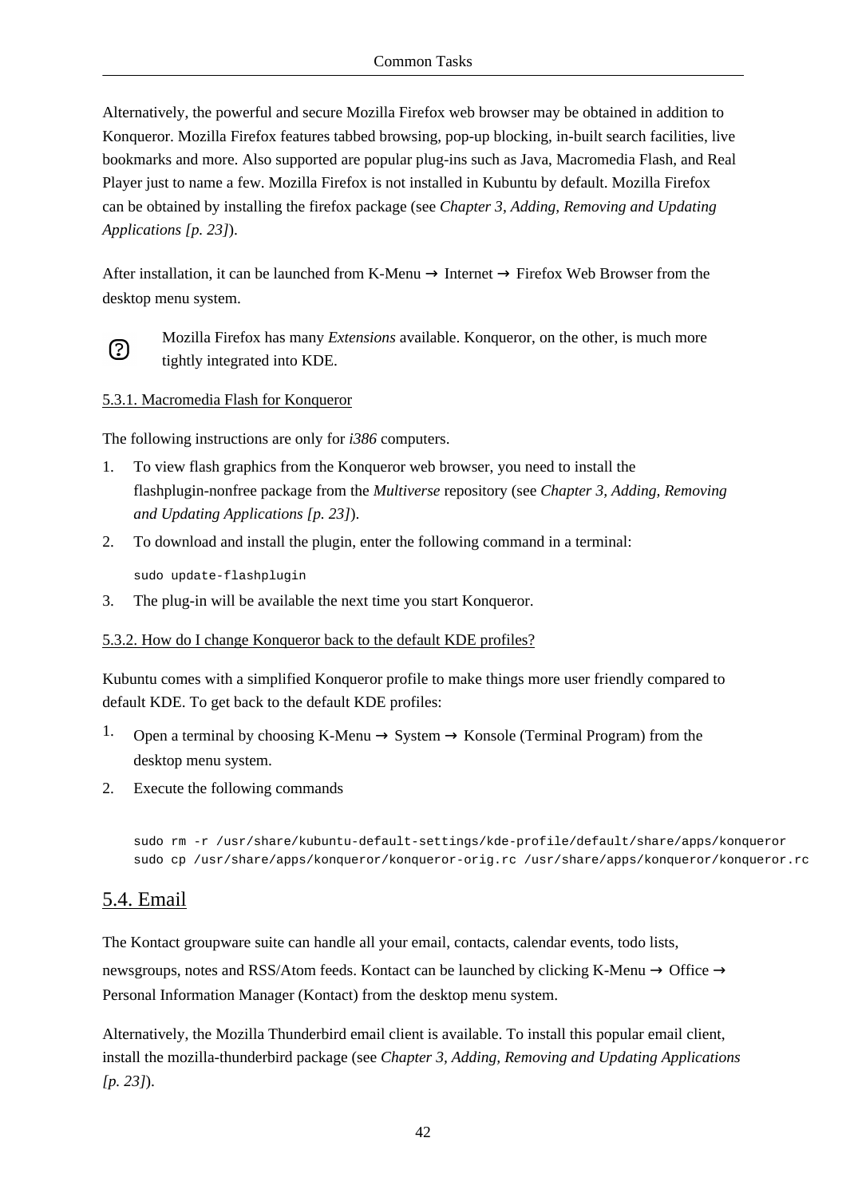Alternatively, the powerful and secure Mozilla Firefox web browser may be obtained in addition to Konqueror. Mozilla Firefox features tabbed browsing, pop-up blocking, in-built search facilities, live bookmarks and more. Also supported are popular plug-ins such as Java, Macromedia Flash, and Real Player just to name a few. Mozilla Firefox is not installed in Kubuntu by default. Mozilla Firefox can be obtained by installing the firefox package (see *Chapter 3, Adding, Removing and Updating Applications [p. 23]*).

After installation, it can be launched from K-Menu → Internet → Firefox Web Browser from the desktop menu system.

Mozilla Firefox has many *Extensions* available. Konqueror, on the other, is much more tightly integrated into KDE.

### 5.3.1. Macromedia Flash for Konqueror

The following instructions are only for *i386* computers.

1. To view flash graphics from the Konqueror web browser, you need to install the flashplugin-nonfree package from the *Multiverse* repository (see *Chapter 3, Adding, Removing and Updating Applications [p. 23]*).
2. To download and install the plugin, enter the following command in a terminal:

   ```
   sudo update-flashplugin
   ```

3. The plug-in will be available the next time you start Konqueror.

### 5.3.2. How do I change Konqueror back to the default KDE profiles?

Kubuntu comes with a simplified Konqueror profile to make things more user friendly compared to default KDE. To get back to the default KDE profiles:

1. Open a terminal by choosing K-Menu → System → Konsole (Terminal Program) from the desktop menu system.
2. Execute the following commands

   ```
   sudo rm -r /usr/share/kubuntu-default-settings/kde-profile/default/share/apps/konqueror
   sudo cp /usr/share/apps/konqueror/konqueror-orig.rc /usr/share/apps/konqueror/konqueror.rc
   ```

## 5.4. Email

The Kontact groupware suite can handle all your email, contacts, calendar events, todo lists, newsgroups, notes and RSS/Atom feeds. Kontact can be launched by clicking K-Menu → Office → Personal Information Manager (Kontact) from the desktop menu system.

Alternatively, the Mozilla Thunderbird email client is available. To install this popular email client, install the mozilla-thunderbird package (see *Chapter 3, Adding, Removing and Updating Applications [p. 23]*).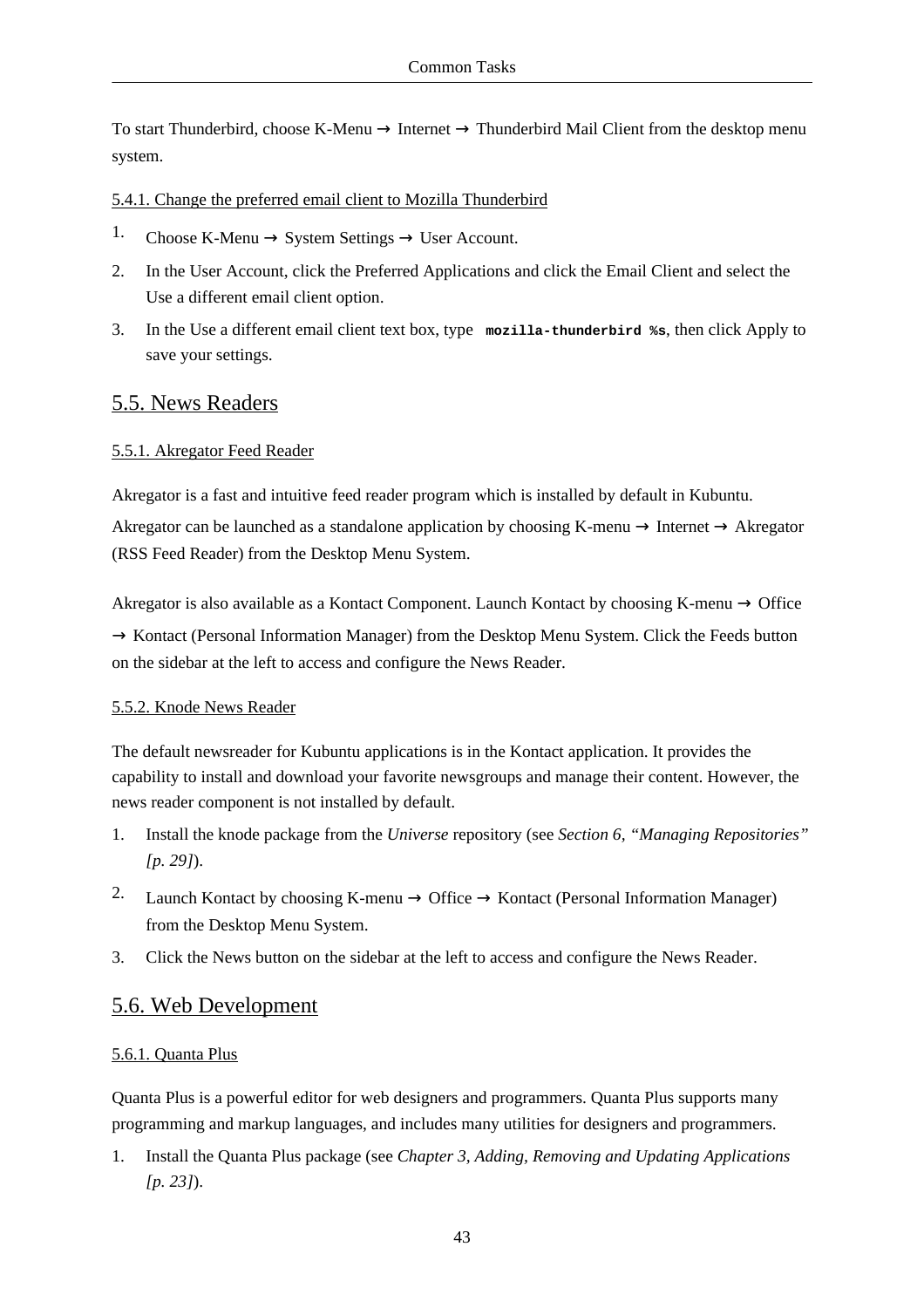To start Thunderbird, choose K-Menu → Internet → Thunderbird Mail Client from the desktop menu system.

#### 5.4.1. Change the preferred email client to Mozilla Thunderbird

1. Choose K-Menu → System Settings → User Account.
2. In the User Account, click the Preferred Applications and click the Email Client and select the Use a different email client option.
3. In the Use a different email client text box, type `mozilla-thunderbird %s`, then click Apply to save your settings.

## 5.5. News Readers

#### 5.5.1. Akregator Feed Reader

Akregator is a fast and intuitive feed reader program which is installed by default in Kubuntu.

Akregator can be launched as a standalone application by choosing K-menu → Internet → Akregator (RSS Feed Reader) from the Desktop Menu System.

Akregator is also available as a Kontact Component. Launch Kontact by choosing K-menu → Office → Kontact (Personal Information Manager) from the Desktop Menu System. Click the Feeds button on the sidebar at the left to access and configure the News Reader.

#### 5.5.2. Knode News Reader

The default newsreader for Kubuntu applications is in the Kontact application. It provides the capability to install and download your favorite newsgroups and manage their content. However, the news reader component is not installed by default.

1. Install the knode package from the *Universe* repository (see *Section 6, "Managing Repositories" [p. 29]*).
2. Launch Kontact by choosing K-menu → Office → Kontact (Personal Information Manager) from the Desktop Menu System.
3. Click the News button on the sidebar at the left to access and configure the News Reader.

## 5.6. Web Development

#### 5.6.1. Quanta Plus

Quanta Plus is a powerful editor for web designers and programmers. Quanta Plus supports many programming and markup languages, and includes many utilities for designers and programmers.

1. Install the Quanta Plus package (see *Chapter 3, Adding, Removing and Updating Applications [p. 23]*).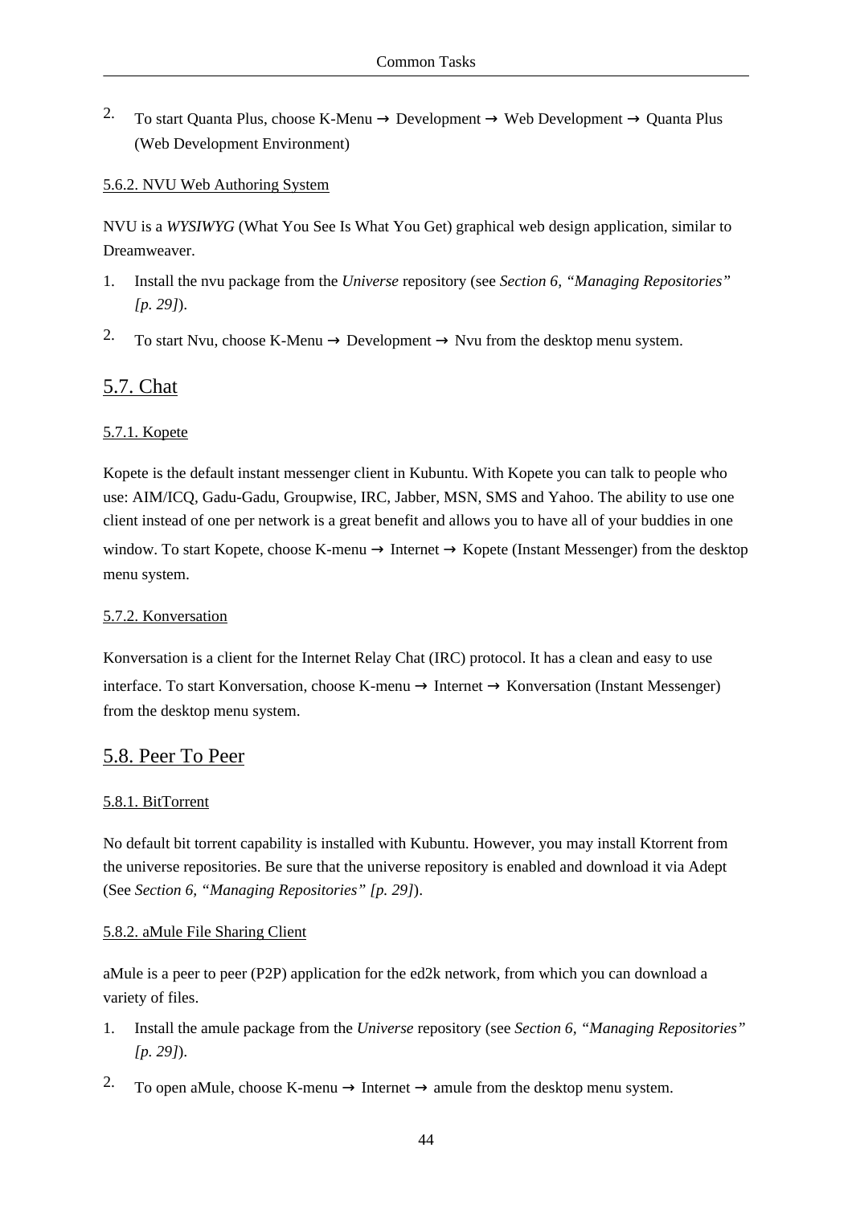2. To start Quanta Plus, choose K-Menu → Development → Web Development → Quanta Plus (Web Development Environment)

#### 5.6.2. NVU Web Authoring System

NVU is a *WYSIWYG* (What You See Is What You Get) graphical web design application, similar to Dreamweaver.

1. Install the nvu package from the *Universe* repository (see *Section 6, "Managing Repositories" [p. 29]*).
2. To start Nvu, choose K-Menu → Development → Nvu from the desktop menu system.

### 5.7. Chat

#### 5.7.1. Kopete

Kopete is the default instant messenger client in Kubuntu. With Kopete you can talk to people who use: AIM/ICQ, Gadu-Gadu, Groupwise, IRC, Jabber, MSN, SMS and Yahoo. The ability to use one client instead of one per network is a great benefit and allows you to have all of your buddies in one window. To start Kopete, choose K-menu → Internet → Kopete (Instant Messenger) from the desktop menu system.

#### 5.7.2. Konversation

Konversation is a client for the Internet Relay Chat (IRC) protocol. It has a clean and easy to use interface. To start Konversation, choose K-menu → Internet → Konversation (Instant Messenger) from the desktop menu system.

### 5.8. Peer To Peer

#### 5.8.1. BitTorrent

No default bit torrent capability is installed with Kubuntu. However, you may install Ktorrent from the universe repositories. Be sure that the universe repository is enabled and download it via Adept (See *Section 6, "Managing Repositories" [p. 29]*).

#### 5.8.2. aMule File Sharing Client

aMule is a peer to peer (P2P) application for the ed2k network, from which you can download a variety of files.

1. Install the amule package from the *Universe* repository (see *Section 6, "Managing Repositories" [p. 29]*).
2. To open aMule, choose K-menu → Internet → amule from the desktop menu system.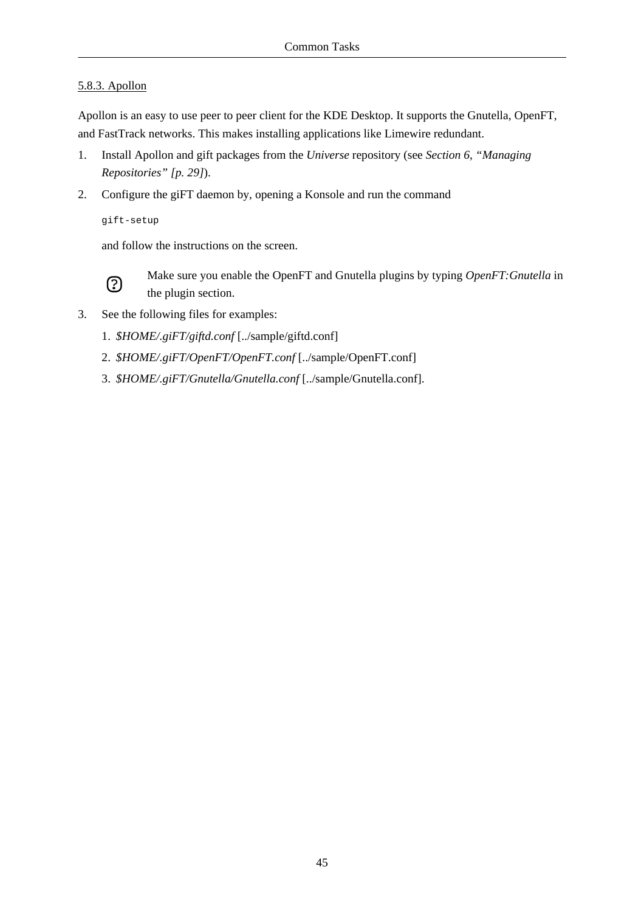### 5.8.3. Apollon

Apollon is an easy to use peer to peer client for the KDE Desktop. It supports the Gnutella, OpenFT, and FastTrack networks. This makes installing applications like Limewire redundant.

1. Install Apollon and gift packages from the *Universe* repository (see *Section 6, "Managing Repositories" [p. 29]*).
2. Configure the giFT daemon by, opening a Konsole and run the command

   ```
   gift-setup
   ```

   and follow the instructions on the screen.

   Make sure you enable the OpenFT and Gnutella plugins by typing *OpenFT:Gnutella* in the plugin section.

3. See the following files for examples:
   1. *$HOME/.giFT/giftd.conf* [../sample/giftd.conf]
   2. *$HOME/.giFT/OpenFT/OpenFT.conf* [../sample/OpenFT.conf]
   3. *$HOME/.giFT/Gnutella/Gnutella.conf* [../sample/Gnutella.conf].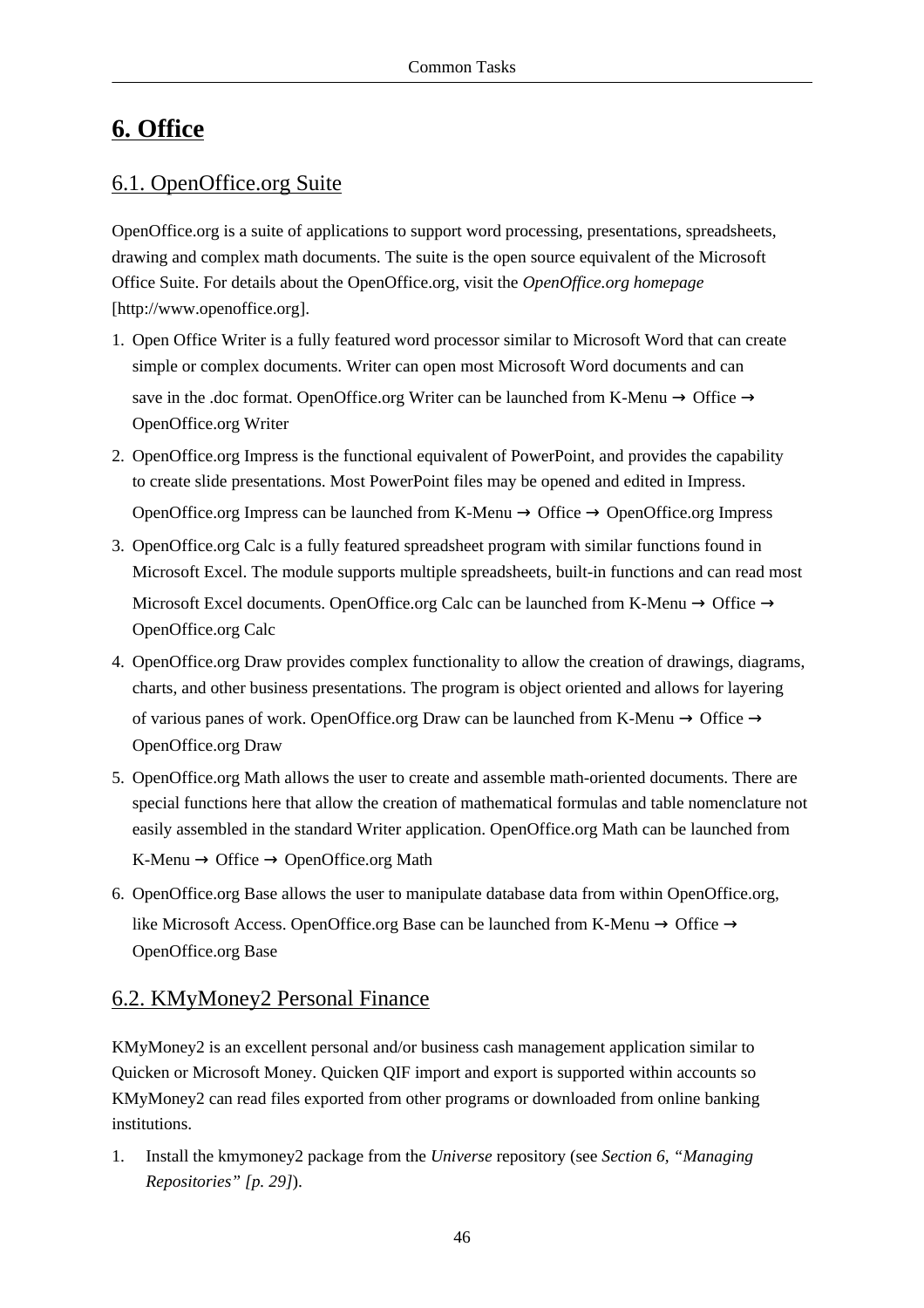# 6. Office

## 6.1. OpenOffice.org Suite

OpenOffice.org is a suite of applications to support word processing, presentations, spreadsheets, drawing and complex math documents. The suite is the open source equivalent of the Microsoft Office Suite. For details about the OpenOffice.org, visit the *OpenOffice.org homepage* [http://www.openoffice.org].

1. Open Office Writer is a fully featured word processor similar to Microsoft Word that can create simple or complex documents. Writer can open most Microsoft Word documents and can save in the .doc format. OpenOffice.org Writer can be launched from K-Menu → Office → OpenOffice.org Writer
2. OpenOffice.org Impress is the functional equivalent of PowerPoint, and provides the capability to create slide presentations. Most PowerPoint files may be opened and edited in Impress. OpenOffice.org Impress can be launched from K-Menu → Office → OpenOffice.org Impress
3. OpenOffice.org Calc is a fully featured spreadsheet program with similar functions found in Microsoft Excel. The module supports multiple spreadsheets, built-in functions and can read most Microsoft Excel documents. OpenOffice.org Calc can be launched from K-Menu → Office → OpenOffice.org Calc
4. OpenOffice.org Draw provides complex functionality to allow the creation of drawings, diagrams, charts, and other business presentations. The program is object oriented and allows for layering of various panes of work. OpenOffice.org Draw can be launched from K-Menu → Office → OpenOffice.org Draw
5. OpenOffice.org Math allows the user to create and assemble math-oriented documents. There are special functions here that allow the creation of mathematical formulas and table nomenclature not easily assembled in the standard Writer application. OpenOffice.org Math can be launched from K-Menu → Office → OpenOffice.org Math
6. OpenOffice.org Base allows the user to manipulate database data from within OpenOffice.org, like Microsoft Access. OpenOffice.org Base can be launched from K-Menu → Office → OpenOffice.org Base

## 6.2. KMyMoney2 Personal Finance

KMyMoney2 is an excellent personal and/or business cash management application similar to Quicken or Microsoft Money. Quicken QIF import and export is supported within accounts so KMyMoney2 can read files exported from other programs or downloaded from online banking institutions.

1. Install the kmymoney2 package from the *Universe* repository (see *Section 6, "Managing Repositories" [p. 29]*).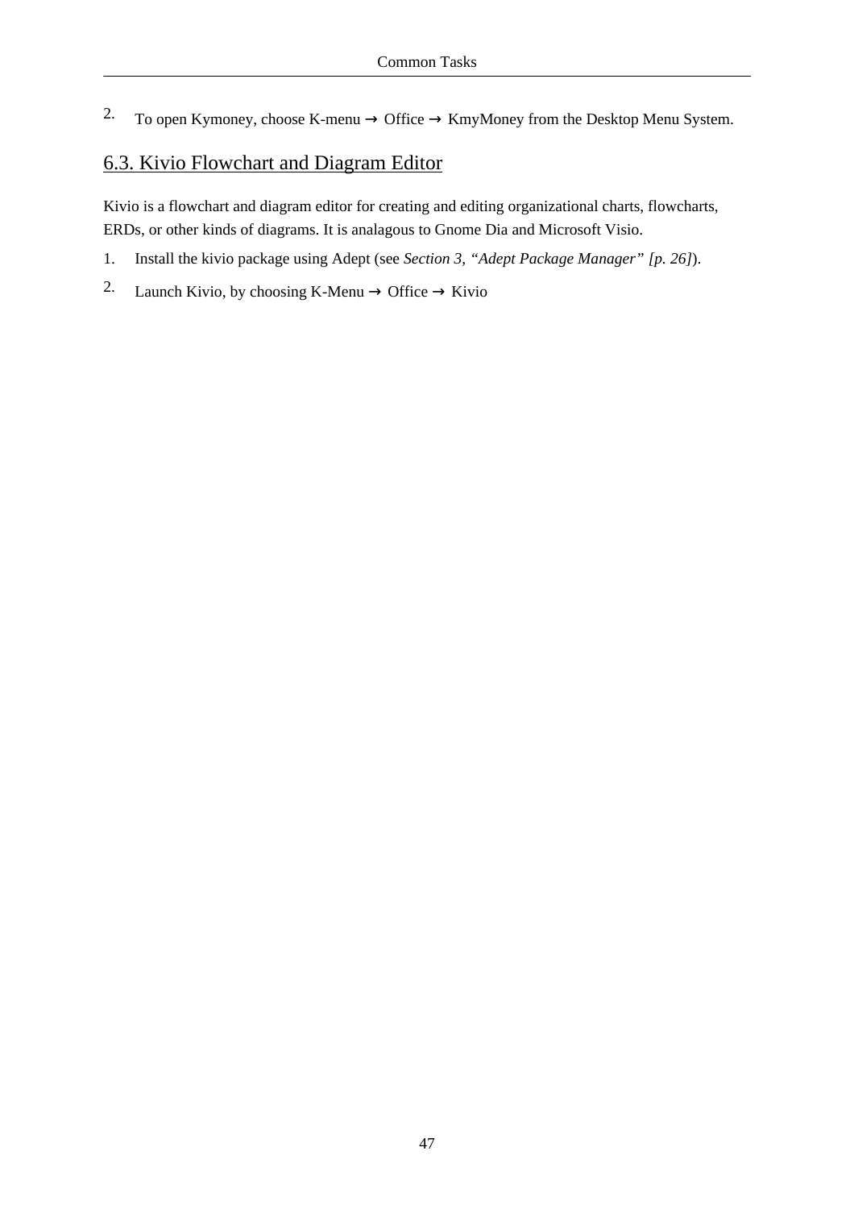2. To open Kymoney, choose K-menu → Office → KmyMoney from the Desktop Menu System.

## 6.3. Kivio Flowchart and Diagram Editor

Kivio is a flowchart and diagram editor for creating and editing organizational charts, flowcharts, ERDs, or other kinds of diagrams. It is analagous to Gnome Dia and Microsoft Visio.

1. Install the kivio package using Adept (see *Section 3, “Adept Package Manager” [p. 26]*).
2. Launch Kivio, by choosing K-Menu → Office → Kivio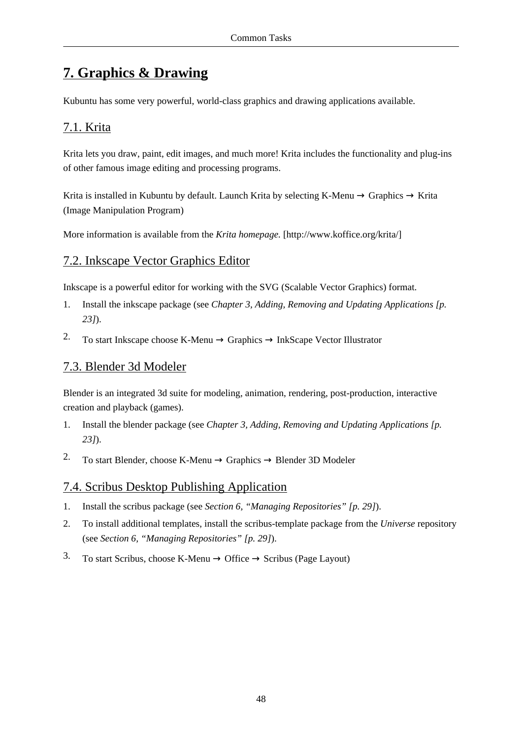# 7. Graphics & Drawing

Kubuntu has some very powerful, world-class graphics and drawing applications available.

## 7.1. Krita

Krita lets you draw, paint, edit images, and much more! Krita includes the functionality and plug-ins of other famous image editing and processing programs.

Krita is installed in Kubuntu by default. Launch Krita by selecting K-Menu → Graphics → Krita (Image Manipulation Program)

More information is available from the *Krita homepage.* [http://www.koffice.org/krita/]

## 7.2. Inkscape Vector Graphics Editor

Inkscape is a powerful editor for working with the SVG (Scalable Vector Graphics) format.

1. Install the inkscape package (see *Chapter 3, Adding, Removing and Updating Applications [p. 23]*).
2. To start Inkscape choose K-Menu → Graphics → InkScape Vector Illustrator

## 7.3. Blender 3d Modeler

Blender is an integrated 3d suite for modeling, animation, rendering, post-production, interactive creation and playback (games).

1. Install the blender package (see *Chapter 3, Adding, Removing and Updating Applications [p. 23]*).
2. To start Blender, choose K-Menu → Graphics → Blender 3D Modeler

## 7.4. Scribus Desktop Publishing Application

1. Install the scribus package (see *Section 6, "Managing Repositories" [p. 29]*).
2. To install additional templates, install the scribus-template package from the *Universe* repository (see *Section 6, "Managing Repositories" [p. 29]*).
3. To start Scribus, choose K-Menu → Office → Scribus (Page Layout)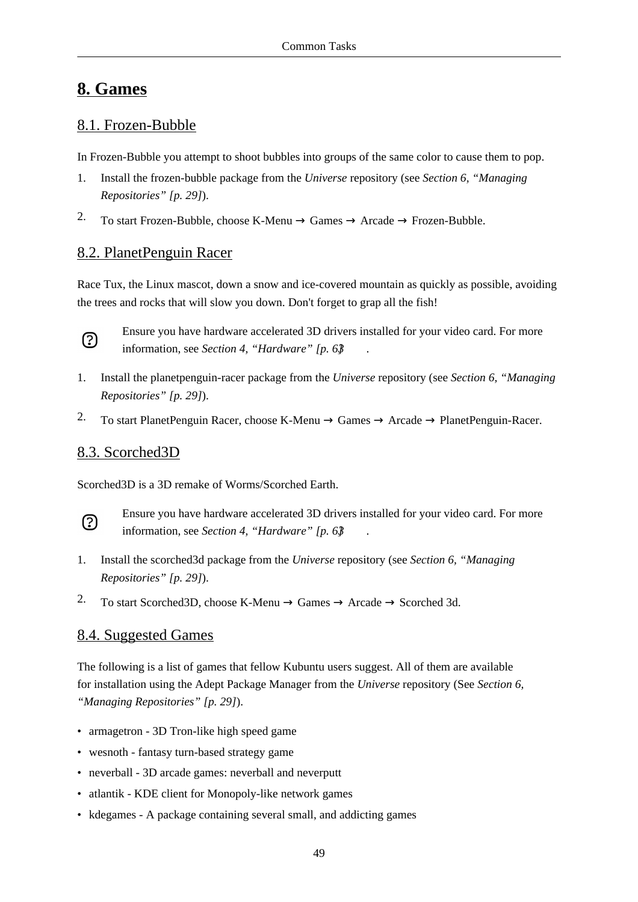# 8. Games

## 8.1. Frozen-Bubble

In Frozen-Bubble you attempt to shoot bubbles into groups of the same color to cause them to pop.

1. Install the frozen-bubble package from the *Universe* repository (see *Section 6, "Managing Repositories" [p. 29]*).
2. To start Frozen-Bubble, choose K-Menu → Games → Arcade → Frozen-Bubble.

## 8.2. PlanetPenguin Racer

Race Tux, the Linux mascot, down a snow and ice-covered mountain as quickly as possible, avoiding the trees and rocks that will slow you down. Don't forget to grap all the fish!

Ensure you have hardware accelerated 3D drivers installed for your video card. For more information, see *Section 4, "Hardware" [p. 63]*.

1. Install the planetpenguin-racer package from the *Universe* repository (see *Section 6, "Managing Repositories" [p. 29]*).
2. To start PlanetPenguin Racer, choose K-Menu → Games → Arcade → PlanetPenguin-Racer.

## 8.3. Scorched3D

Scorched3D is a 3D remake of Worms/Scorched Earth.

Ensure you have hardware accelerated 3D drivers installed for your video card. For more information, see *Section 4, "Hardware" [p. 63]*.

1. Install the scorched3d package from the *Universe* repository (see *Section 6, "Managing Repositories" [p. 29]*).
2. To start Scorched3D, choose K-Menu → Games → Arcade → Scorched 3d.

## 8.4. Suggested Games

The following is a list of games that fellow Kubuntu users suggest. All of them are available for installation using the Adept Package Manager from the *Universe* repository (See *Section 6, "Managing Repositories" [p. 29]*).

- armagetron - 3D Tron-like high speed game
- wesnoth - fantasy turn-based strategy game
- neverball - 3D arcade games: neverball and neverputt
- atlantik - KDE client for Monopoly-like network games
- kdegames - A package containing several small, and addicting games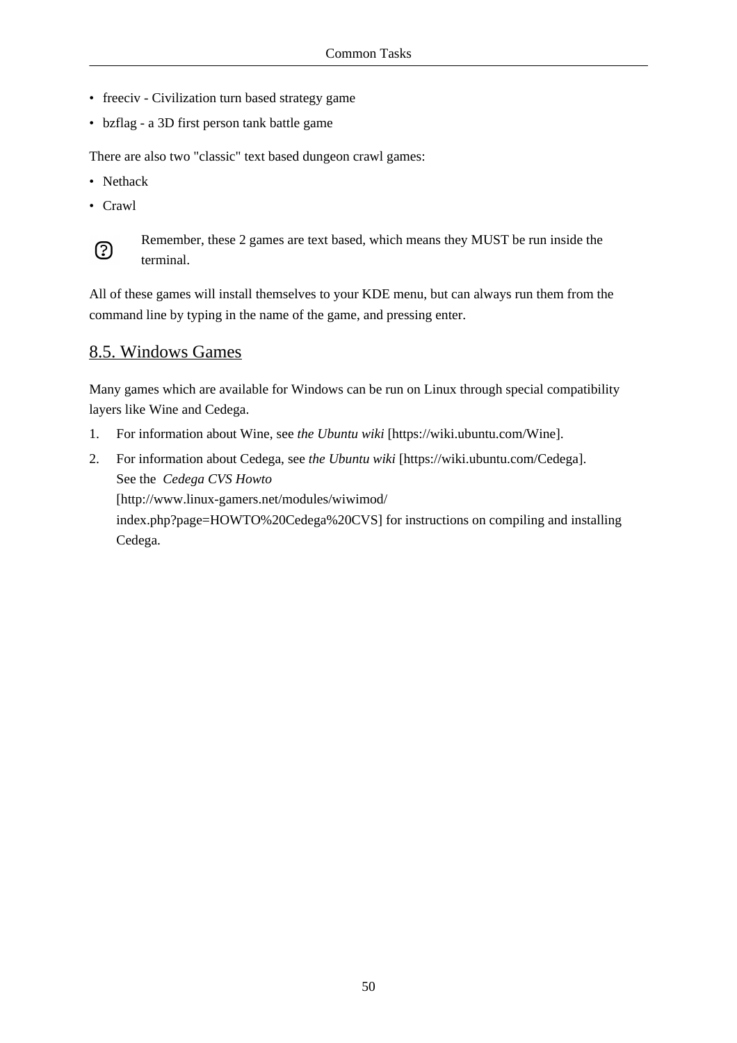- freeciv - Civilization turn based strategy game
- bzflag - a 3D first person tank battle game

There are also two "classic" text based dungeon crawl games:

- Nethack
- Crawl

Remember, these 2 games are text based, which means they MUST be run inside the terminal.

All of these games will install themselves to your KDE menu, but can always run them from the command line by typing in the name of the game, and pressing enter.

## 8.5. Windows Games

Many games which are available for Windows can be run on Linux through special compatibility layers like Wine and Cedega.

1. For information about Wine, see *the Ubuntu wiki* [https://wiki.ubuntu.com/Wine].
2. For information about Cedega, see *the Ubuntu wiki* [https://wiki.ubuntu.com/Cedega]. See the *Cedega CVS Howto* [http://www.linux-gamers.net/modules/wiwimod/index.php?page=HOWTO%20Cedega%20CVS] for instructions on compiling and installing Cedega.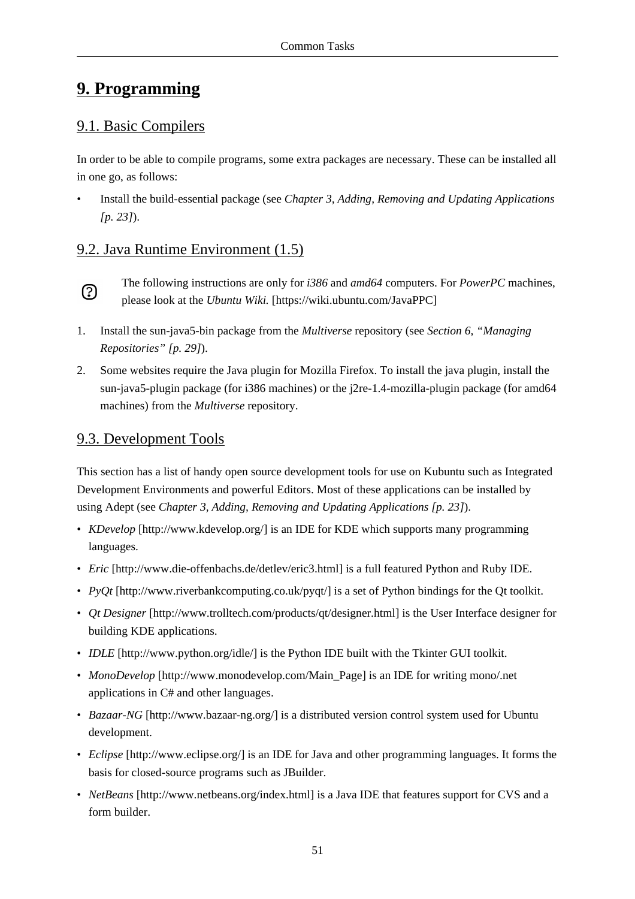# 9. Programming

## 9.1. Basic Compilers

In order to be able to compile programs, some extra packages are necessary. These can be installed all in one go, as follows:

- Install the build-essential package (see *Chapter 3, Adding, Removing and Updating Applications [p. 23]*).

## 9.2. Java Runtime Environment (1.5)

The following instructions are only for *i386* and *amd64* computers. For *PowerPC* machines, please look at the *Ubuntu Wiki.* [https://wiki.ubuntu.com/JavaPPC]

1. Install the sun-java5-bin package from the *Multiverse* repository (see *Section 6, "Managing Repositories" [p. 29]*).
2. Some websites require the Java plugin for Mozilla Firefox. To install the java plugin, install the sun-java5-plugin package (for i386 machines) or the j2re-1.4-mozilla-plugin package (for amd64 machines) from the *Multiverse* repository.

## 9.3. Development Tools

This section has a list of handy open source development tools for use on Kubuntu such as Integrated Development Environments and powerful Editors. Most of these applications can be installed by using Adept (see *Chapter 3, Adding, Removing and Updating Applications [p. 23]*).

- *KDevelop* [http://www.kdevelop.org/] is an IDE for KDE which supports many programming languages.
- *Eric* [http://www.die-offenbachs.de/detlev/eric3.html] is a full featured Python and Ruby IDE.
- *PyQt* [http://www.riverbankcomputing.co.uk/pyqt/] is a set of Python bindings for the Qt toolkit.
- *Qt Designer* [http://www.trolltech.com/products/qt/designer.html] is the User Interface designer for building KDE applications.
- *IDLE* [http://www.python.org/idle/] is the Python IDE built with the Tkinter GUI toolkit.
- *MonoDevelop* [http://www.monodevelop.com/Main_Page] is an IDE for writing mono/.net applications in C# and other languages.
- *Bazaar-NG* [http://www.bazaar-ng.org/] is a distributed version control system used for Ubuntu development.
- *Eclipse* [http://www.eclipse.org/] is an IDE for Java and other programming languages. It forms the basis for closed-source programs such as JBuilder.
- *NetBeans* [http://www.netbeans.org/index.html] is a Java IDE that features support for CVS and a form builder.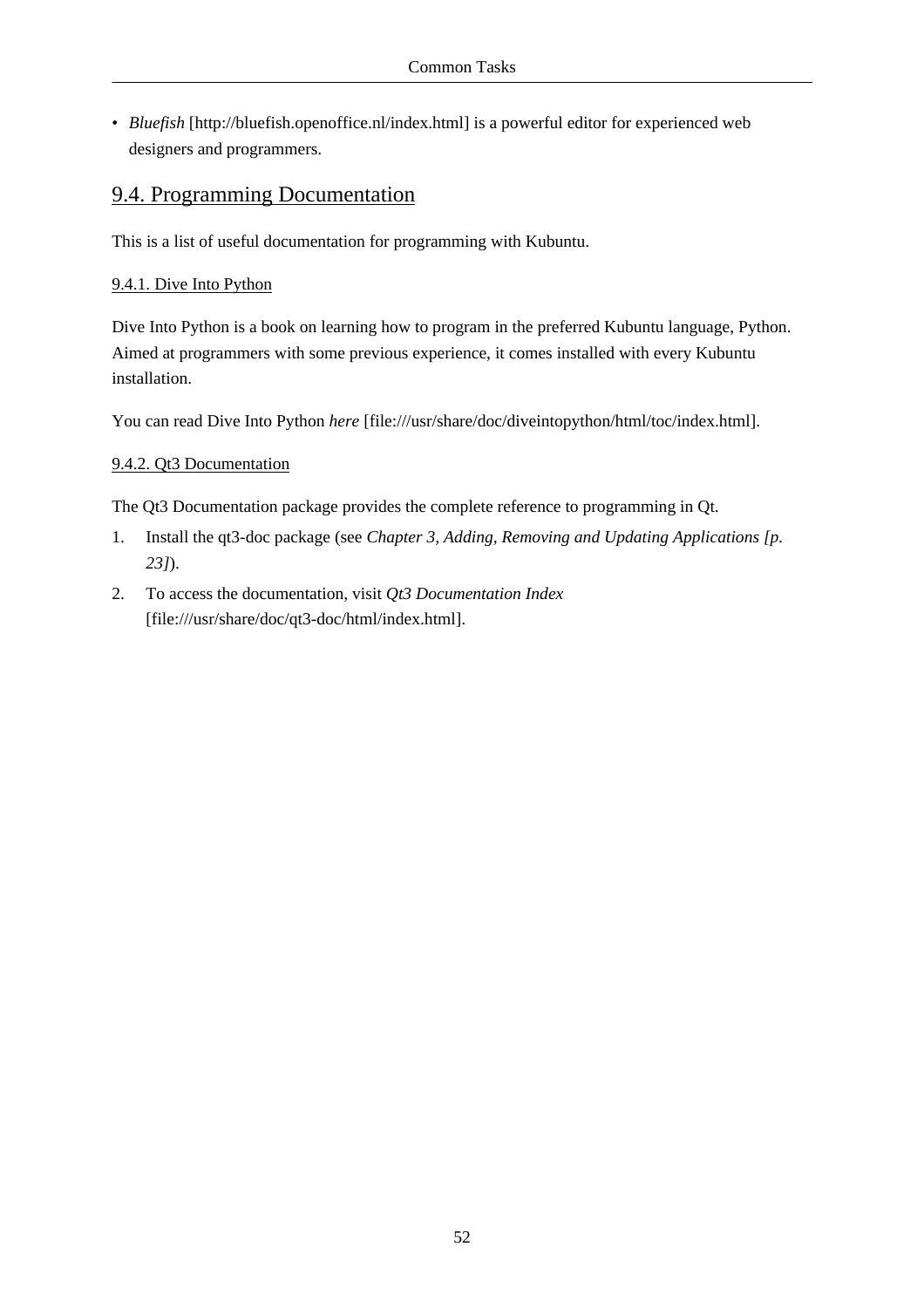- *Bluefish* [http://bluefish.openoffice.nl/index.html] is a powerful editor for experienced web designers and programmers.

## 9.4. Programming Documentation

This is a list of useful documentation for programming with Kubuntu.

### 9.4.1. Dive Into Python

Dive Into Python is a book on learning how to program in the preferred Kubuntu language, Python. Aimed at programmers with some previous experience, it comes installed with every Kubuntu installation.

You can read Dive Into Python *here* [file:///usr/share/doc/diveintopython/html/toc/index.html].

### 9.4.2. Qt3 Documentation

The Qt3 Documentation package provides the complete reference to programming in Qt.

1. Install the qt3-doc package (see *Chapter 3, Adding, Removing and Updating Applications [p. 23]*).
2. To access the documentation, visit *Qt3 Documentation Index* [file:///usr/share/doc/qt3-doc/html/index.html].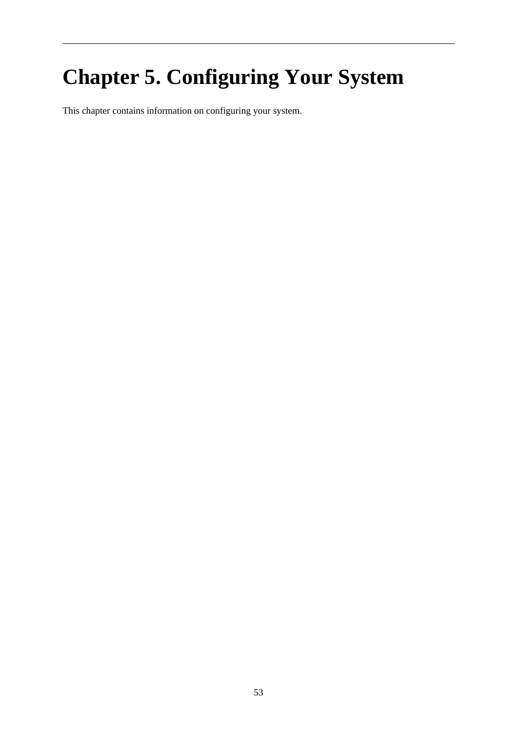# Chapter 5. Configuring Your System

This chapter contains information on configuring your system.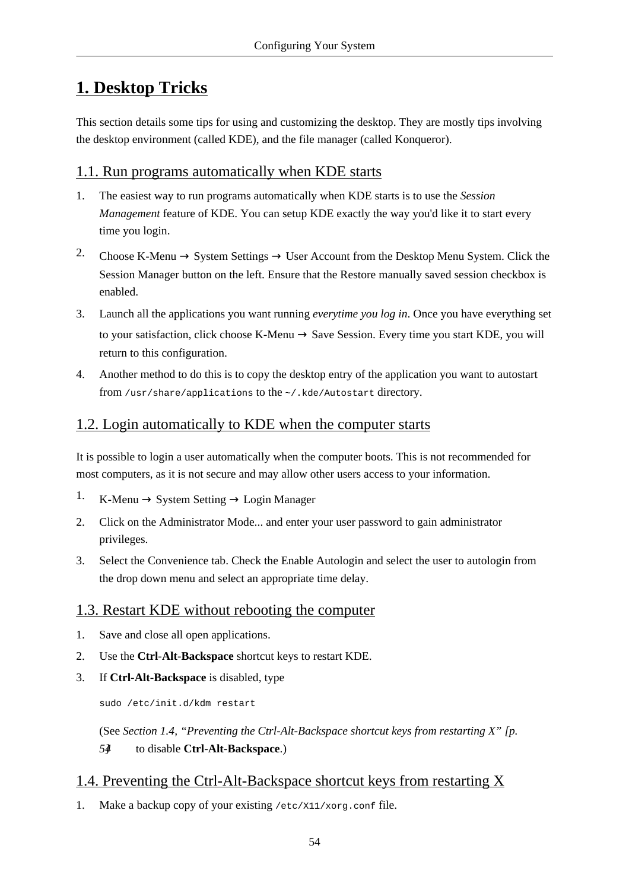# 1. Desktop Tricks

This section details some tips for using and customizing the desktop. They are mostly tips involving the desktop environment (called KDE), and the file manager (called Konqueror).

## 1.1. Run programs automatically when KDE starts

1. The easiest way to run programs automatically when KDE starts is to use the *Session Management* feature of KDE. You can setup KDE exactly the way you'd like it to start every time you login.
2. Choose K-Menu → System Settings → User Account from the Desktop Menu System. Click the Session Manager button on the left. Ensure that the Restore manually saved session checkbox is enabled.
3. Launch all the applications you want running *everytime you log in*. Once you have everything set to your satisfaction, click choose K-Menu → Save Session. Every time you start KDE, you will return to this configuration.
4. Another method to do this is to copy the desktop entry of the application you want to autostart from `/usr/share/applications` to the `~/.kde/Autostart` directory.

## 1.2. Login automatically to KDE when the computer starts

It is possible to login a user automatically when the computer boots. This is not recommended for most computers, as it is not secure and may allow other users access to your information.

1. K-Menu → System Setting → Login Manager
2. Click on the Administrator Mode... and enter your user password to gain administrator privileges.
3. Select the Convenience tab. Check the Enable Autologin and select the user to autologin from the drop down menu and select an appropriate time delay.

## 1.3. Restart KDE without rebooting the computer

1. Save and close all open applications.
2. Use the **Ctrl-Alt-Backspace** shortcut keys to restart KDE.
3. If **Ctrl-Alt-Backspace** is disabled, type

   ```
   sudo /etc/init.d/kdm restart
   ```

   (See *Section 1.4, "Preventing the Ctrl-Alt-Backspace shortcut keys from restarting X" [p. 54]* to disable **Ctrl-Alt-Backspace**.)

## 1.4. Preventing the Ctrl-Alt-Backspace shortcut keys from restarting X

1. Make a backup copy of your existing `/etc/X11/xorg.conf` file.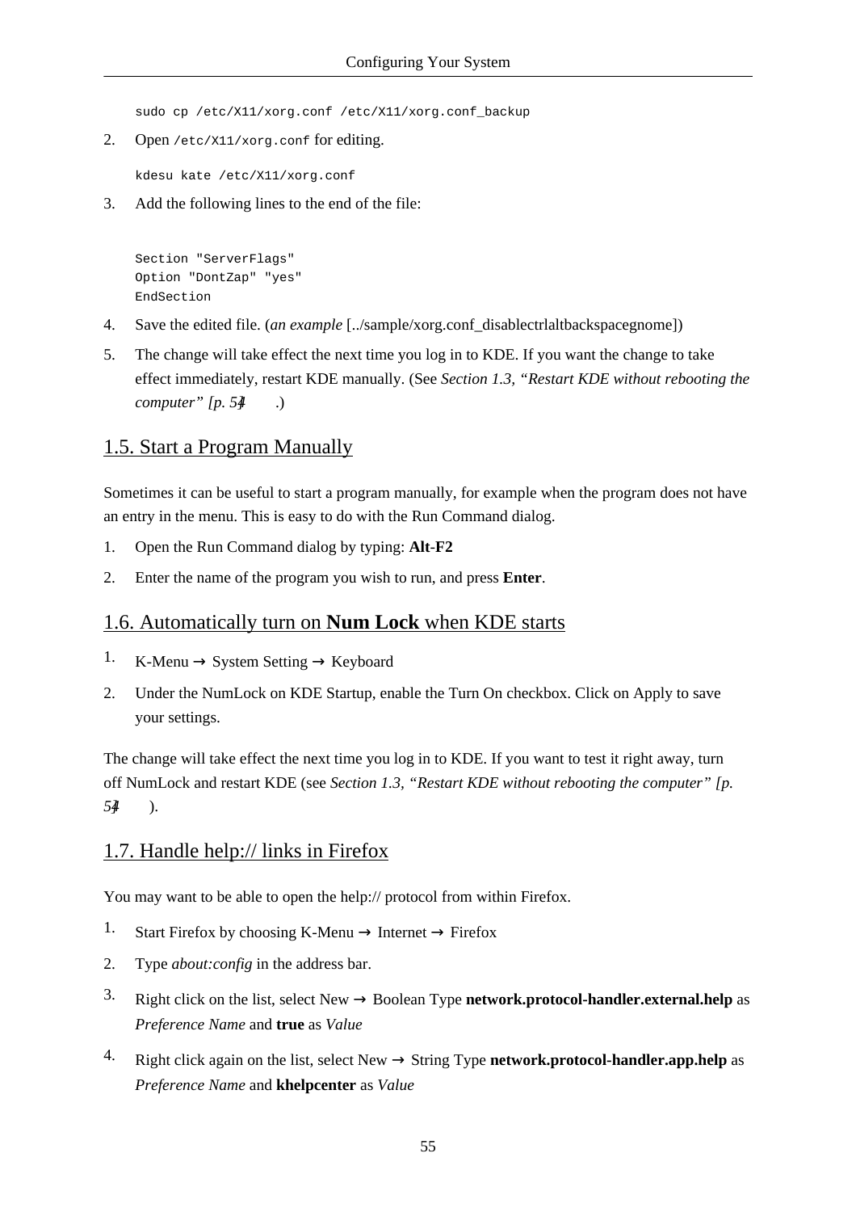```
sudo cp /etc/X11/xorg.conf /etc/X11/xorg.conf_backup
```

2. Open `/etc/X11/xorg.conf` for editing.

```
kdesu kate /etc/X11/xorg.conf
```

3. Add the following lines to the end of the file:

```
Section "ServerFlags"
Option "DontZap" "yes"
EndSection
```

4. Save the edited file. (*an example* [../sample/xorg.conf_disablectrlaltbackspacegnome])

5. The change will take effect the next time you log in to KDE. If you want the change to take effect immediately, restart KDE manually. (See *Section 1.3, “Restart KDE without rebooting the computer” [p. 54]* .)

## 1.5. Start a Program Manually

Sometimes it can be useful to start a program manually, for example when the program does not have an entry in the menu. This is easy to do with the Run Command dialog.

1. Open the Run Command dialog by typing: **Alt**-**F2**
2. Enter the name of the program you wish to run, and press **Enter**.

## 1.6. Automatically turn on **Num Lock** when KDE starts

1. K-Menu → System Setting → Keyboard
2. Under the NumLock on KDE Startup, enable the Turn On checkbox. Click on Apply to save your settings.

The change will take effect the next time you log in to KDE. If you want to test it right away, turn off NumLock and restart KDE (see *Section 1.3, “Restart KDE without rebooting the computer” [p. 54]* ).

## 1.7. Handle help:// links in Firefox

You may want to be able to open the help:// protocol from within Firefox.

1. Start Firefox by choosing K-Menu → Internet → Firefox
2. Type *about:config* in the address bar.
3. Right click on the list, select New → Boolean Type **network.protocol-handler.external.help** as *Preference Name* and **true** as *Value*
4. Right click again on the list, select New → String Type **network.protocol-handler.app.help** as *Preference Name* and **khelpcenter** as *Value*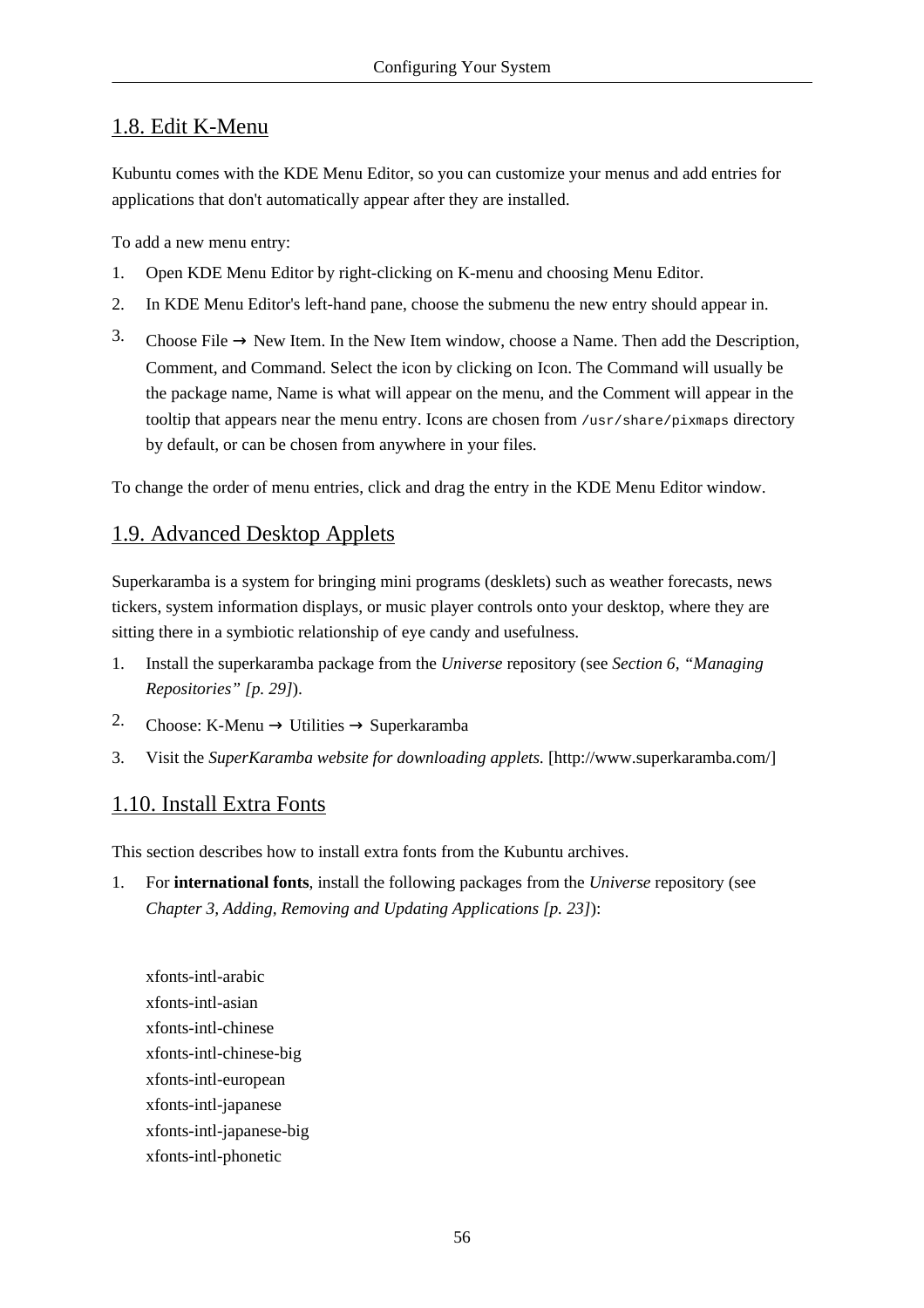## 1.8. Edit K-Menu

Kubuntu comes with the KDE Menu Editor, so you can customize your menus and add entries for applications that don't automatically appear after they are installed.

To add a new menu entry:

1. Open KDE Menu Editor by right-clicking on K-menu and choosing Menu Editor.
2. In KDE Menu Editor's left-hand pane, choose the submenu the new entry should appear in.
3. Choose File → New Item. In the New Item window, choose a Name. Then add the Description, Comment, and Command. Select the icon by clicking on Icon. The Command will usually be the package name, Name is what will appear on the menu, and the Comment will appear in the tooltip that appears near the menu entry. Icons are chosen from `/usr/share/pixmaps` directory by default, or can be chosen from anywhere in your files.

To change the order of menu entries, click and drag the entry in the KDE Menu Editor window.

## 1.9. Advanced Desktop Applets

Superkaramba is a system for bringing mini programs (desklets) such as weather forecasts, news tickers, system information displays, or music player controls onto your desktop, where they are sitting there in a symbiotic relationship of eye candy and usefulness.

1. Install the superkaramba package from the *Universe* repository (see *Section 6, "Managing Repositories" [p. 29]*).
2. Choose: K-Menu → Utilities → Superkaramba
3. Visit the *SuperKaramba website for downloading applets.* [http://www.superkaramba.com/]

## 1.10. Install Extra Fonts

This section describes how to install extra fonts from the Kubuntu archives.

1. For **international fonts**, install the following packages from the *Universe* repository (see *Chapter 3, Adding, Removing and Updating Applications [p. 23]*):

   xfonts-intl-arabic
   xfonts-intl-asian
   xfonts-intl-chinese
   xfonts-intl-chinese-big
   xfonts-intl-european
   xfonts-intl-japanese
   xfonts-intl-japanese-big
   xfonts-intl-phonetic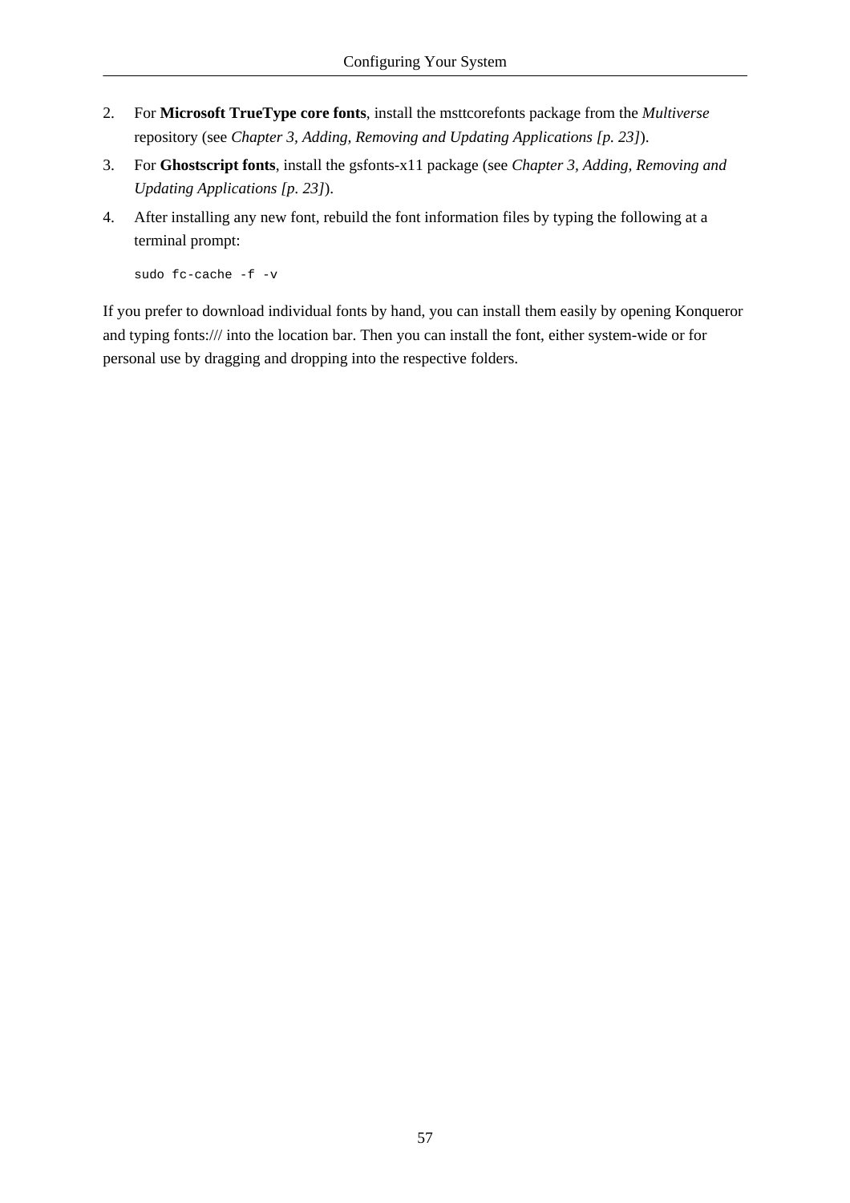2. For **Microsoft TrueType core fonts**, install the msttcorefonts package from the *Multiverse* repository (see *Chapter 3, Adding, Removing and Updating Applications [p. 23]*).
3. For **Ghostscript fonts**, install the gsfonts-x11 package (see *Chapter 3, Adding, Removing and Updating Applications [p. 23]*).
4. After installing any new font, rebuild the font information files by typing the following at a terminal prompt:

   ```
   sudo fc-cache -f -v
   ```

If you prefer to download individual fonts by hand, you can install them easily by opening Konqueror and typing fonts:/// into the location bar. Then you can install the font, either system-wide or for personal use by dragging and dropping into the respective folders.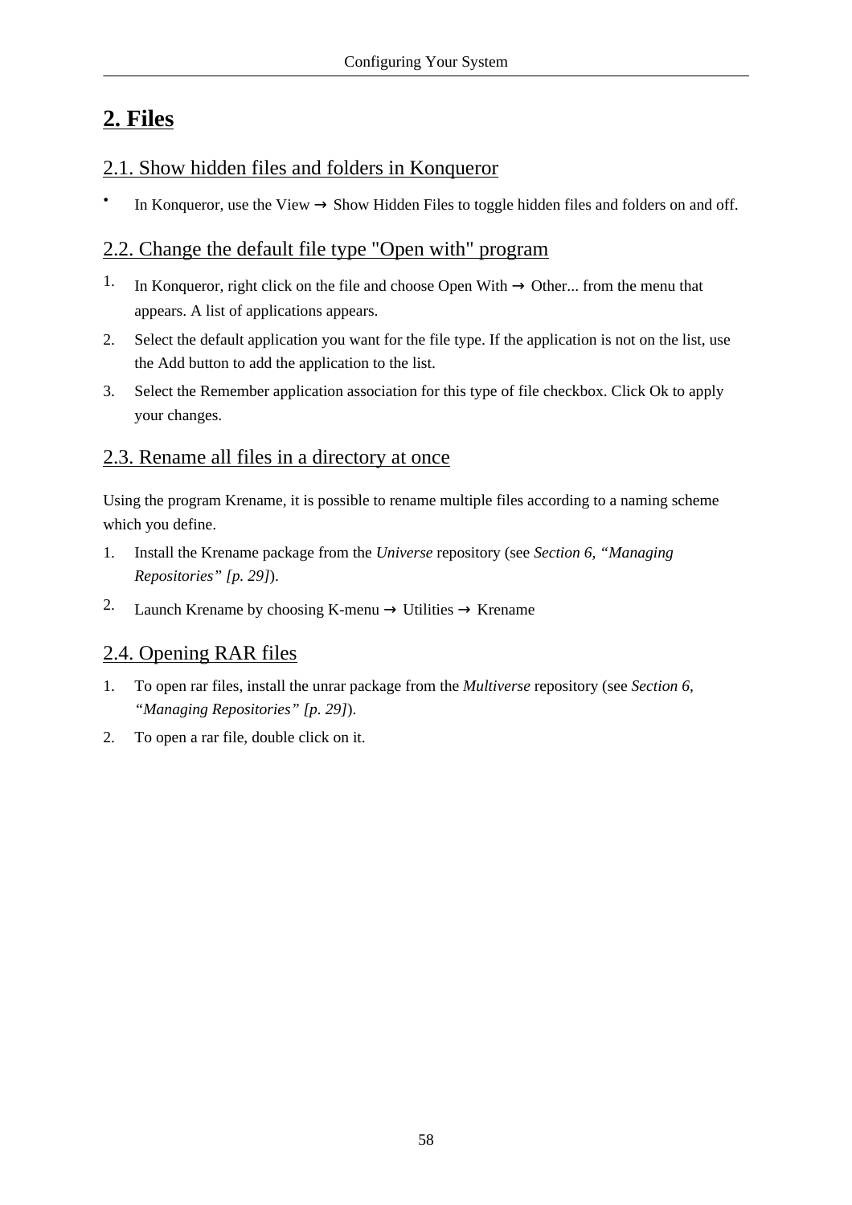# 2. Files

## 2.1. Show hidden files and folders in Konqueror

- In Konqueror, use the View → Show Hidden Files to toggle hidden files and folders on and off.

## 2.2. Change the default file type "Open with" program

1. In Konqueror, right click on the file and choose Open With → Other... from the menu that appears. A list of applications appears.
2. Select the default application you want for the file type. If the application is not on the list, use the Add button to add the application to the list.
3. Select the Remember application association for this type of file checkbox. Click Ok to apply your changes.

## 2.3. Rename all files in a directory at once

Using the program Krename, it is possible to rename multiple files according to a naming scheme which you define.

1. Install the Krename package from the *Universe* repository (see *Section 6, "Managing Repositories" [p. 29]*).
2. Launch Krename by choosing K-menu → Utilities → Krename

## 2.4. Opening RAR files

1. To open rar files, install the unrar package from the *Multiverse* repository (see *Section 6, "Managing Repositories" [p. 29]*).
2. To open a rar file, double click on it.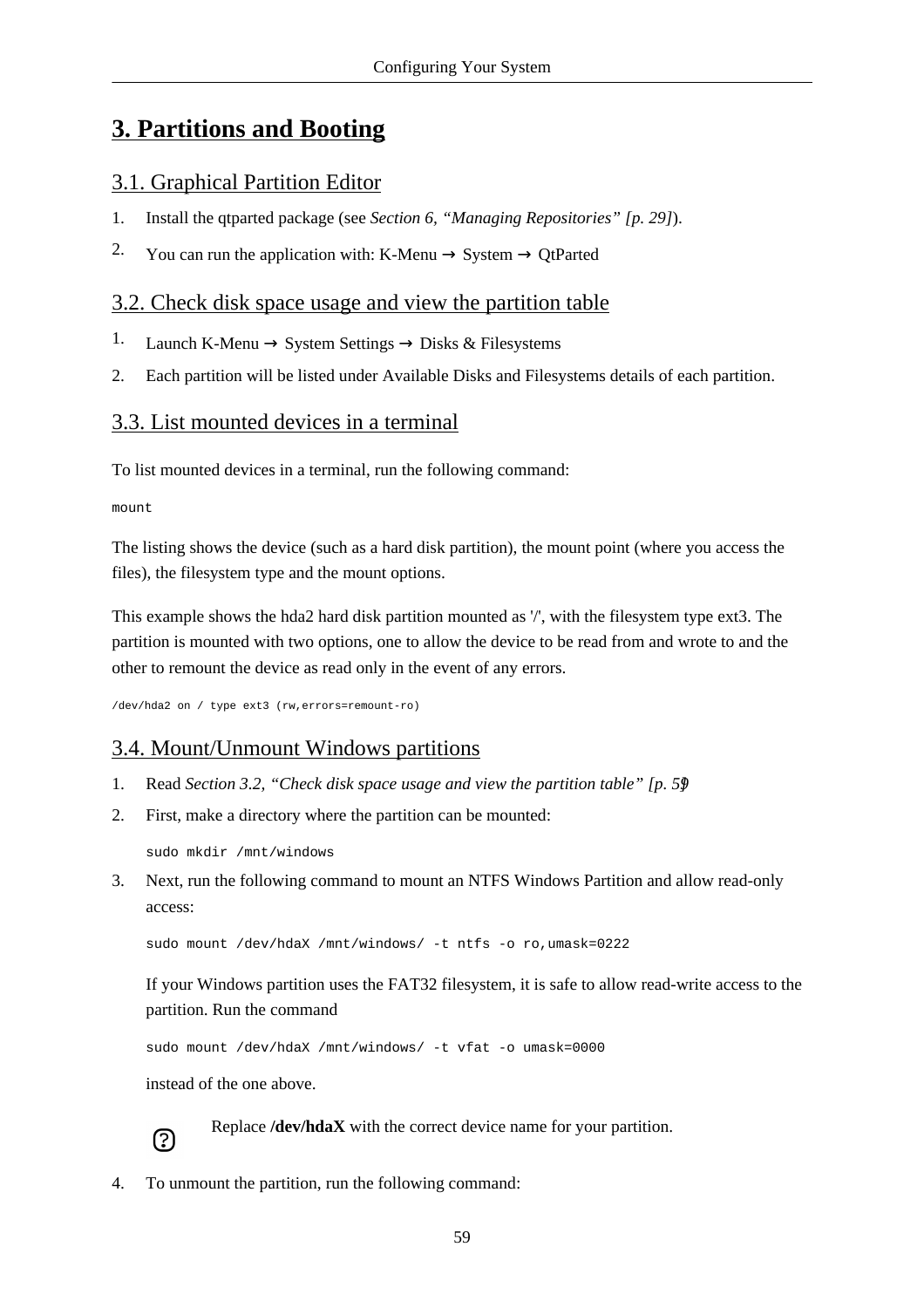# 3. Partitions and Booting

## 3.1. Graphical Partition Editor

1. Install the qtparted package (see *Section 6, "Managing Repositories" [p. 29]*).
2. You can run the application with: K-Menu → System → QtParted

## 3.2. Check disk space usage and view the partition table

1. Launch K-Menu → System Settings → Disks & Filesystems
2. Each partition will be listed under Available Disks and Filesystems details of each partition.

## 3.3. List mounted devices in a terminal

To list mounted devices in a terminal, run the following command:

```
mount
```

The listing shows the device (such as a hard disk partition), the mount point (where you access the files), the filesystem type and the mount options.

This example shows the hda2 hard disk partition mounted as '/', with the filesystem type ext3. The partition is mounted with two options, one to allow the device to be read from and wrote to and the other to remount the device as read only in the event of any errors.

```
/dev/hda2 on / type ext3 (rw,errors=remount-ro)
```

## 3.4. Mount/Unmount Windows partitions

1. Read *Section 3.2, "Check disk space usage and view the partition table" [p. 59]*
2. First, make a directory where the partition can be mounted:

   ```
   sudo mkdir /mnt/windows
   ```

3. Next, run the following command to mount an NTFS Windows Partition and allow read-only access:

   ```
   sudo mount /dev/hdaX /mnt/windows/ -t ntfs -o ro,umask=0222
   ```

   If your Windows partition uses the FAT32 filesystem, it is safe to allow read-write access to the partition. Run the command

   ```
   sudo mount /dev/hdaX /mnt/windows/ -t vfat -o umask=0000
   ```

   instead of the one above.

   Replace **/dev/hdaX** with the correct device name for your partition.

4. To unmount the partition, run the following command: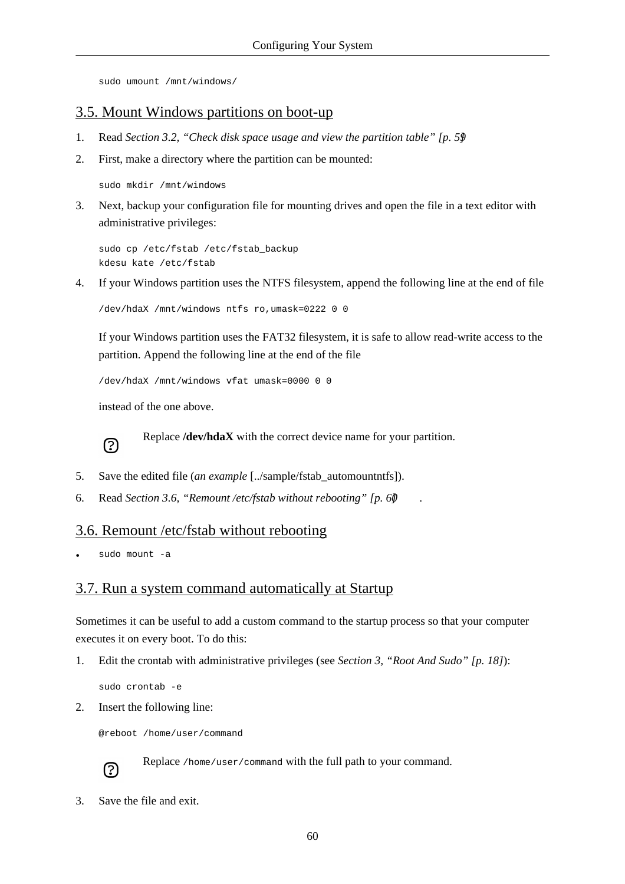```
sudo umount /mnt/windows/
```

## 3.5. Mount Windows partitions on boot-up

1. Read *Section 3.2, "Check disk space usage and view the partition table" [p. 59]*
2. First, make a directory where the partition can be mounted:

   ```
   sudo mkdir /mnt/windows
   ```

3. Next, backup your configuration file for mounting drives and open the file in a text editor with administrative privileges:

   ```
   sudo cp /etc/fstab /etc/fstab_backup
   kdesu kate /etc/fstab
   ```

4. If your Windows partition uses the NTFS filesystem, append the following line at the end of file

   ```
   /dev/hdaX /mnt/windows ntfs ro,umask=0222 0 0
   ```

   If your Windows partition uses the FAT32 filesystem, it is safe to allow read-write access to the partition. Append the following line at the end of the file

   ```
   /dev/hdaX /mnt/windows vfat umask=0000 0 0
   ```

   instead of the one above.

   Replace **/dev/hdaX** with the correct device name for your partition.

5. Save the edited file (*an example* [../sample/fstab_automountntfs]).
6. Read *Section 3.6, "Remount /etc/fstab without rebooting" [p. 60]* .

## 3.6. Remount /etc/fstab without rebooting

- `sudo mount -a`

## 3.7. Run a system command automatically at Startup

Sometimes it can be useful to add a custom command to the startup process so that your computer executes it on every boot. To do this:

1. Edit the crontab with administrative privileges (see *Section 3, "Root And Sudo" [p. 18]*):

   ```
   sudo crontab -e
   ```

2. Insert the following line:

   ```
   @reboot /home/user/command
   ```

   Replace `/home/user/command` with the full path to your command.

3. Save the file and exit.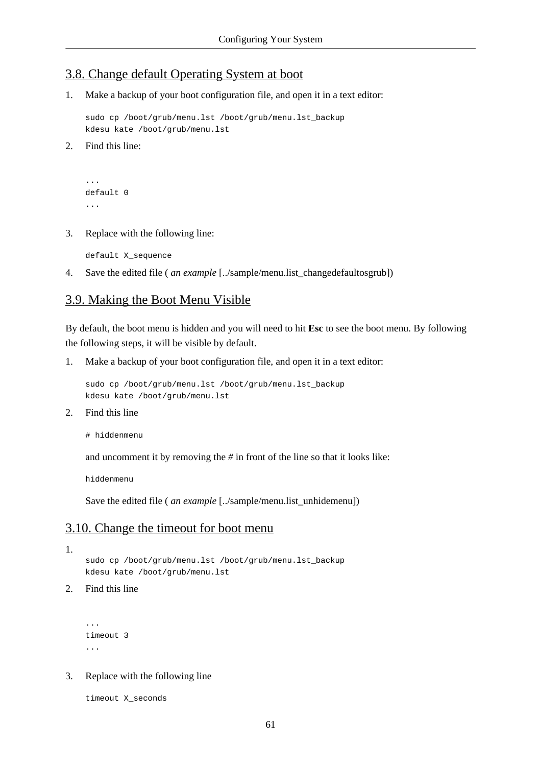## 3.8. Change default Operating System at boot

1. Make a backup of your boot configuration file, and open it in a text editor:

   ```
   sudo cp /boot/grub/menu.lst /boot/grub/menu.lst_backup
   kdesu kate /boot/grub/menu.lst
   ```

2. Find this line:

   ```
   ...
   default 0
   ...
   ```

3. Replace with the following line:

   ```
   default X_sequence
   ```

4. Save the edited file ( *an example* [../sample/menu.list_changedefaultosgrub])

## 3.9. Making the Boot Menu Visible

By default, the boot menu is hidden and you will need to hit **Esc** to see the boot menu. By following the following steps, it will be visible by default.

1. Make a backup of your boot configuration file, and open it in a text editor:

   ```
   sudo cp /boot/grub/menu.lst /boot/grub/menu.lst_backup
   kdesu kate /boot/grub/menu.lst
   ```

2. Find this line

   ```
   # hiddenmenu
   ```

   and uncomment it by removing the # in front of the line so that it looks like:

   ```
   hiddenmenu
   ```

   Save the edited file ( *an example* [../sample/menu.list_unhidemenu])

## 3.10. Change the timeout for boot menu

1. 
   ```
   sudo cp /boot/grub/menu.lst /boot/grub/menu.lst_backup
   kdesu kate /boot/grub/menu.lst
   ```

2. Find this line

   ```
   ...
   timeout 3
   ...
   ```

3. Replace with the following line

   ```
   timeout X_seconds
   ```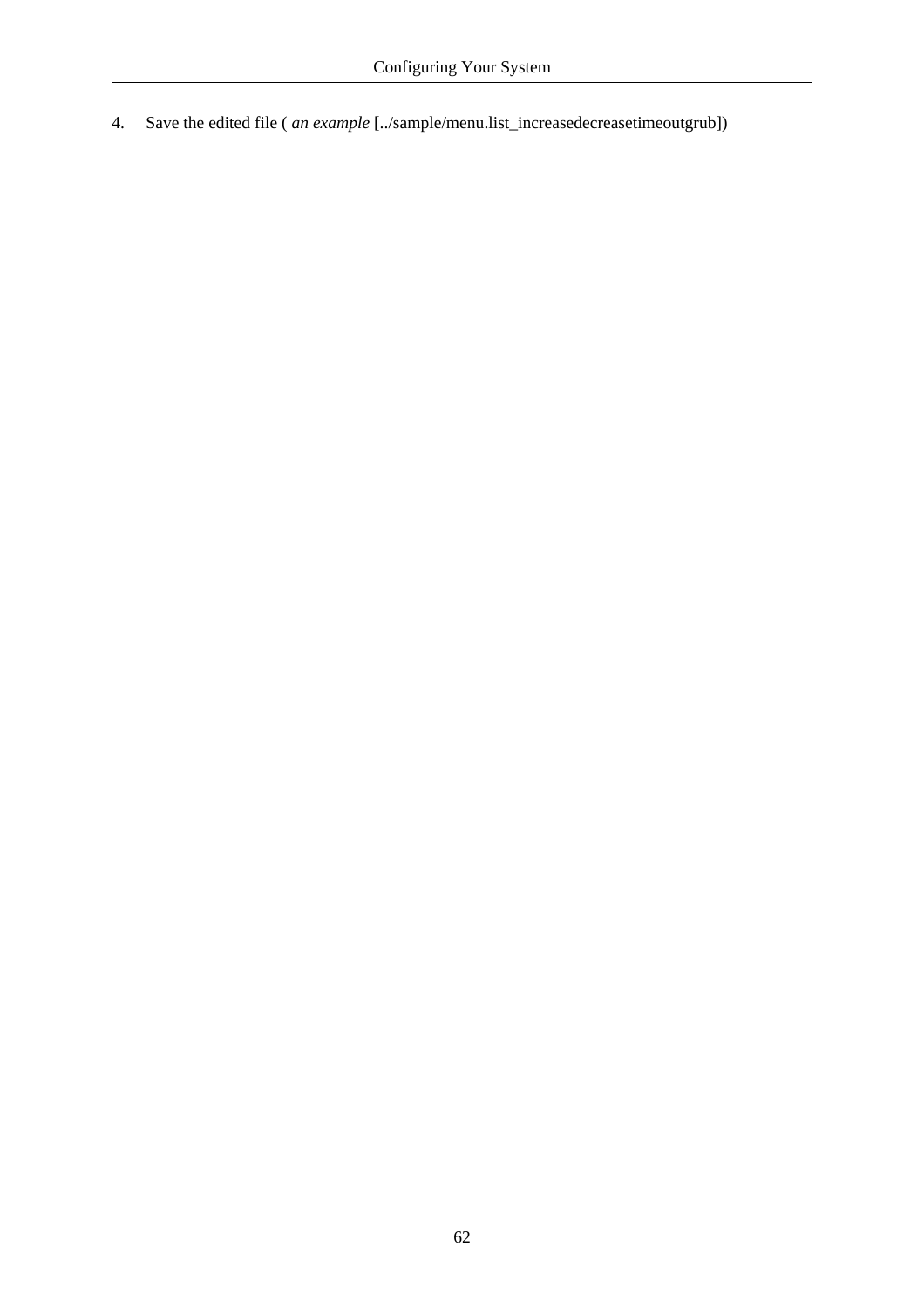4. Save the edited file ( *an example* [../sample/menu.list_increasedecreasetimeoutgrub])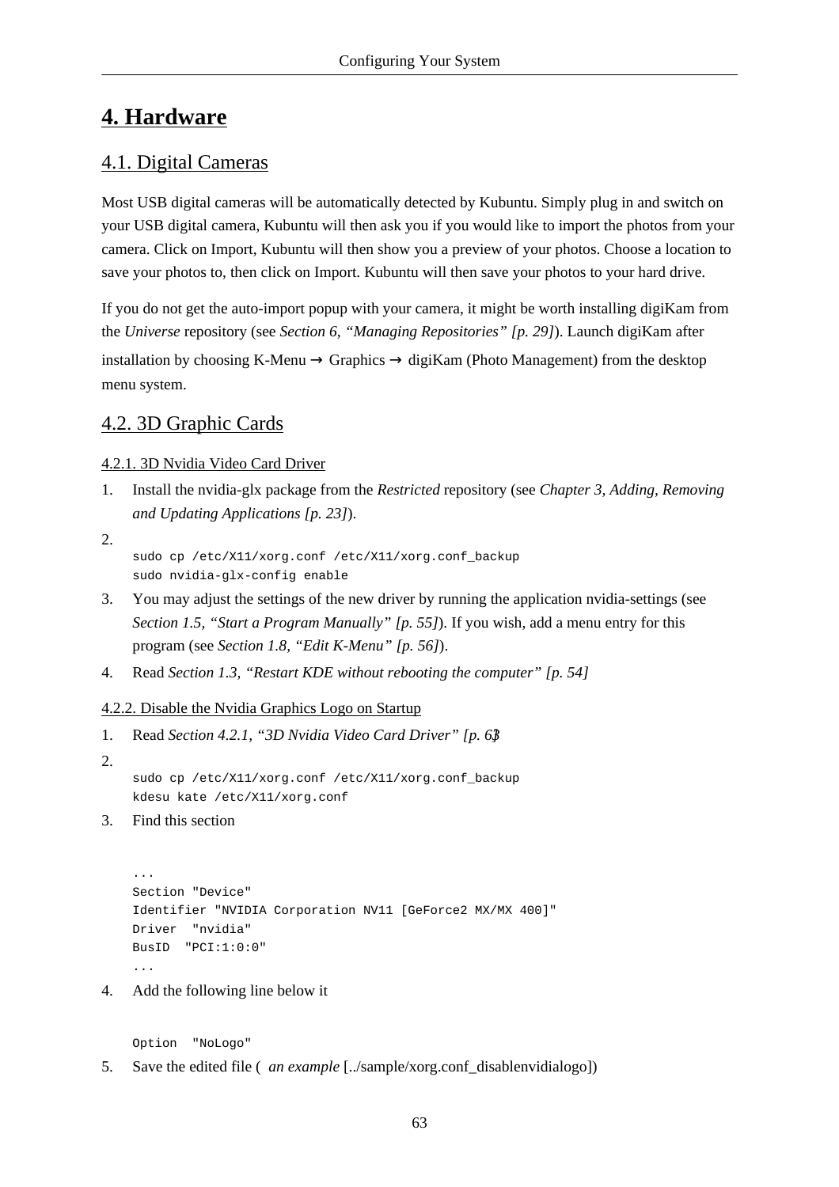# 4. Hardware

## 4.1. Digital Cameras

Most USB digital cameras will be automatically detected by Kubuntu. Simply plug in and switch on your USB digital camera, Kubuntu will then ask you if you would like to import the photos from your camera. Click on Import, Kubuntu will then show you a preview of your photos. Choose a location to save your photos to, then click on Import. Kubuntu will then save your photos to your hard drive.

If you do not get the auto-import popup with your camera, it might be worth installing digiKam from the *Universe* repository (see *Section 6, "Managing Repositories" [p. 29]*). Launch digiKam after installation by choosing K-Menu → Graphics → digiKam (Photo Management) from the desktop menu system.

## 4.2. 3D Graphic Cards

### 4.2.1. 3D Nvidia Video Card Driver

1. Install the nvidia-glx package from the *Restricted* repository (see *Chapter 3, Adding, Removing and Updating Applications [p. 23]*).
2. 
```
sudo cp /etc/X11/xorg.conf /etc/X11/xorg.conf_backup
sudo nvidia-glx-config enable
```
3. You may adjust the settings of the new driver by running the application nvidia-settings (see *Section 1.5, "Start a Program Manually" [p. 55]*). If you wish, add a menu entry for this program (see *Section 1.8, "Edit K-Menu" [p. 56]*).
4. Read *Section 1.3, "Restart KDE without rebooting the computer" [p. 54]*

### 4.2.2. Disable the Nvidia Graphics Logo on Startup

1. Read *Section 4.2.1, "3D Nvidia Video Card Driver" [p. 63]*
2. 
```
sudo cp /etc/X11/xorg.conf /etc/X11/xorg.conf_backup
kdesu kate /etc/X11/xorg.conf
```
3. Find this section
```
...
Section "Device"
Identifier "NVIDIA Corporation NV11 [GeForce2 MX/MX 400]"
Driver  "nvidia"
BusID  "PCI:1:0:0"
...
```
4. Add the following line below it
```
Option  "NoLogo"
```
5. Save the edited file ( *an example* [../sample/xorg.conf_disablenvidialogo])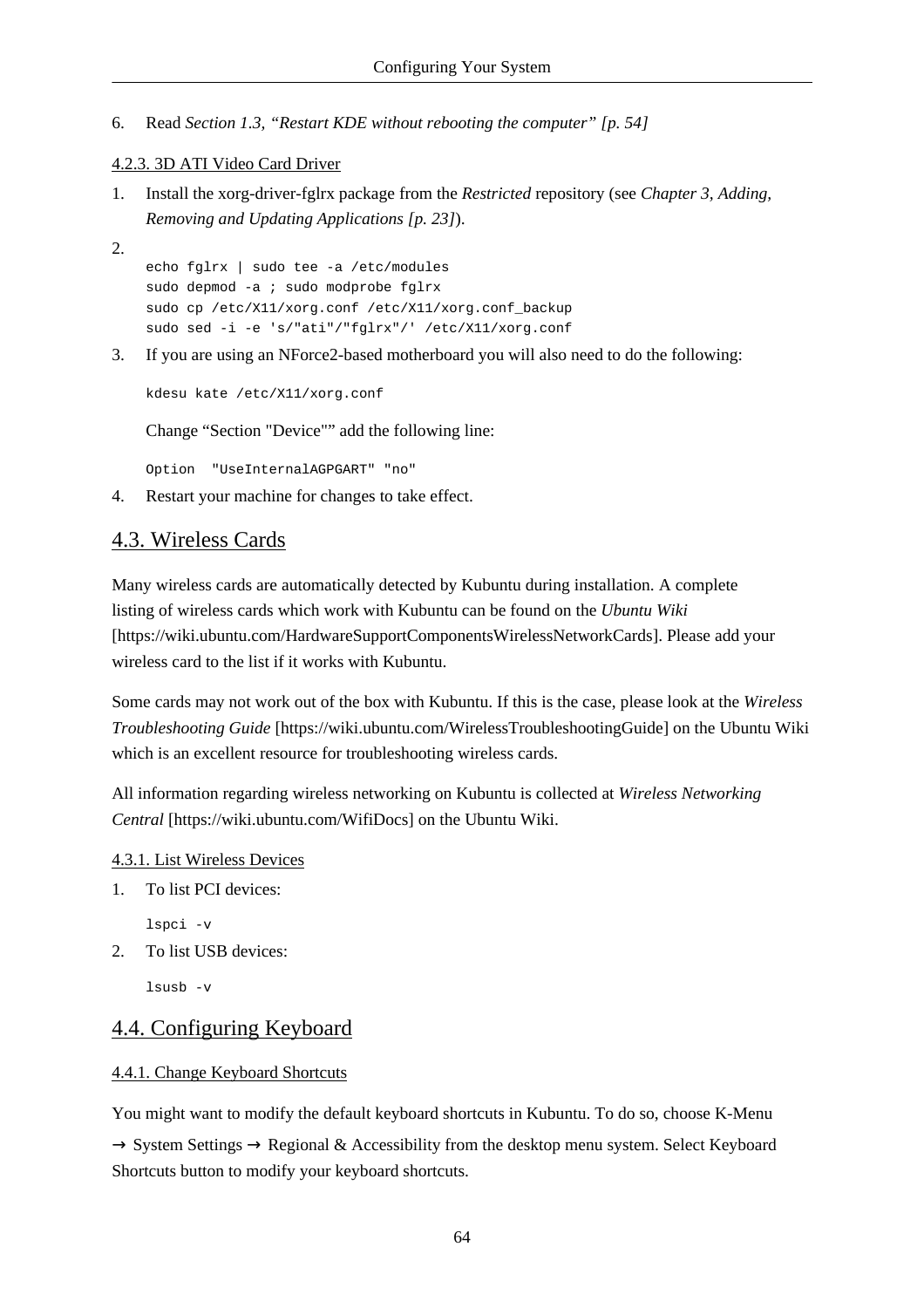6. Read *Section 1.3, “Restart KDE without rebooting the computer” [p. 54]*

### 4.2.3. 3D ATI Video Card Driver

1. Install the xorg-driver-fglrx package from the *Restricted* repository (see *Chapter 3, Adding, Removing and Updating Applications [p. 23]*).

2. 
```
echo fglrx | sudo tee -a /etc/modules
sudo depmod -a ; sudo modprobe fglrx
sudo cp /etc/X11/xorg.conf /etc/X11/xorg.conf_backup
sudo sed -i -e 's/"ati"/"fglrx"/' /etc/X11/xorg.conf
```

3. If you are using an NForce2-based motherboard you will also need to do the following:

```
kdesu kate /etc/X11/xorg.conf
```

   Change “Section "Device"” add the following line:

```
Option  "UseInternalAGPGART" "no"
```

4. Restart your machine for changes to take effect.

## 4.3. Wireless Cards

Many wireless cards are automatically detected by Kubuntu during installation. A complete listing of wireless cards which work with Kubuntu can be found on the *Ubuntu Wiki* [https://wiki.ubuntu.com/HardwareSupportComponentsWirelessNetworkCards]. Please add your wireless card to the list if it works with Kubuntu.

Some cards may not work out of the box with Kubuntu. If this is the case, please look at the *Wireless Troubleshooting Guide* [https://wiki.ubuntu.com/WirelessTroubleshootingGuide] on the Ubuntu Wiki which is an excellent resource for troubleshooting wireless cards.

All information regarding wireless networking on Kubuntu is collected at *Wireless Networking Central* [https://wiki.ubuntu.com/WifiDocs] on the Ubuntu Wiki.

### 4.3.1. List Wireless Devices

1. To list PCI devices:

```
lspci -v
```

2. To list USB devices:

```
lsusb -v
```

## 4.4. Configuring Keyboard

### 4.4.1. Change Keyboard Shortcuts

You might want to modify the default keyboard shortcuts in Kubuntu. To do so, choose K-Menu → System Settings → Regional & Accessibility from the desktop menu system. Select Keyboard Shortcuts button to modify your keyboard shortcuts.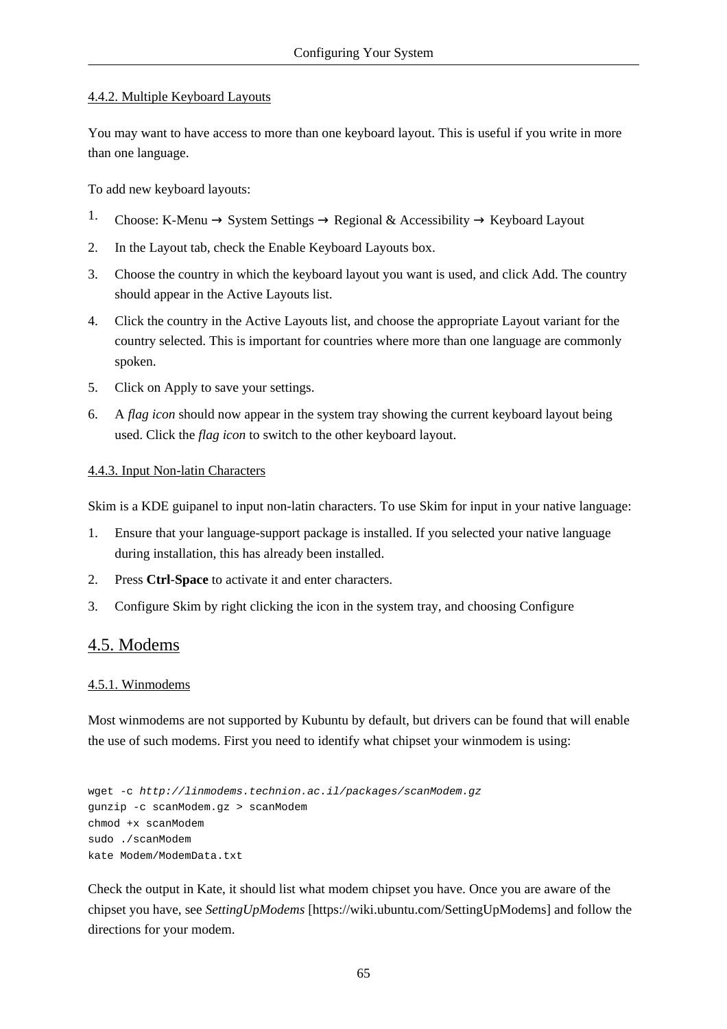#### 4.4.2. Multiple Keyboard Layouts

You may want to have access to more than one keyboard layout. This is useful if you write in more than one language.

To add new keyboard layouts:

1. Choose: K-Menu → System Settings → Regional & Accessibility → Keyboard Layout
2. In the Layout tab, check the Enable Keyboard Layouts box.
3. Choose the country in which the keyboard layout you want is used, and click Add. The country should appear in the Active Layouts list.
4. Click the country in the Active Layouts list, and choose the appropriate Layout variant for the country selected. This is important for countries where more than one language are commonly spoken.
5. Click on Apply to save your settings.
6. A *flag icon* should now appear in the system tray showing the current keyboard layout being used. Click the *flag icon* to switch to the other keyboard layout.

#### 4.4.3. Input Non-latin Characters

Skim is a KDE guipanel to input non-latin characters. To use Skim for input in your native language:

1. Ensure that your language-support package is installed. If you selected your native language during installation, this has already been installed.
2. Press **Ctrl**-**Space** to activate it and enter characters.
3. Configure Skim by right clicking the icon in the system tray, and choosing Configure

## 4.5. Modems

#### 4.5.1. Winmodems

Most winmodems are not supported by Kubuntu by default, but drivers can be found that will enable the use of such modems. First you need to identify what chipset your winmodem is using:

```
wget -c http://linmodems.technion.ac.il/packages/scanModem.gz
gunzip -c scanModem.gz > scanModem
chmod +x scanModem
sudo ./scanModem
kate Modem/ModemData.txt
```

Check the output in Kate, it should list what modem chipset you have. Once you are aware of the chipset you have, see *SettingUpModems* [https://wiki.ubuntu.com/SettingUpModems] and follow the directions for your modem.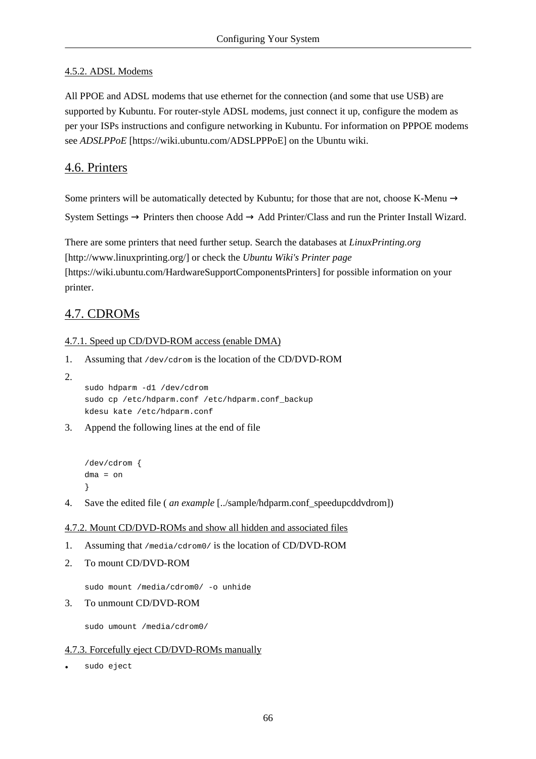### 4.5.2. ADSL Modems

All PPOE and ADSL modems that use ethernet for the connection (and some that use USB) are supported by Kubuntu. For router-style ADSL modems, just connect it up, configure the modem as per your ISPs instructions and configure networking in Kubuntu. For information on PPPOE modems see *ADSLPPoE* [https://wiki.ubuntu.com/ADSLPPPoE] on the Ubuntu wiki.

## 4.6. Printers

Some printers will be automatically detected by Kubuntu; for those that are not, choose K-Menu → System Settings → Printers then choose Add → Add Printer/Class and run the Printer Install Wizard.

There are some printers that need further setup. Search the databases at *LinuxPrinting.org* [http://www.linuxprinting.org/] or check the *Ubuntu Wiki's Printer page* [https://wiki.ubuntu.com/HardwareSupportComponentsPrinters] for possible information on your printer.

## 4.7. CDROMs

### 4.7.1. Speed up CD/DVD-ROM access (enable DMA)

1. Assuming that `/dev/cdrom` is the location of the CD/DVD-ROM
2. 
   ```
   sudo hdparm -d1 /dev/cdrom
   sudo cp /etc/hdparm.conf /etc/hdparm.conf_backup
   kdesu kate /etc/hdparm.conf
   ```
3. Append the following lines at the end of file
   ```
   /dev/cdrom {
   dma = on
   }
   ```
4. Save the edited file ( *an example* [../sample/hdparm.conf_speedupcddvdrom])

### 4.7.2. Mount CD/DVD-ROMs and show all hidden and associated files

1. Assuming that `/media/cdrom0/` is the location of CD/DVD-ROM
2. To mount CD/DVD-ROM
   ```
   sudo mount /media/cdrom0/ -o unhide
   ```
3. To unmount CD/DVD-ROM
   ```
   sudo umount /media/cdrom0/
   ```

### 4.7.3. Forcefully eject CD/DVD-ROMs manually

- `sudo eject`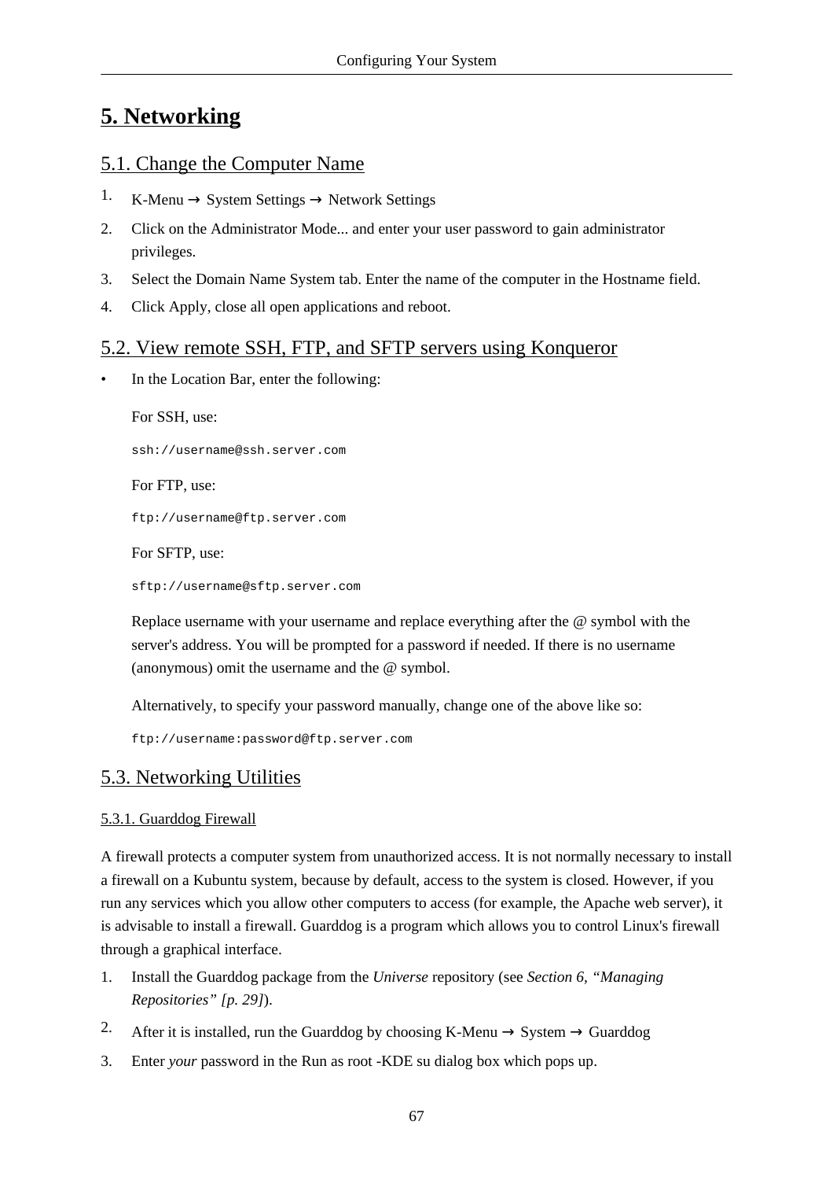# 5. Networking

## 5.1. Change the Computer Name

1. K-Menu → System Settings → Network Settings
2. Click on the Administrator Mode... and enter your user password to gain administrator privileges.
3. Select the Domain Name System tab. Enter the name of the computer in the Hostname field.
4. Click Apply, close all open applications and reboot.

## 5.2. View remote SSH, FTP, and SFTP servers using Konqueror

- In the Location Bar, enter the following:

  For SSH, use:

  ```
  ssh://username@ssh.server.com
  ```

  For FTP, use:

  ```
  ftp://username@ftp.server.com
  ```

  For SFTP, use:

  ```
  sftp://username@sftp.server.com
  ```

  Replace username with your username and replace everything after the @ symbol with the server's address. You will be prompted for a password if needed. If there is no username (anonymous) omit the username and the @ symbol.

  Alternatively, to specify your password manually, change one of the above like so:

  ```
  ftp://username:password@ftp.server.com
  ```

## 5.3. Networking Utilities

### 5.3.1. Guarddog Firewall

A firewall protects a computer system from unauthorized access. It is not normally necessary to install a firewall on a Kubuntu system, because by default, access to the system is closed. However, if you run any services which you allow other computers to access (for example, the Apache web server), it is advisable to install a firewall. Guarddog is a program which allows you to control Linux's firewall through a graphical interface.

1. Install the Guarddog package from the *Universe* repository (see *Section 6, “Managing Repositories” [p. 29]*).
2. After it is installed, run the Guarddog by choosing K-Menu → System → Guarddog
3. Enter *your* password in the Run as root -KDE su dialog box which pops up.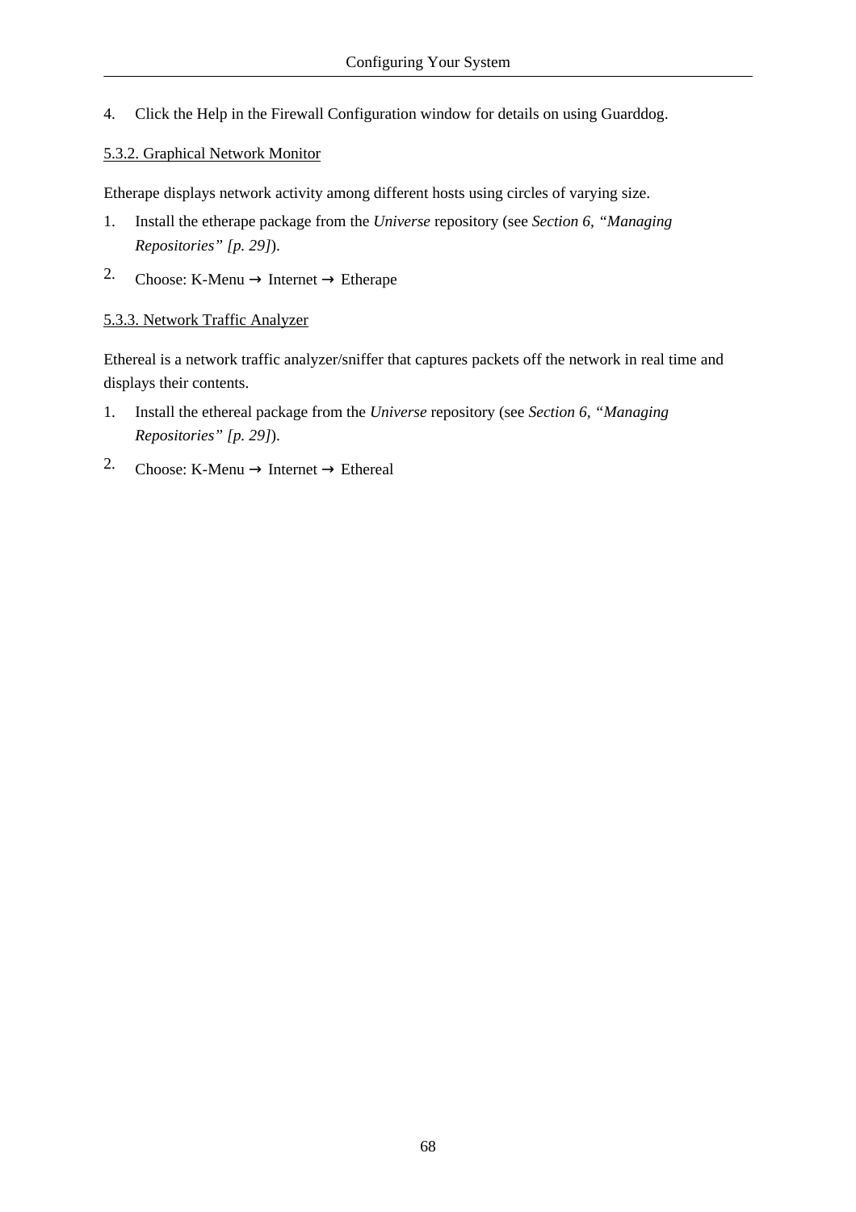4. Click the Help in the Firewall Configuration window for details on using Guarddog.

### 5.3.2. Graphical Network Monitor

Etherape displays network activity among different hosts using circles of varying size.

1. Install the etherape package from the *Universe* repository (see *Section 6, "Managing Repositories" [p. 29]*).
2. Choose: K-Menu → Internet → Etherape

### 5.3.3. Network Traffic Analyzer

Ethereal is a network traffic analyzer/sniffer that captures packets off the network in real time and displays their contents.

1. Install the ethereal package from the *Universe* repository (see *Section 6, "Managing Repositories" [p. 29]*).
2. Choose: K-Menu → Internet → Ethereal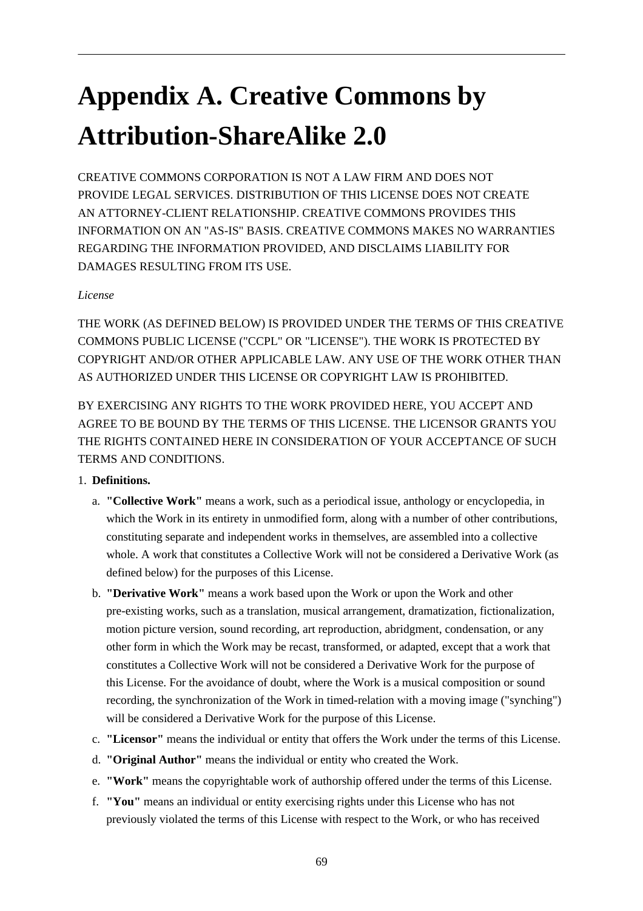# Appendix A. Creative Commons by Attribution-ShareAlike 2.0

CREATIVE COMMONS CORPORATION IS NOT A LAW FIRM AND DOES NOT PROVIDE LEGAL SERVICES. DISTRIBUTION OF THIS LICENSE DOES NOT CREATE AN ATTORNEY-CLIENT RELATIONSHIP. CREATIVE COMMONS PROVIDES THIS INFORMATION ON AN "AS-IS" BASIS. CREATIVE COMMONS MAKES NO WARRANTIES REGARDING THE INFORMATION PROVIDED, AND DISCLAIMS LIABILITY FOR DAMAGES RESULTING FROM ITS USE.

*License*

THE WORK (AS DEFINED BELOW) IS PROVIDED UNDER THE TERMS OF THIS CREATIVE COMMONS PUBLIC LICENSE ("CCPL" OR "LICENSE"). THE WORK IS PROTECTED BY COPYRIGHT AND/OR OTHER APPLICABLE LAW. ANY USE OF THE WORK OTHER THAN AS AUTHORIZED UNDER THIS LICENSE OR COPYRIGHT LAW IS PROHIBITED.

BY EXERCISING ANY RIGHTS TO THE WORK PROVIDED HERE, YOU ACCEPT AND AGREE TO BE BOUND BY THE TERMS OF THIS LICENSE. THE LICENSOR GRANTS YOU THE RIGHTS CONTAINED HERE IN CONSIDERATION OF YOUR ACCEPTANCE OF SUCH TERMS AND CONDITIONS.

1. **Definitions.**
   a. **"Collective Work"** means a work, such as a periodical issue, anthology or encyclopedia, in which the Work in its entirety in unmodified form, along with a number of other contributions, constituting separate and independent works in themselves, are assembled into a collective whole. A work that constitutes a Collective Work will not be considered a Derivative Work (as defined below) for the purposes of this License.
   b. **"Derivative Work"** means a work based upon the Work or upon the Work and other pre-existing works, such as a translation, musical arrangement, dramatization, fictionalization, motion picture version, sound recording, art reproduction, abridgment, condensation, or any other form in which the Work may be recast, transformed, or adapted, except that a work that constitutes a Collective Work will not be considered a Derivative Work for the purpose of this License. For the avoidance of doubt, where the Work is a musical composition or sound recording, the synchronization of the Work in timed-relation with a moving image ("synching") will be considered a Derivative Work for the purpose of this License.
   c. **"Licensor"** means the individual or entity that offers the Work under the terms of this License.
   d. **"Original Author"** means the individual or entity who created the Work.
   e. **"Work"** means the copyrightable work of authorship offered under the terms of this License.
   f. **"You"** means an individual or entity exercising rights under this License who has not previously violated the terms of this License with respect to the Work, or who has received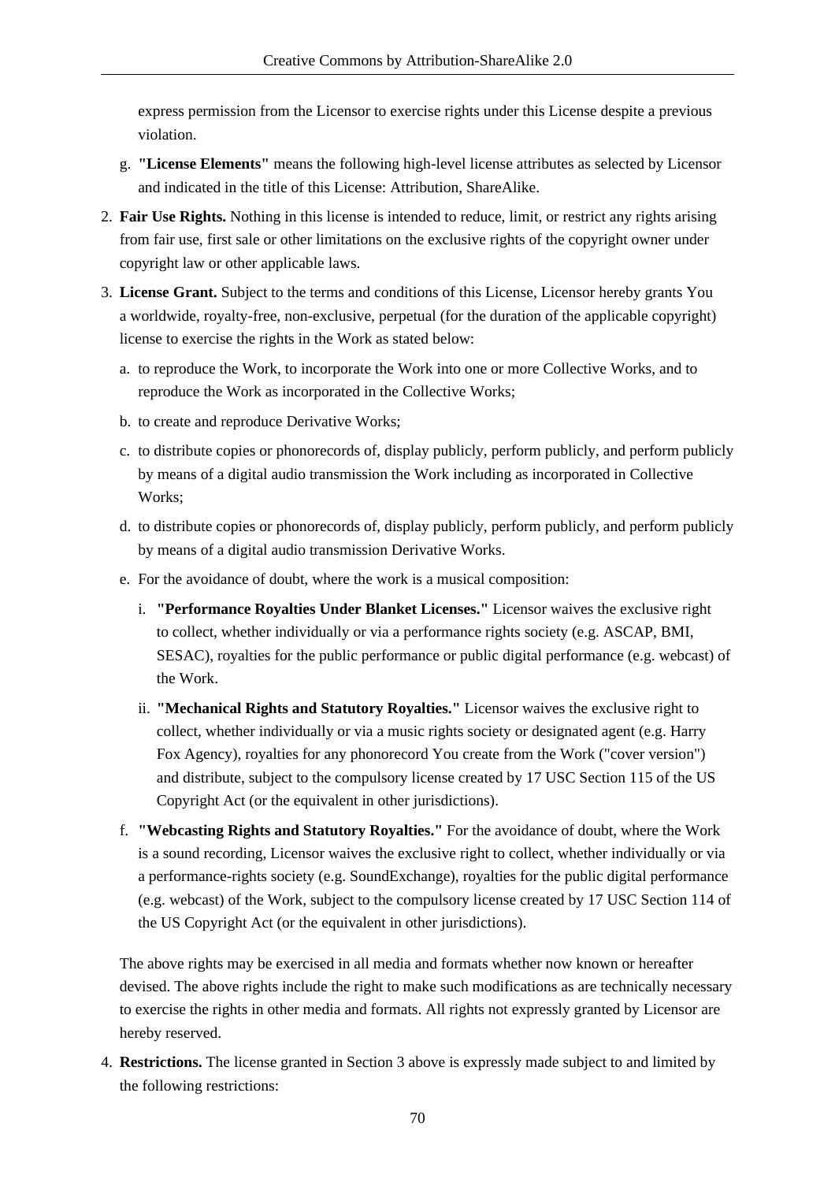express permission from the Licensor to exercise rights under this License despite a previous violation.

g. **"License Elements"** means the following high-level license attributes as selected by Licensor and indicated in the title of this License: Attribution, ShareAlike.

2. **Fair Use Rights.** Nothing in this license is intended to reduce, limit, or restrict any rights arising from fair use, first sale or other limitations on the exclusive rights of the copyright owner under copyright law or other applicable laws.

3. **License Grant.** Subject to the terms and conditions of this License, Licensor hereby grants You a worldwide, royalty-free, non-exclusive, perpetual (for the duration of the applicable copyright) license to exercise the rights in the Work as stated below:

   a. to reproduce the Work, to incorporate the Work into one or more Collective Works, and to reproduce the Work as incorporated in the Collective Works;

   b. to create and reproduce Derivative Works;

   c. to distribute copies or phonorecords of, display publicly, perform publicly, and perform publicly by means of a digital audio transmission the Work including as incorporated in Collective Works;

   d. to distribute copies or phonorecords of, display publicly, perform publicly, and perform publicly by means of a digital audio transmission Derivative Works.

   e. For the avoidance of doubt, where the work is a musical composition:

      i. **"Performance Royalties Under Blanket Licenses."** Licensor waives the exclusive right to collect, whether individually or via a performance rights society (e.g. ASCAP, BMI, SESAC), royalties for the public performance or public digital performance (e.g. webcast) of the Work.

      ii. **"Mechanical Rights and Statutory Royalties."** Licensor waives the exclusive right to collect, whether individually or via a music rights society or designated agent (e.g. Harry Fox Agency), royalties for any phonorecord You create from the Work ("cover version") and distribute, subject to the compulsory license created by 17 USC Section 115 of the US Copyright Act (or the equivalent in other jurisdictions).

   f. **"Webcasting Rights and Statutory Royalties."** For the avoidance of doubt, where the Work is a sound recording, Licensor waives the exclusive right to collect, whether individually or via a performance-rights society (e.g. SoundExchange), royalties for the public digital performance (e.g. webcast) of the Work, subject to the compulsory license created by 17 USC Section 114 of the US Copyright Act (or the equivalent in other jurisdictions).

   The above rights may be exercised in all media and formats whether now known or hereafter devised. The above rights include the right to make such modifications as are technically necessary to exercise the rights in other media and formats. All rights not expressly granted by Licensor are hereby reserved.

4. **Restrictions.** The license granted in Section 3 above is expressly made subject to and limited by the following restrictions: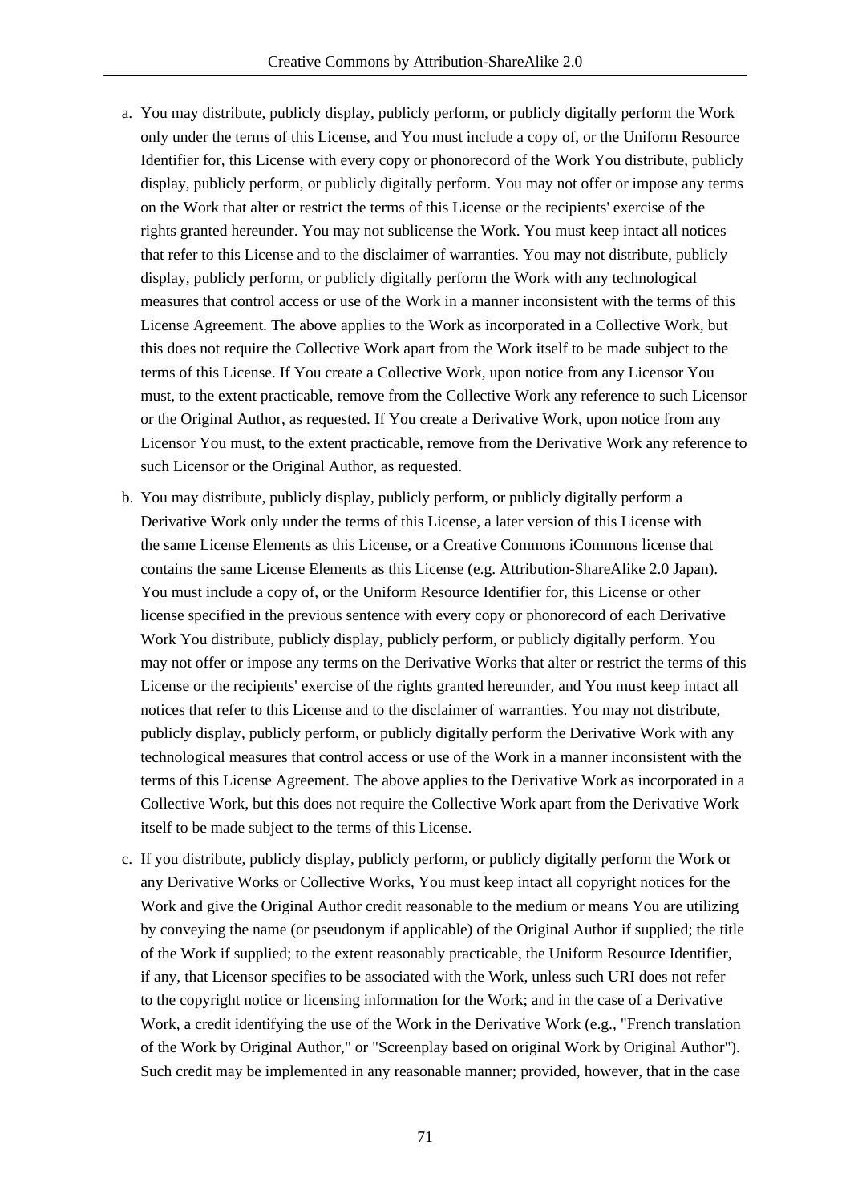a. You may distribute, publicly display, publicly perform, or publicly digitally perform the Work only under the terms of this License, and You must include a copy of, or the Uniform Resource Identifier for, this License with every copy or phonorecord of the Work You distribute, publicly display, publicly perform, or publicly digitally perform. You may not offer or impose any terms on the Work that alter or restrict the terms of this License or the recipients' exercise of the rights granted hereunder. You may not sublicense the Work. You must keep intact all notices that refer to this License and to the disclaimer of warranties. You may not distribute, publicly display, publicly perform, or publicly digitally perform the Work with any technological measures that control access or use of the Work in a manner inconsistent with the terms of this License Agreement. The above applies to the Work as incorporated in a Collective Work, but this does not require the Collective Work apart from the Work itself to be made subject to the terms of this License. If You create a Collective Work, upon notice from any Licensor You must, to the extent practicable, remove from the Collective Work any reference to such Licensor or the Original Author, as requested. If You create a Derivative Work, upon notice from any Licensor You must, to the extent practicable, remove from the Derivative Work any reference to such Licensor or the Original Author, as requested.

b. You may distribute, publicly display, publicly perform, or publicly digitally perform a Derivative Work only under the terms of this License, a later version of this License with the same License Elements as this License, or a Creative Commons iCommons license that contains the same License Elements as this License (e.g. Attribution-ShareAlike 2.0 Japan). You must include a copy of, or the Uniform Resource Identifier for, this License or other license specified in the previous sentence with every copy or phonorecord of each Derivative Work You distribute, publicly display, publicly perform, or publicly digitally perform. You may not offer or impose any terms on the Derivative Works that alter or restrict the terms of this License or the recipients' exercise of the rights granted hereunder, and You must keep intact all notices that refer to this License and to the disclaimer of warranties. You may not distribute, publicly display, publicly perform, or publicly digitally perform the Derivative Work with any technological measures that control access or use of the Work in a manner inconsistent with the terms of this License Agreement. The above applies to the Derivative Work as incorporated in a Collective Work, but this does not require the Collective Work apart from the Derivative Work itself to be made subject to the terms of this License.

c. If you distribute, publicly display, publicly perform, or publicly digitally perform the Work or any Derivative Works or Collective Works, You must keep intact all copyright notices for the Work and give the Original Author credit reasonable to the medium or means You are utilizing by conveying the name (or pseudonym if applicable) of the Original Author if supplied; the title of the Work if supplied; to the extent reasonably practicable, the Uniform Resource Identifier, if any, that Licensor specifies to be associated with the Work, unless such URI does not refer to the copyright notice or licensing information for the Work; and in the case of a Derivative Work, a credit identifying the use of the Work in the Derivative Work (e.g., "French translation of the Work by Original Author," or "Screenplay based on original Work by Original Author"). Such credit may be implemented in any reasonable manner; provided, however, that in the case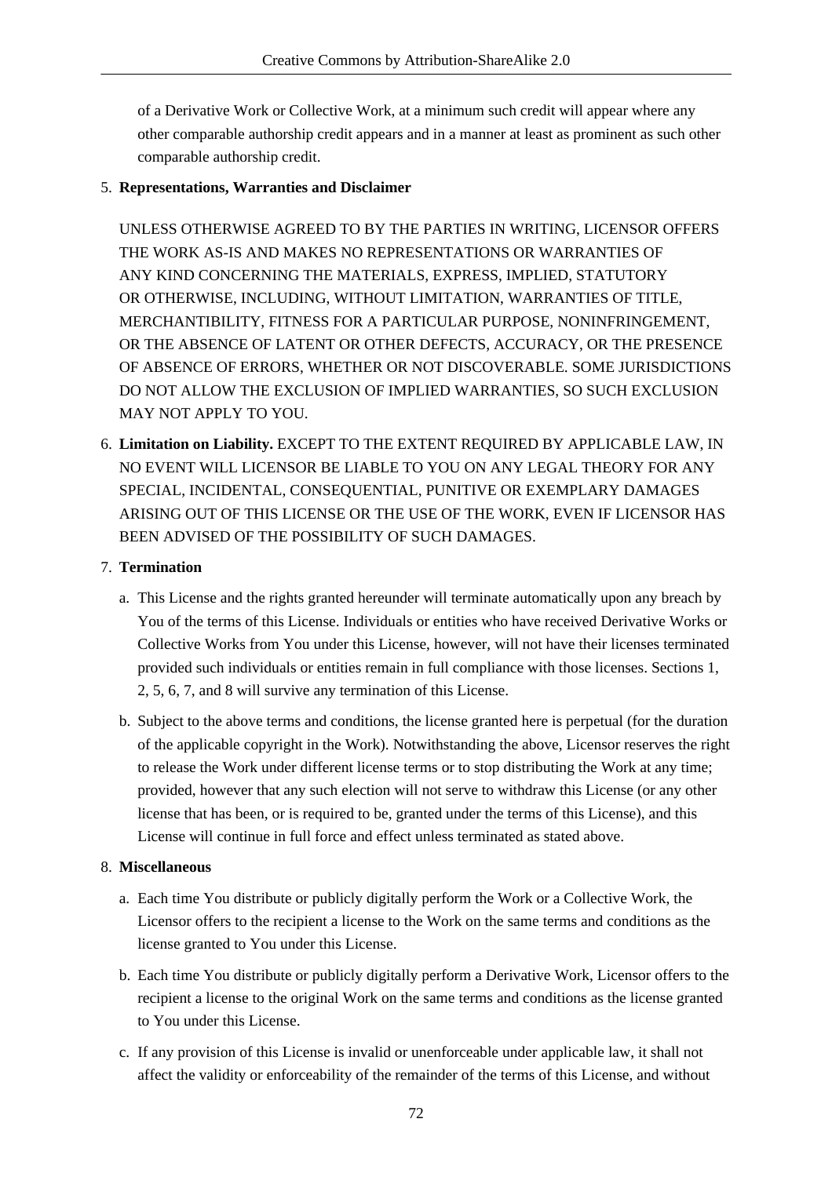of a Derivative Work or Collective Work, at a minimum such credit will appear where any other comparable authorship credit appears and in a manner at least as prominent as such other comparable authorship credit.

5. **Representations, Warranties and Disclaimer**

   UNLESS OTHERWISE AGREED TO BY THE PARTIES IN WRITING, LICENSOR OFFERS THE WORK AS-IS AND MAKES NO REPRESENTATIONS OR WARRANTIES OF ANY KIND CONCERNING THE MATERIALS, EXPRESS, IMPLIED, STATUTORY OR OTHERWISE, INCLUDING, WITHOUT LIMITATION, WARRANTIES OF TITLE, MERCHANTIBILITY, FITNESS FOR A PARTICULAR PURPOSE, NONINFRINGEMENT, OR THE ABSENCE OF LATENT OR OTHER DEFECTS, ACCURACY, OR THE PRESENCE OF ABSENCE OF ERRORS, WHETHER OR NOT DISCOVERABLE. SOME JURISDICTIONS DO NOT ALLOW THE EXCLUSION OF IMPLIED WARRANTIES, SO SUCH EXCLUSION MAY NOT APPLY TO YOU.

6. **Limitation on Liability.** EXCEPT TO THE EXTENT REQUIRED BY APPLICABLE LAW, IN NO EVENT WILL LICENSOR BE LIABLE TO YOU ON ANY LEGAL THEORY FOR ANY SPECIAL, INCIDENTAL, CONSEQUENTIAL, PUNITIVE OR EXEMPLARY DAMAGES ARISING OUT OF THIS LICENSE OR THE USE OF THE WORK, EVEN IF LICENSOR HAS BEEN ADVISED OF THE POSSIBILITY OF SUCH DAMAGES.

7. **Termination**

   a. This License and the rights granted hereunder will terminate automatically upon any breach by You of the terms of this License. Individuals or entities who have received Derivative Works or Collective Works from You under this License, however, will not have their licenses terminated provided such individuals or entities remain in full compliance with those licenses. Sections 1, 2, 5, 6, 7, and 8 will survive any termination of this License.

   b. Subject to the above terms and conditions, the license granted here is perpetual (for the duration of the applicable copyright in the Work). Notwithstanding the above, Licensor reserves the right to release the Work under different license terms or to stop distributing the Work at any time; provided, however that any such election will not serve to withdraw this License (or any other license that has been, or is required to be, granted under the terms of this License), and this License will continue in full force and effect unless terminated as stated above.

8. **Miscellaneous**

   a. Each time You distribute or publicly digitally perform the Work or a Collective Work, the Licensor offers to the recipient a license to the Work on the same terms and conditions as the license granted to You under this License.

   b. Each time You distribute or publicly digitally perform a Derivative Work, Licensor offers to the recipient a license to the original Work on the same terms and conditions as the license granted to You under this License.

   c. If any provision of this License is invalid or unenforceable under applicable law, it shall not affect the validity or enforceability of the remainder of the terms of this License, and without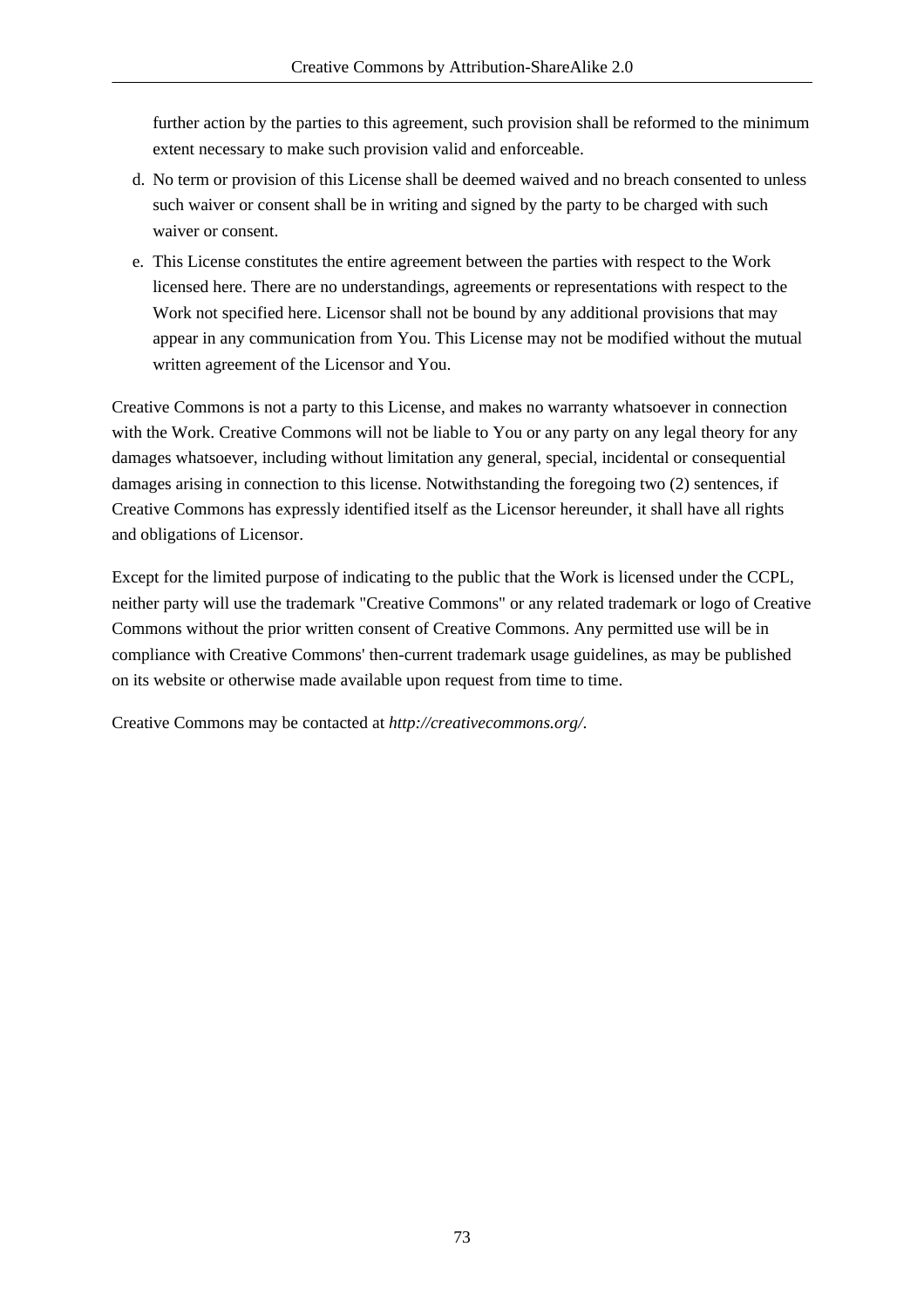further action by the parties to this agreement, such provision shall be reformed to the minimum extent necessary to make such provision valid and enforceable.

d. No term or provision of this License shall be deemed waived and no breach consented to unless such waiver or consent shall be in writing and signed by the party to be charged with such waiver or consent.
e. This License constitutes the entire agreement between the parties with respect to the Work licensed here. There are no understandings, agreements or representations with respect to the Work not specified here. Licensor shall not be bound by any additional provisions that may appear in any communication from You. This License may not be modified without the mutual written agreement of the Licensor and You.

Creative Commons is not a party to this License, and makes no warranty whatsoever in connection with the Work. Creative Commons will not be liable to You or any party on any legal theory for any damages whatsoever, including without limitation any general, special, incidental or consequential damages arising in connection to this license. Notwithstanding the foregoing two (2) sentences, if Creative Commons has expressly identified itself as the Licensor hereunder, it shall have all rights and obligations of Licensor.

Except for the limited purpose of indicating to the public that the Work is licensed under the CCPL, neither party will use the trademark "Creative Commons" or any related trademark or logo of Creative Commons without the prior written consent of Creative Commons. Any permitted use will be in compliance with Creative Commons' then-current trademark usage guidelines, as may be published on its website or otherwise made available upon request from time to time.

Creative Commons may be contacted at *http://creativecommons.org/*.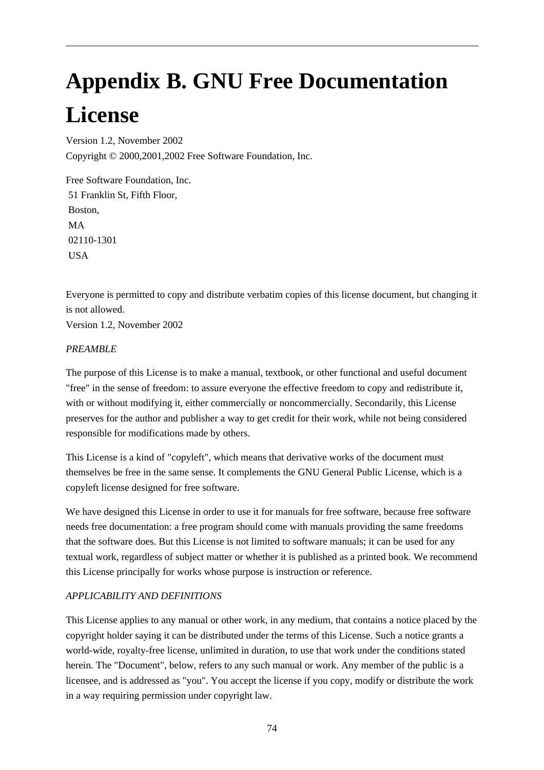# Appendix B. GNU Free Documentation License

Version 1.2, November 2002

Copyright © 2000,2001,2002 Free Software Foundation, Inc.

Free Software Foundation, Inc.
51 Franklin St, Fifth Floor,
Boston,
MA
02110-1301
USA

Everyone is permitted to copy and distribute verbatim copies of this license document, but changing it is not allowed.

Version 1.2, November 2002

*PREAMBLE*

The purpose of this License is to make a manual, textbook, or other functional and useful document "free" in the sense of freedom: to assure everyone the effective freedom to copy and redistribute it, with or without modifying it, either commercially or noncommercially. Secondarily, this License preserves for the author and publisher a way to get credit for their work, while not being considered responsible for modifications made by others.

This License is a kind of "copyleft", which means that derivative works of the document must themselves be free in the same sense. It complements the GNU General Public License, which is a copyleft license designed for free software.

We have designed this License in order to use it for manuals for free software, because free software needs free documentation: a free program should come with manuals providing the same freedoms that the software does. But this License is not limited to software manuals; it can be used for any textual work, regardless of subject matter or whether it is published as a printed book. We recommend this License principally for works whose purpose is instruction or reference.

*APPLICABILITY AND DEFINITIONS*

This License applies to any manual or other work, in any medium, that contains a notice placed by the copyright holder saying it can be distributed under the terms of this License. Such a notice grants a world-wide, royalty-free license, unlimited in duration, to use that work under the conditions stated herein. The "Document", below, refers to any such manual or work. Any member of the public is a licensee, and is addressed as "you". You accept the license if you copy, modify or distribute the work in a way requiring permission under copyright law.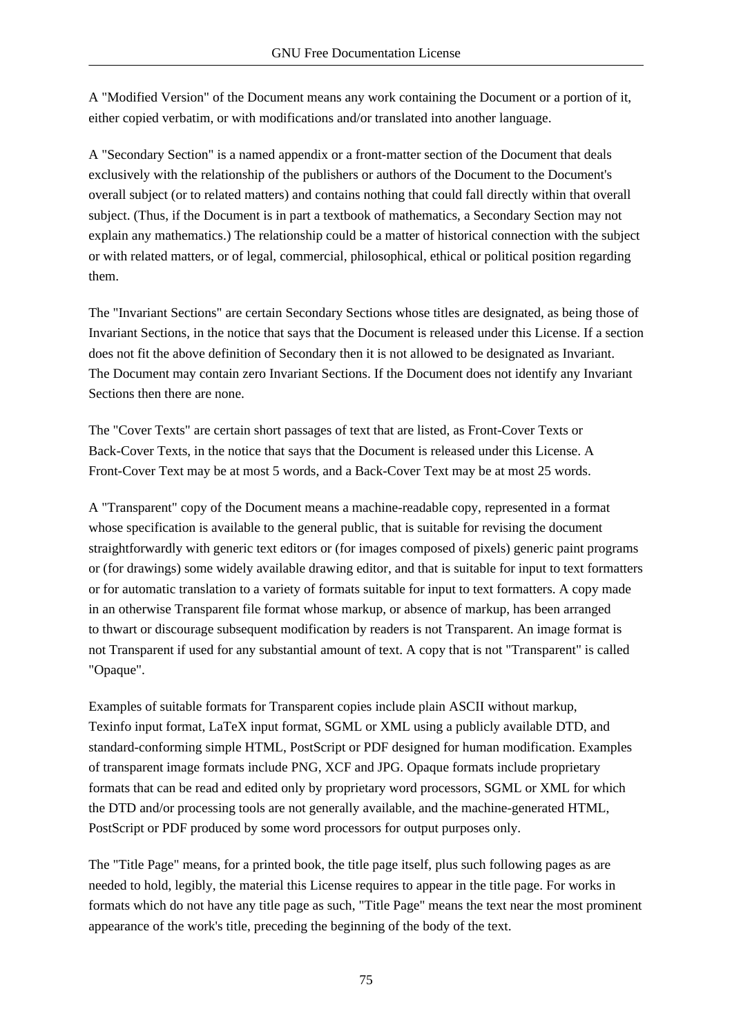A "Modified Version" of the Document means any work containing the Document or a portion of it, either copied verbatim, or with modifications and/or translated into another language.

A "Secondary Section" is a named appendix or a front-matter section of the Document that deals exclusively with the relationship of the publishers or authors of the Document to the Document's overall subject (or to related matters) and contains nothing that could fall directly within that overall subject. (Thus, if the Document is in part a textbook of mathematics, a Secondary Section may not explain any mathematics.) The relationship could be a matter of historical connection with the subject or with related matters, or of legal, commercial, philosophical, ethical or political position regarding them.

The "Invariant Sections" are certain Secondary Sections whose titles are designated, as being those of Invariant Sections, in the notice that says that the Document is released under this License. If a section does not fit the above definition of Secondary then it is not allowed to be designated as Invariant. The Document may contain zero Invariant Sections. If the Document does not identify any Invariant Sections then there are none.

The "Cover Texts" are certain short passages of text that are listed, as Front-Cover Texts or Back-Cover Texts, in the notice that says that the Document is released under this License. A Front-Cover Text may be at most 5 words, and a Back-Cover Text may be at most 25 words.

A "Transparent" copy of the Document means a machine-readable copy, represented in a format whose specification is available to the general public, that is suitable for revising the document straightforwardly with generic text editors or (for images composed of pixels) generic paint programs or (for drawings) some widely available drawing editor, and that is suitable for input to text formatters or for automatic translation to a variety of formats suitable for input to text formatters. A copy made in an otherwise Transparent file format whose markup, or absence of markup, has been arranged to thwart or discourage subsequent modification by readers is not Transparent. An image format is not Transparent if used for any substantial amount of text. A copy that is not "Transparent" is called "Opaque".

Examples of suitable formats for Transparent copies include plain ASCII without markup, Texinfo input format, LaTeX input format, SGML or XML using a publicly available DTD, and standard-conforming simple HTML, PostScript or PDF designed for human modification. Examples of transparent image formats include PNG, XCF and JPG. Opaque formats include proprietary formats that can be read and edited only by proprietary word processors, SGML or XML for which the DTD and/or processing tools are not generally available, and the machine-generated HTML, PostScript or PDF produced by some word processors for output purposes only.

The "Title Page" means, for a printed book, the title page itself, plus such following pages as are needed to hold, legibly, the material this License requires to appear in the title page. For works in formats which do not have any title page as such, "Title Page" means the text near the most prominent appearance of the work's title, preceding the beginning of the body of the text.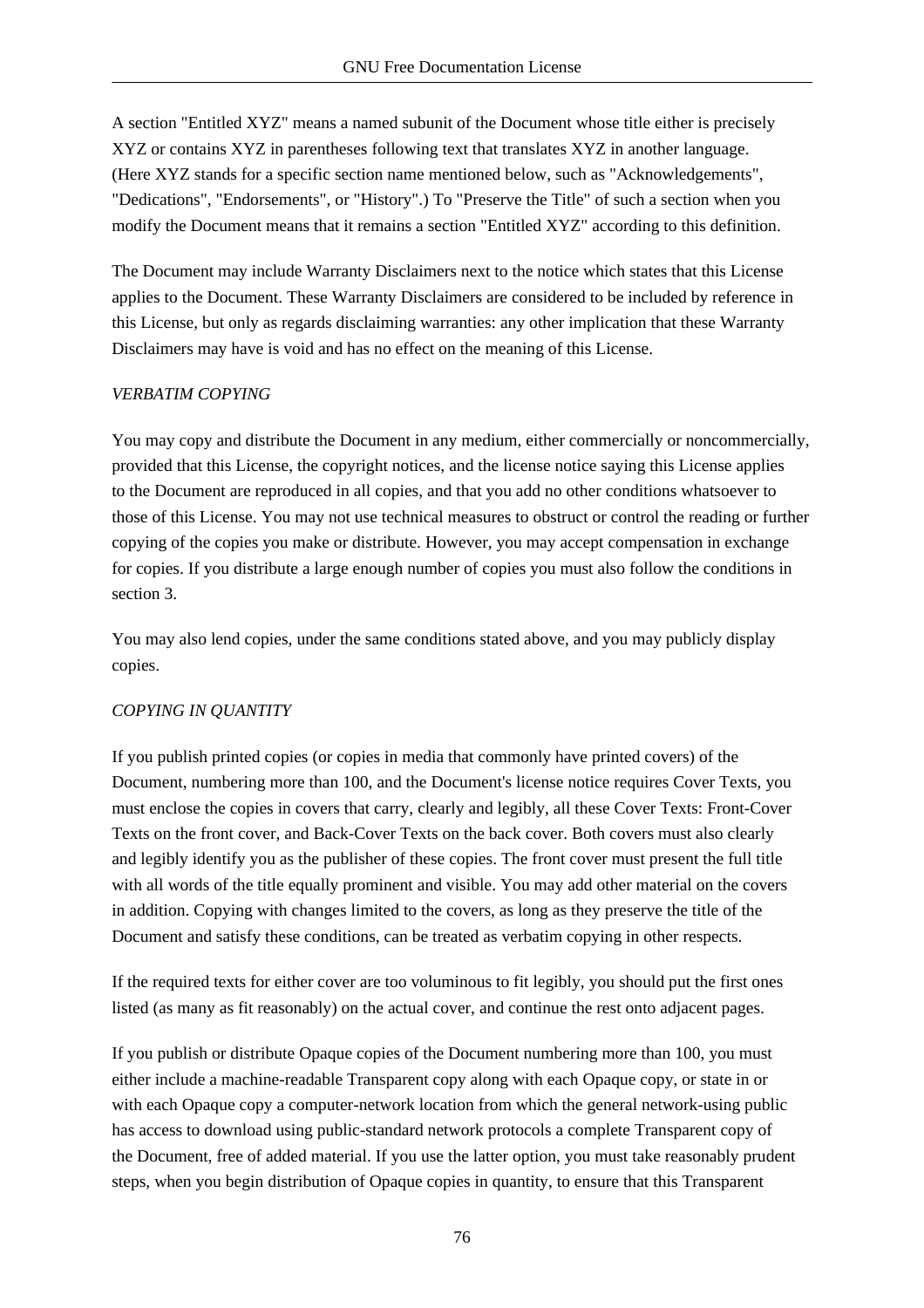A section "Entitled XYZ" means a named subunit of the Document whose title either is precisely XYZ or contains XYZ in parentheses following text that translates XYZ in another language. (Here XYZ stands for a specific section name mentioned below, such as "Acknowledgements", "Dedications", "Endorsements", or "History".) To "Preserve the Title" of such a section when you modify the Document means that it remains a section "Entitled XYZ" according to this definition.

The Document may include Warranty Disclaimers next to the notice which states that this License applies to the Document. These Warranty Disclaimers are considered to be included by reference in this License, but only as regards disclaiming warranties: any other implication that these Warranty Disclaimers may have is void and has no effect on the meaning of this License.

*VERBATIM COPYING*

You may copy and distribute the Document in any medium, either commercially or noncommercially, provided that this License, the copyright notices, and the license notice saying this License applies to the Document are reproduced in all copies, and that you add no other conditions whatsoever to those of this License. You may not use technical measures to obstruct or control the reading or further copying of the copies you make or distribute. However, you may accept compensation in exchange for copies. If you distribute a large enough number of copies you must also follow the conditions in section 3.

You may also lend copies, under the same conditions stated above, and you may publicly display copies.

*COPYING IN QUANTITY*

If you publish printed copies (or copies in media that commonly have printed covers) of the Document, numbering more than 100, and the Document's license notice requires Cover Texts, you must enclose the copies in covers that carry, clearly and legibly, all these Cover Texts: Front-Cover Texts on the front cover, and Back-Cover Texts on the back cover. Both covers must also clearly and legibly identify you as the publisher of these copies. The front cover must present the full title with all words of the title equally prominent and visible. You may add other material on the covers in addition. Copying with changes limited to the covers, as long as they preserve the title of the Document and satisfy these conditions, can be treated as verbatim copying in other respects.

If the required texts for either cover are too voluminous to fit legibly, you should put the first ones listed (as many as fit reasonably) on the actual cover, and continue the rest onto adjacent pages.

If you publish or distribute Opaque copies of the Document numbering more than 100, you must either include a machine-readable Transparent copy along with each Opaque copy, or state in or with each Opaque copy a computer-network location from which the general network-using public has access to download using public-standard network protocols a complete Transparent copy of the Document, free of added material. If you use the latter option, you must take reasonably prudent steps, when you begin distribution of Opaque copies in quantity, to ensure that this Transparent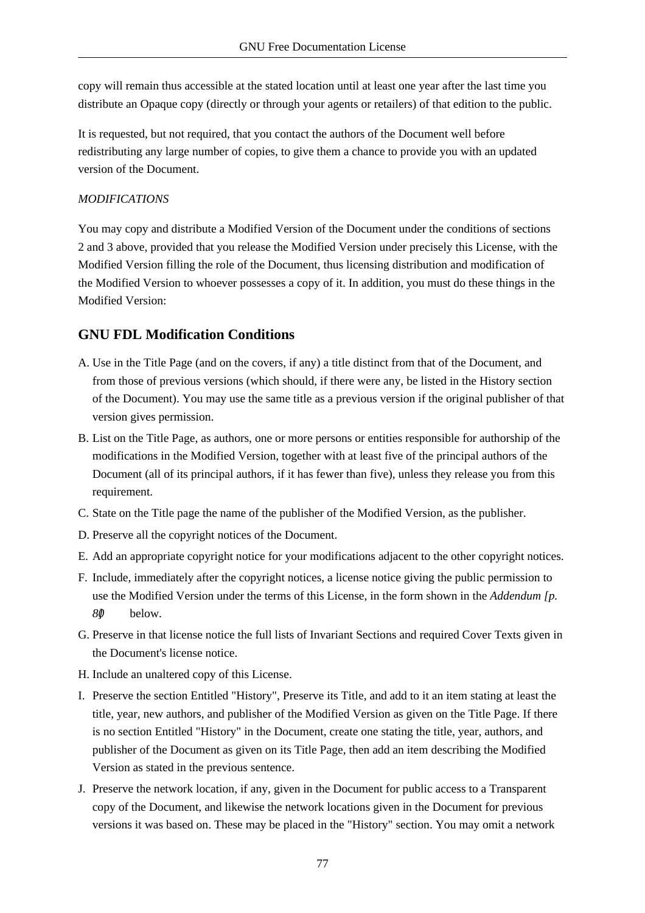copy will remain thus accessible at the stated location until at least one year after the last time you distribute an Opaque copy (directly or through your agents or retailers) of that edition to the public.

It is requested, but not required, that you contact the authors of the Document well before redistributing any large number of copies, to give them a chance to provide you with an updated version of the Document.

*MODIFICATIONS*

You may copy and distribute a Modified Version of the Document under the conditions of sections 2 and 3 above, provided that you release the Modified Version under precisely this License, with the Modified Version filling the role of the Document, thus licensing distribution and modification of the Modified Version to whoever possesses a copy of it. In addition, you must do these things in the Modified Version:

## GNU FDL Modification Conditions

A. Use in the Title Page (and on the covers, if any) a title distinct from that of the Document, and from those of previous versions (which should, if there were any, be listed in the History section of the Document). You may use the same title as a previous version if the original publisher of that version gives permission.

B. List on the Title Page, as authors, one or more persons or entities responsible for authorship of the modifications in the Modified Version, together with at least five of the principal authors of the Document (all of its principal authors, if it has fewer than five), unless they release you from this requirement.

C. State on the Title page the name of the publisher of the Modified Version, as the publisher.

D. Preserve all the copyright notices of the Document.

E. Add an appropriate copyright notice for your modifications adjacent to the other copyright notices.

F. Include, immediately after the copyright notices, a license notice giving the public permission to use the Modified Version under the terms of this License, in the form shown in the *Addendum [p. 80]* below.

G. Preserve in that license notice the full lists of Invariant Sections and required Cover Texts given in the Document's license notice.

H. Include an unaltered copy of this License.

I. Preserve the section Entitled "History", Preserve its Title, and add to it an item stating at least the title, year, new authors, and publisher of the Modified Version as given on the Title Page. If there is no section Entitled "History" in the Document, create one stating the title, year, authors, and publisher of the Document as given on its Title Page, then add an item describing the Modified Version as stated in the previous sentence.

J. Preserve the network location, if any, given in the Document for public access to a Transparent copy of the Document, and likewise the network locations given in the Document for previous versions it was based on. These may be placed in the "History" section. You may omit a network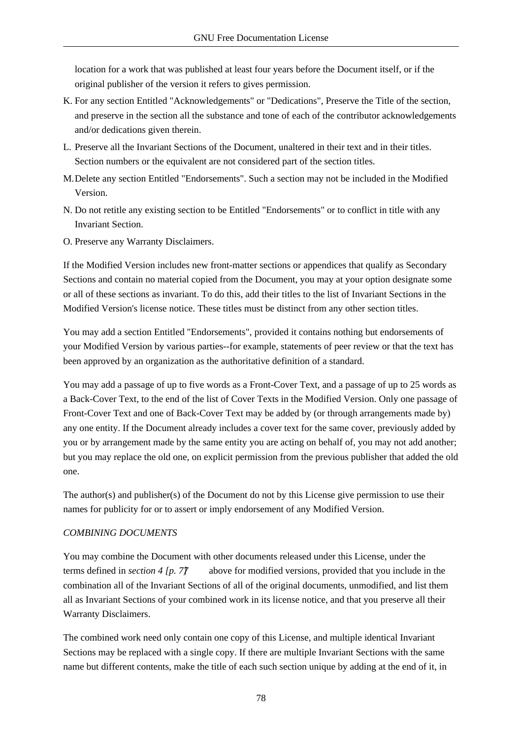location for a work that was published at least four years before the Document itself, or if the original publisher of the version it refers to gives permission.

K. For any section Entitled "Acknowledgements" or "Dedications", Preserve the Title of the section, and preserve in the section all the substance and tone of each of the contributor acknowledgements and/or dedications given therein.
L. Preserve all the Invariant Sections of the Document, unaltered in their text and in their titles. Section numbers or the equivalent are not considered part of the section titles.
M. Delete any section Entitled "Endorsements". Such a section may not be included in the Modified Version.
N. Do not retitle any existing section to be Entitled "Endorsements" or to conflict in title with any Invariant Section.
O. Preserve any Warranty Disclaimers.

If the Modified Version includes new front-matter sections or appendices that qualify as Secondary Sections and contain no material copied from the Document, you may at your option designate some or all of these sections as invariant. To do this, add their titles to the list of Invariant Sections in the Modified Version's license notice. These titles must be distinct from any other section titles.

You may add a section Entitled "Endorsements", provided it contains nothing but endorsements of your Modified Version by various parties--for example, statements of peer review or that the text has been approved by an organization as the authoritative definition of a standard.

You may add a passage of up to five words as a Front-Cover Text, and a passage of up to 25 words as a Back-Cover Text, to the end of the list of Cover Texts in the Modified Version. Only one passage of Front-Cover Text and one of Back-Cover Text may be added by (or through arrangements made by) any one entity. If the Document already includes a cover text for the same cover, previously added by you or by arrangement made by the same entity you are acting on behalf of, you may not add another; but you may replace the old one, on explicit permission from the previous publisher that added the old one.

The author(s) and publisher(s) of the Document do not by this License give permission to use their names for publicity for or to assert or imply endorsement of any Modified Version.

*COMBINING DOCUMENTS*

You may combine the Document with other documents released under this License, under the terms defined in *section 4 [p. 77]* above for modified versions, provided that you include in the combination all of the Invariant Sections of all of the original documents, unmodified, and list them all as Invariant Sections of your combined work in its license notice, and that you preserve all their Warranty Disclaimers.

The combined work need only contain one copy of this License, and multiple identical Invariant Sections may be replaced with a single copy. If there are multiple Invariant Sections with the same name but different contents, make the title of each such section unique by adding at the end of it, in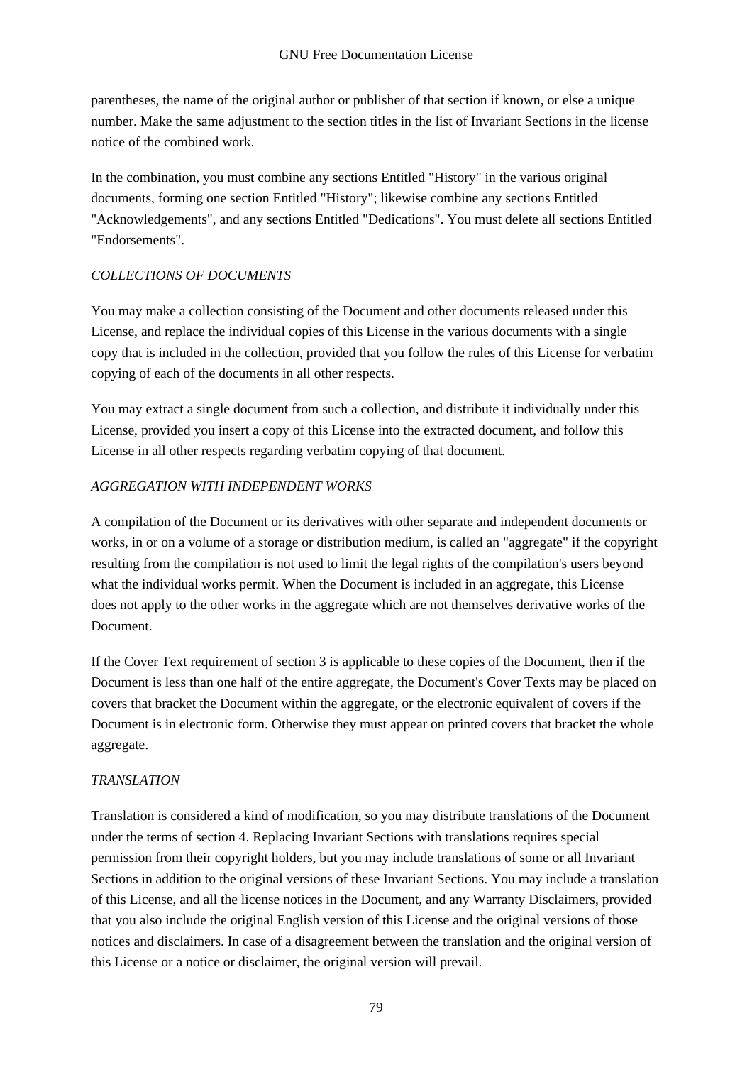parentheses, the name of the original author or publisher of that section if known, or else a unique number. Make the same adjustment to the section titles in the list of Invariant Sections in the license notice of the combined work.

In the combination, you must combine any sections Entitled "History" in the various original documents, forming one section Entitled "History"; likewise combine any sections Entitled "Acknowledgements", and any sections Entitled "Dedications". You must delete all sections Entitled "Endorsements".

*COLLECTIONS OF DOCUMENTS*

You may make a collection consisting of the Document and other documents released under this License, and replace the individual copies of this License in the various documents with a single copy that is included in the collection, provided that you follow the rules of this License for verbatim copying of each of the documents in all other respects.

You may extract a single document from such a collection, and distribute it individually under this License, provided you insert a copy of this License into the extracted document, and follow this License in all other respects regarding verbatim copying of that document.

*AGGREGATION WITH INDEPENDENT WORKS*

A compilation of the Document or its derivatives with other separate and independent documents or works, in or on a volume of a storage or distribution medium, is called an "aggregate" if the copyright resulting from the compilation is not used to limit the legal rights of the compilation's users beyond what the individual works permit. When the Document is included in an aggregate, this License does not apply to the other works in the aggregate which are not themselves derivative works of the Document.

If the Cover Text requirement of section 3 is applicable to these copies of the Document, then if the Document is less than one half of the entire aggregate, the Document's Cover Texts may be placed on covers that bracket the Document within the aggregate, or the electronic equivalent of covers if the Document is in electronic form. Otherwise they must appear on printed covers that bracket the whole aggregate.

*TRANSLATION*

Translation is considered a kind of modification, so you may distribute translations of the Document under the terms of section 4. Replacing Invariant Sections with translations requires special permission from their copyright holders, but you may include translations of some or all Invariant Sections in addition to the original versions of these Invariant Sections. You may include a translation of this License, and all the license notices in the Document, and any Warranty Disclaimers, provided that you also include the original English version of this License and the original versions of those notices and disclaimers. In case of a disagreement between the translation and the original version of this License or a notice or disclaimer, the original version will prevail.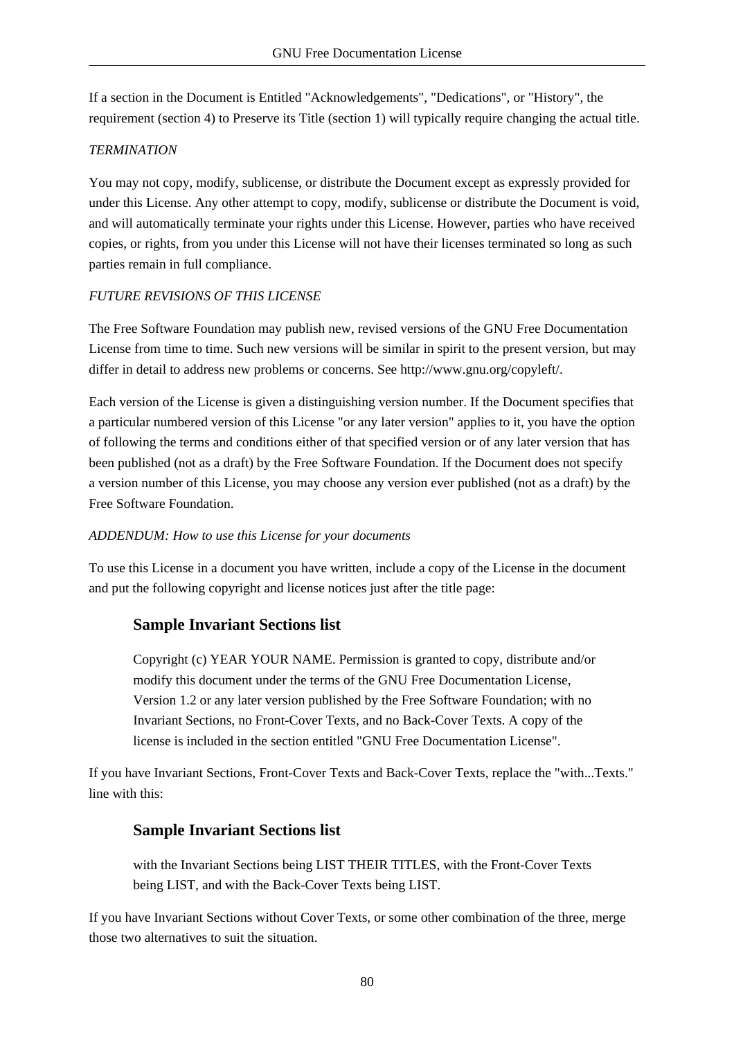If a section in the Document is Entitled "Acknowledgements", "Dedications", or "History", the requirement (section 4) to Preserve its Title (section 1) will typically require changing the actual title.

*TERMINATION*

You may not copy, modify, sublicense, or distribute the Document except as expressly provided for under this License. Any other attempt to copy, modify, sublicense or distribute the Document is void, and will automatically terminate your rights under this License. However, parties who have received copies, or rights, from you under this License will not have their licenses terminated so long as such parties remain in full compliance.

*FUTURE REVISIONS OF THIS LICENSE*

The Free Software Foundation may publish new, revised versions of the GNU Free Documentation License from time to time. Such new versions will be similar in spirit to the present version, but may differ in detail to address new problems or concerns. See http://www.gnu.org/copyleft/.

Each version of the License is given a distinguishing version number. If the Document specifies that a particular numbered version of this License "or any later version" applies to it, you have the option of following the terms and conditions either of that specified version or of any later version that has been published (not as a draft) by the Free Software Foundation. If the Document does not specify a version number of this License, you may choose any version ever published (not as a draft) by the Free Software Foundation.

*ADDENDUM: How to use this License for your documents*

To use this License in a document you have written, include a copy of the License in the document and put the following copyright and license notices just after the title page:

### Sample Invariant Sections list

> Copyright (c) YEAR YOUR NAME. Permission is granted to copy, distribute and/or modify this document under the terms of the GNU Free Documentation License, Version 1.2 or any later version published by the Free Software Foundation; with no Invariant Sections, no Front-Cover Texts, and no Back-Cover Texts. A copy of the license is included in the section entitled "GNU Free Documentation License".

If you have Invariant Sections, Front-Cover Texts and Back-Cover Texts, replace the "with...Texts." line with this:

### Sample Invariant Sections list

> with the Invariant Sections being LIST THEIR TITLES, with the Front-Cover Texts being LIST, and with the Back-Cover Texts being LIST.

If you have Invariant Sections without Cover Texts, or some other combination of the three, merge those two alternatives to suit the situation.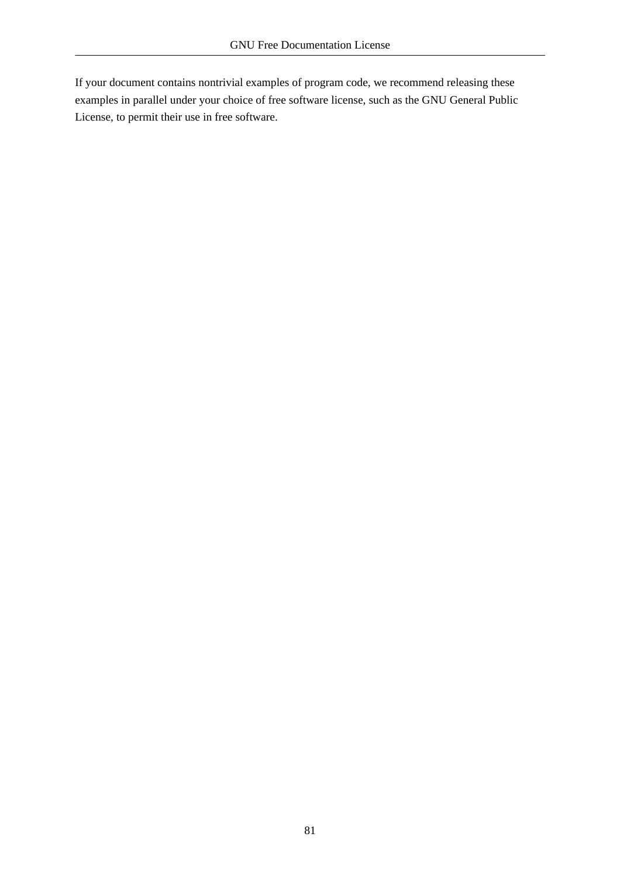If your document contains nontrivial examples of program code, we recommend releasing these examples in parallel under your choice of free software license, such as the GNU General Public License, to permit their use in free software.